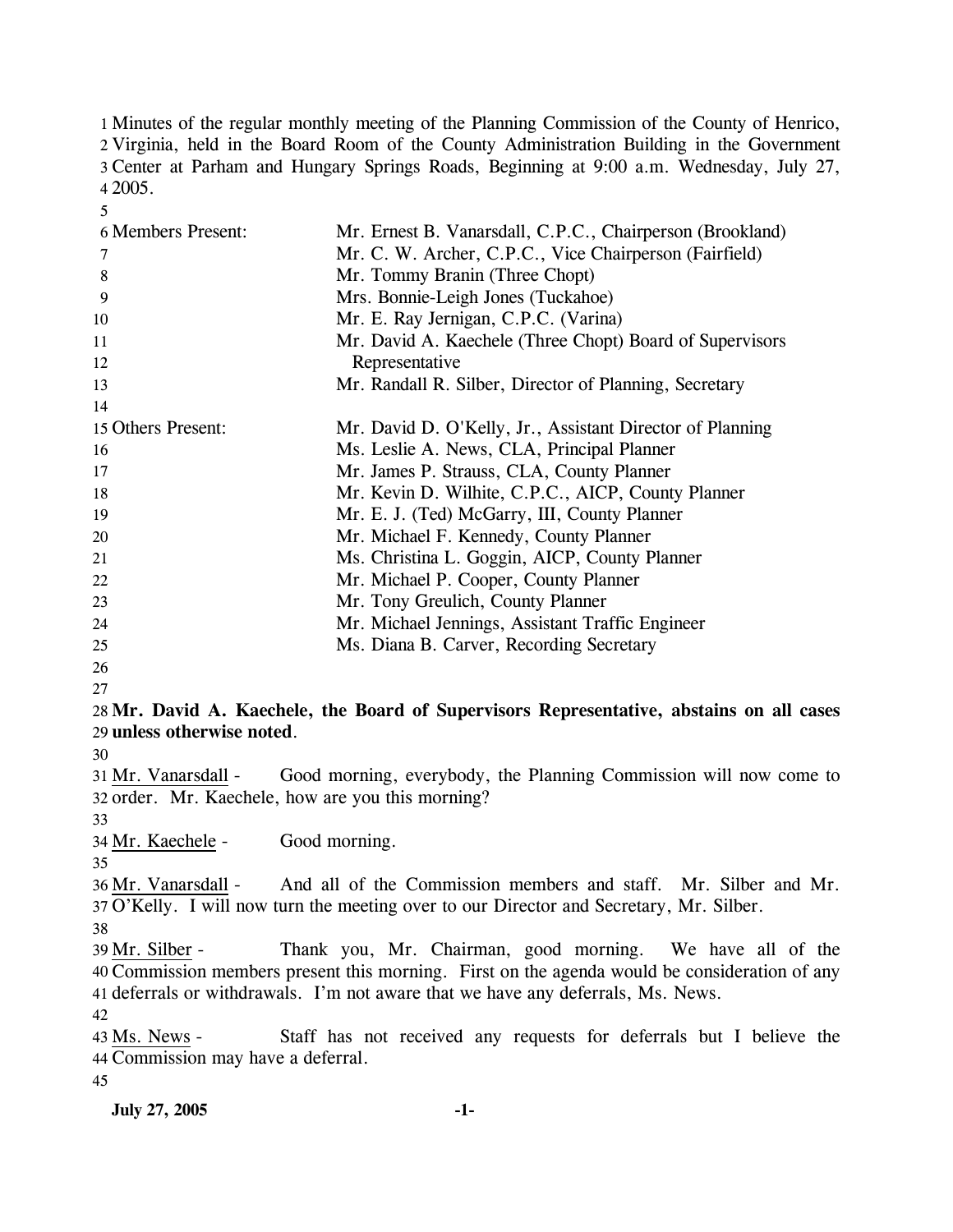Minutes of the regular monthly meeting of the Planning Commission of the County of Henrico, Virginia, held in the Board Room of the County Administration Building in the Government Center at Parham and Hungary Springs Roads, Beginning at 9:00 a.m. Wednesday, July 27, 2005.

| | |
|---|---|
| Members Present: | Mr. Ernest B. Vanarsdall, C.P.C., Chairperson (Brookland) |
| | Mr. C. W. Archer, C.P.C., Vice Chairperson (Fairfield) |
| | Mr. Tommy Branin (Three Chopt) |
| | Mrs. Bonnie-Leigh Jones (Tuckahoe) |
| | Mr. E. Ray Jernigan, C.P.C. (Varina) |
| | Mr. David A. Kaechele (Three Chopt) Board of Supervisors Representative |
| | Mr. Randall R. Silber, Director of Planning, Secretary |
| Others Present: | Mr. David D. O'Kelly, Jr., Assistant Director of Planning |
| | Ms. Leslie A. News, CLA, Principal Planner |
| | Mr. James P. Strauss, CLA, County Planner |
| | Mr. Kevin D. Wilhite, C.P.C., AICP, County Planner |
| | Mr. E. J. (Ted) McGarry, III, County Planner |
| | Mr. Michael F. Kennedy, County Planner |
| | Ms. Christina L. Goggin, AICP, County Planner |
| | Mr. Michael P. Cooper, County Planner |
| | Mr. Tony Greulich, County Planner |
| | Mr. Michael Jennings, Assistant Traffic Engineer |
| | Ms. Diana B. Carver, Recording Secretary |

**Mr. David A. Kaechele, the Board of Supervisors Representative, abstains on all cases unless otherwise noted**.

Mr. Vanarsdall - Good morning, everybody, the Planning Commission will now come to order. Mr. Kaechele, how are you this morning?

Mr. Kaechele - Good morning.

Mr. Vanarsdall - And all of the Commission members and staff. Mr. Silber and Mr. O'Kelly. I will now turn the meeting over to our Director and Secretary, Mr. Silber.

Mr. Silber - Thank you, Mr. Chairman, good morning. We have all of the Commission members present this morning. First on the agenda would be consideration of any deferrals or withdrawals. I'm not aware that we have any deferrals, Ms. News.

Ms. News - Staff has not received any requests for deferrals but I believe the Commission may have a deferral.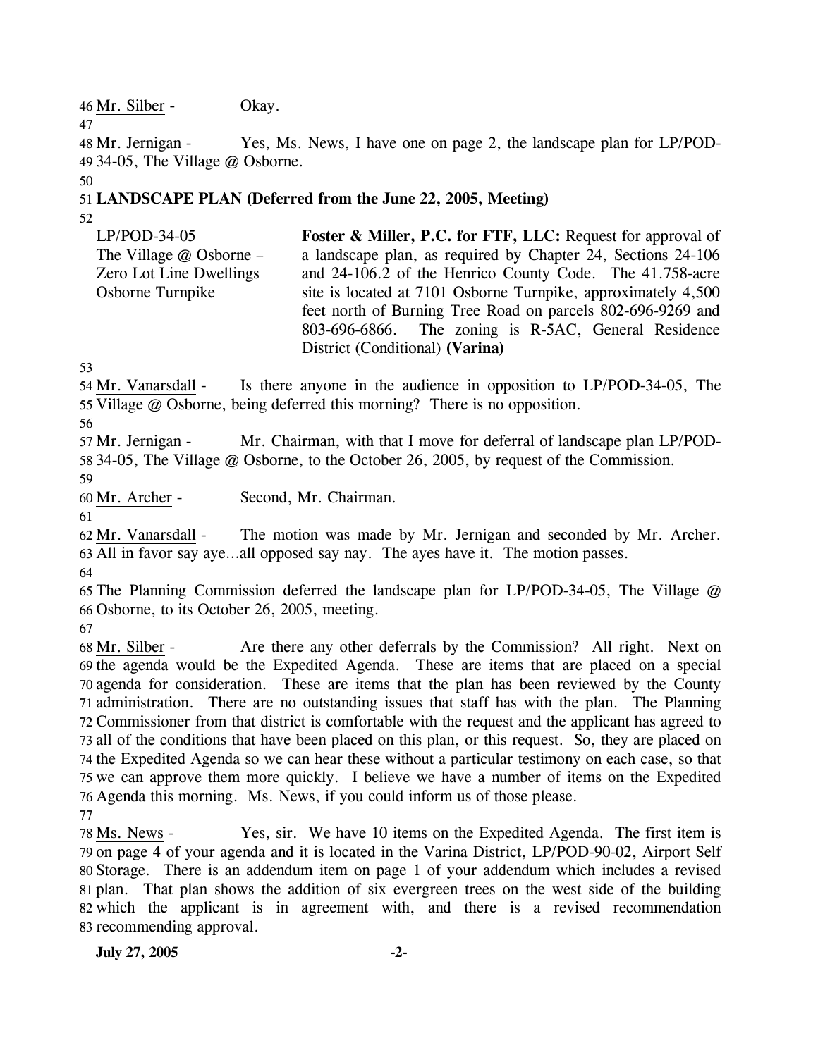Mr. Silber - Okay.

Mr. Jernigan - Yes, Ms. News, I have one on page 2, the landscape plan for LP/POD-34-05, The Village @ Osborne.

**LANDSCAPE PLAN (Deferred from the June 22, 2005, Meeting)**

| | |
|---|---|
| LP/POD-34-05<br>The Village @ Osborne – Zero Lot Line Dwellings<br>Osborne Turnpike | **Foster & Miller, P.C. for FTF, LLC:** Request for approval of a landscape plan, as required by Chapter 24, Sections 24-106 and 24-106.2 of the Henrico County Code. The 41.758-acre site is located at 7101 Osborne Turnpike, approximately 4,500 feet north of Burning Tree Road on parcels 802-696-9269 and 803-696-6866. The zoning is R-5AC, General Residence District (Conditional) **(Varina)** |

Mr. Vanarsdall - Is there anyone in the audience in opposition to LP/POD-34-05, The Village @ Osborne, being deferred this morning? There is no opposition.

Mr. Jernigan - Mr. Chairman, with that I move for deferral of landscape plan LP/POD-34-05, The Village @ Osborne, to the October 26, 2005, by request of the Commission.

Mr. Archer - Second, Mr. Chairman.

Mr. Vanarsdall - The motion was made by Mr. Jernigan and seconded by Mr. Archer. All in favor say aye…all opposed say nay. The ayes have it. The motion passes.

The Planning Commission deferred the landscape plan for LP/POD-34-05, The Village @ Osborne, to its October 26, 2005, meeting.

Mr. Silber - Are there any other deferrals by the Commission? All right. Next on the agenda would be the Expedited Agenda. These are items that are placed on a special agenda for consideration. These are items that the plan has been reviewed by the County administration. There are no outstanding issues that staff has with the plan. The Planning Commissioner from that district is comfortable with the request and the applicant has agreed to all of the conditions that have been placed on this plan, or this request. So, they are placed on the Expedited Agenda so we can hear these without a particular testimony on each case, so that we can approve them more quickly. I believe we have a number of items on the Expedited Agenda this morning. Ms. News, if you could inform us of those please.

Ms. News - Yes, sir. We have 10 items on the Expedited Agenda. The first item is on page 4 of your agenda and it is located in the Varina District, LP/POD-90-02, Airport Self Storage. There is an addendum item on page 1 of your addendum which includes a revised plan. That plan shows the addition of six evergreen trees on the west side of the building which the applicant is in agreement with, and there is a revised recommendation recommending approval.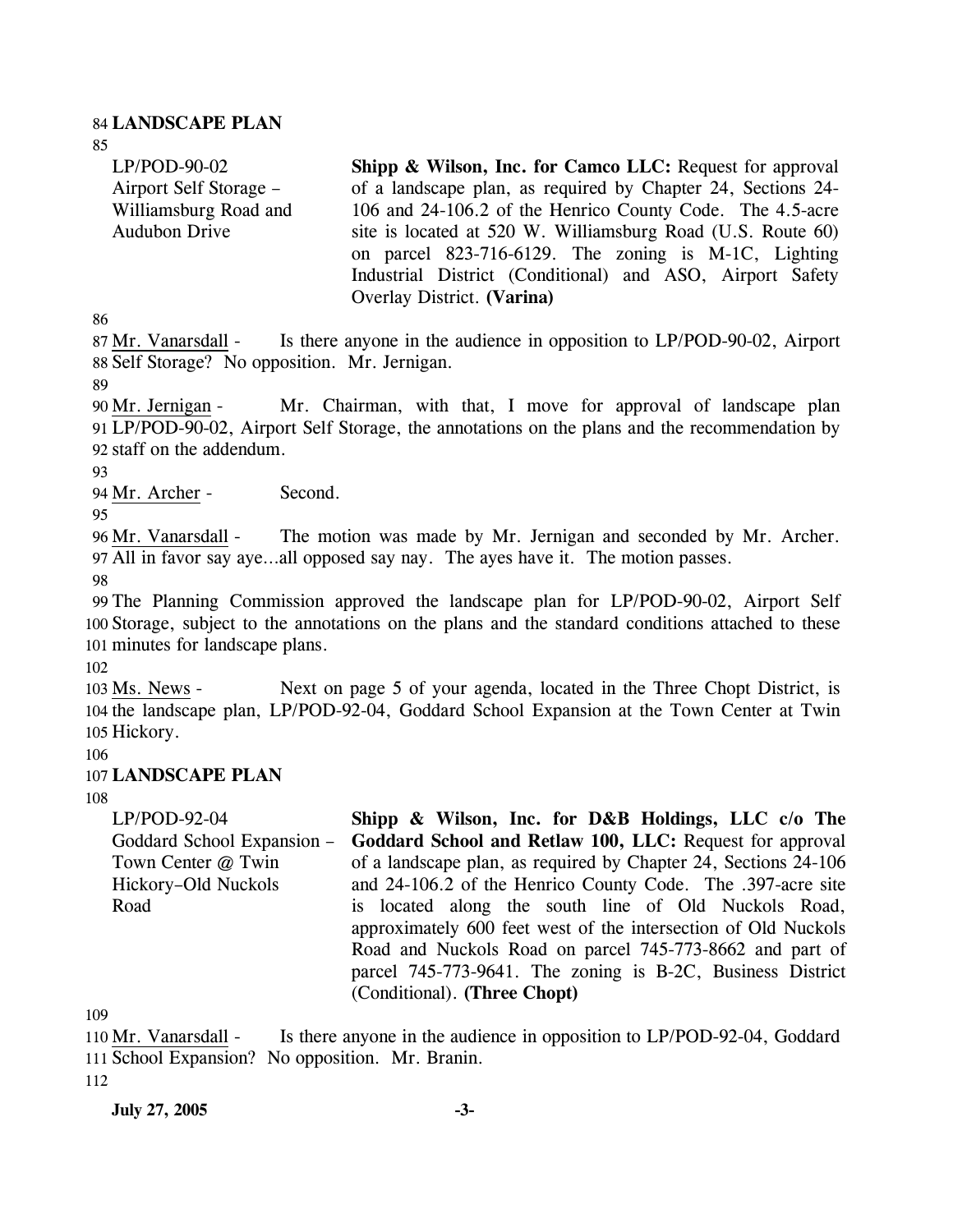## LANDSCAPE PLAN

| | |
|---|---|
| LP/POD-90-02 Airport Self Storage – Williamsburg Road and Audubon Drive | **Shipp & Wilson, Inc. for Camco LLC:** Request for approval of a landscape plan, as required by Chapter 24, Sections 24-106 and 24-106.2 of the Henrico County Code. The 4.5-acre site is located at 520 W. Williamsburg Road (U.S. Route 60) on parcel 823-716-6129. The zoning is M-1C, Lighting Industrial District (Conditional) and ASO, Airport Safety Overlay District. **(Varina)** |

Mr. Vanarsdall - Is there anyone in the audience in opposition to LP/POD-90-02, Airport Self Storage? No opposition. Mr. Jernigan.

Mr. Jernigan - Mr. Chairman, with that, I move for approval of landscape plan LP/POD-90-02, Airport Self Storage, the annotations on the plans and the recommendation by staff on the addendum.

Mr. Archer - Second.

Mr. Vanarsdall - The motion was made by Mr. Jernigan and seconded by Mr. Archer. All in favor say aye…all opposed say nay. The ayes have it. The motion passes.

The Planning Commission approved the landscape plan for LP/POD-90-02, Airport Self Storage, subject to the annotations on the plans and the standard conditions attached to these minutes for landscape plans.

Ms. News - Next on page 5 of your agenda, located in the Three Chopt District, is the landscape plan, LP/POD-92-04, Goddard School Expansion at the Town Center at Twin Hickory.

## LANDSCAPE PLAN

| | |
|---|---|
| LP/POD-92-04 Goddard School Expansion – Town Center @ Twin Hickory–Old Nuckols Road | **Shipp & Wilson, Inc. for D&B Holdings, LLC c/o The Goddard School and Retlaw 100, LLC:** Request for approval of a landscape plan, as required by Chapter 24, Sections 24-106 and 24-106.2 of the Henrico County Code. The .397-acre site is located along the south line of Old Nuckols Road, approximately 600 feet west of the intersection of Old Nuckols Road and Nuckols Road on parcel 745-773-8662 and part of parcel 745-773-9641. The zoning is B-2C, Business District (Conditional). **(Three Chopt)** |

Mr. Vanarsdall - Is there anyone in the audience in opposition to LP/POD-92-04, Goddard School Expansion? No opposition. Mr. Branin.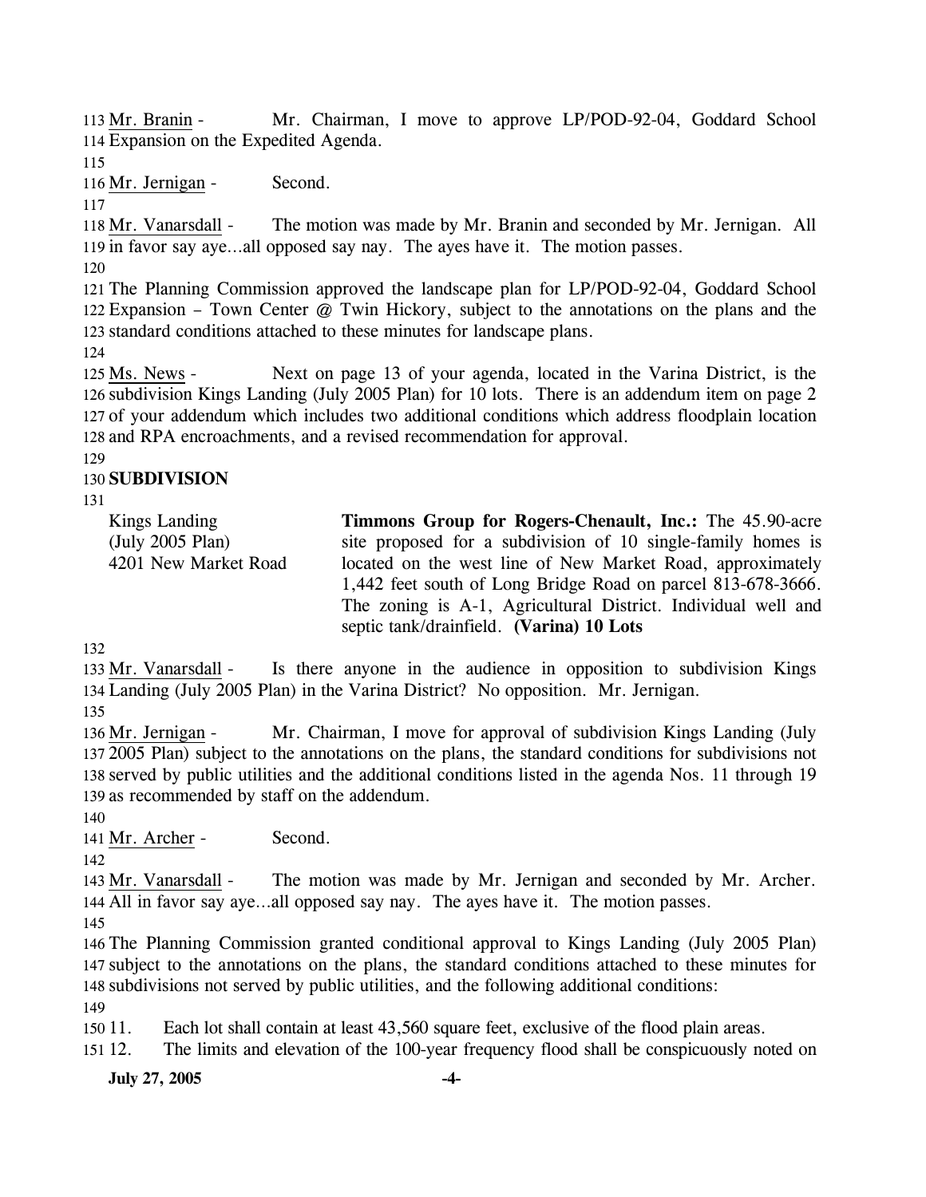Mr. Branin - Mr. Chairman, I move to approve LP/POD-92-04, Goddard School Expansion on the Expedited Agenda.

Mr. Jernigan - Second.

Mr. Vanarsdall - The motion was made by Mr. Branin and seconded by Mr. Jernigan. All in favor say aye…all opposed say nay. The ayes have it. The motion passes.

The Planning Commission approved the landscape plan for LP/POD-92-04, Goddard School Expansion – Town Center @ Twin Hickory, subject to the annotations on the plans and the standard conditions attached to these minutes for landscape plans.

Ms. News - Next on page 13 of your agenda, located in the Varina District, is the subdivision Kings Landing (July 2005 Plan) for 10 lots. There is an addendum item on page 2 of your addendum which includes two additional conditions which address floodplain location and RPA encroachments, and a revised recommendation for approval.

**SUBDIVISION**

| Kings Landing (July 2005 Plan) 4201 New Market Road | **Timmons Group for Rogers-Chenault, Inc.:** The 45.90-acre site proposed for a subdivision of 10 single-family homes is located on the west line of New Market Road, approximately 1,442 feet south of Long Bridge Road on parcel 813-678-3666. The zoning is A-1, Agricultural District. Individual well and septic tank/drainfield. **(Varina) 10 Lots** |
|---|---|

Mr. Vanarsdall - Is there anyone in the audience in opposition to subdivision Kings Landing (July 2005 Plan) in the Varina District? No opposition. Mr. Jernigan.

Mr. Jernigan - Mr. Chairman, I move for approval of subdivision Kings Landing (July 2005 Plan) subject to the annotations on the plans, the standard conditions for subdivisions not served by public utilities and the additional conditions listed in the agenda Nos. 11 through 19 as recommended by staff on the addendum.

Mr. Archer - Second.

Mr. Vanarsdall - The motion was made by Mr. Jernigan and seconded by Mr. Archer. All in favor say aye…all opposed say nay. The ayes have it. The motion passes.

The Planning Commission granted conditional approval to Kings Landing (July 2005 Plan) subject to the annotations on the plans, the standard conditions attached to these minutes for subdivisions not served by public utilities, and the following additional conditions:

11. Each lot shall contain at least 43,560 square feet, exclusive of the flood plain areas.
12. The limits and elevation of the 100-year frequency flood shall be conspicuously noted on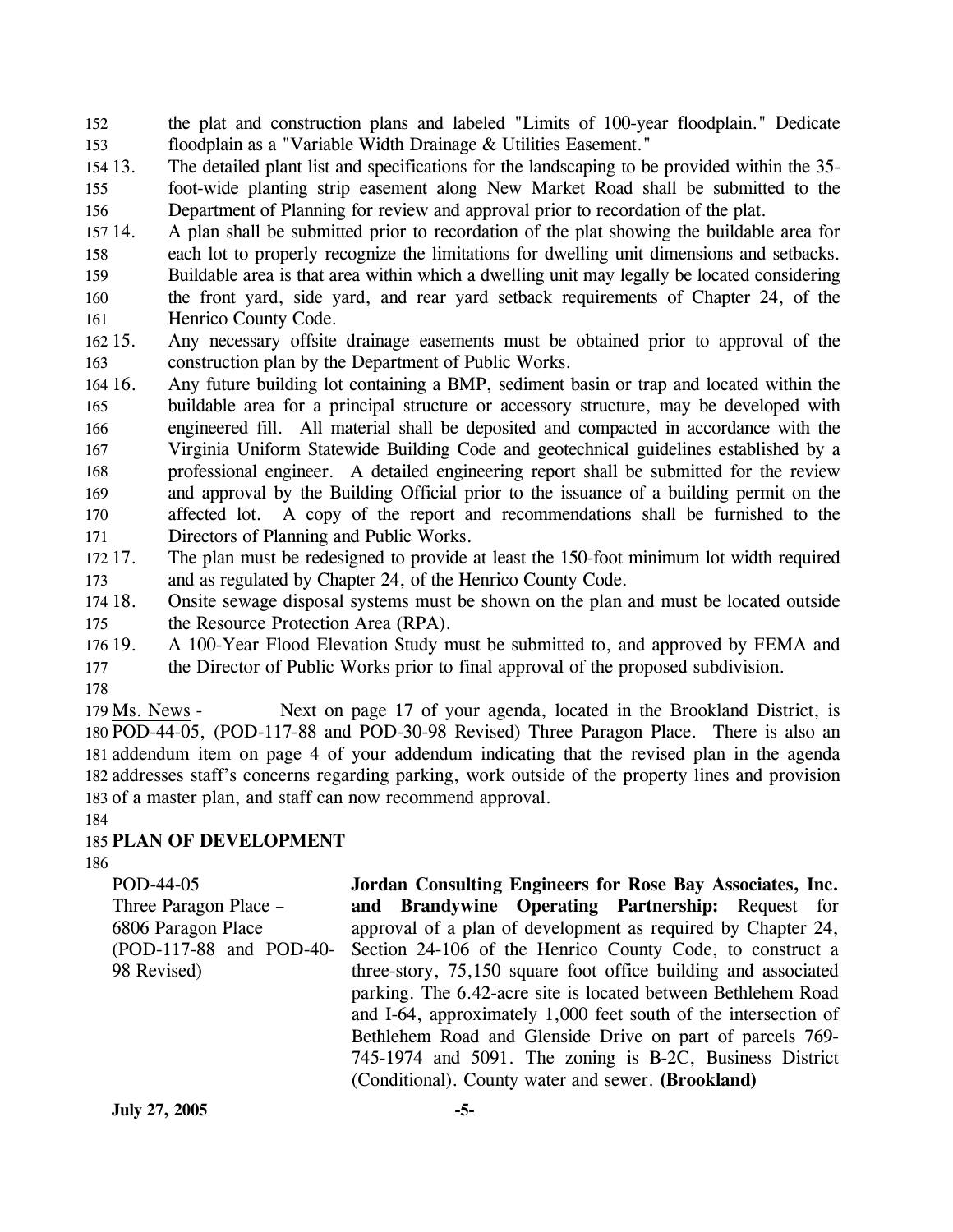the plat and construction plans and labeled "Limits of 100-year floodplain." Dedicate floodplain as a "Variable Width Drainage & Utilities Easement."

13. The detailed plant list and specifications for the landscaping to be provided within the 35-foot-wide planting strip easement along New Market Road shall be submitted to the Department of Planning for review and approval prior to recordation of the plat.
14. A plan shall be submitted prior to recordation of the plat showing the buildable area for each lot to properly recognize the limitations for dwelling unit dimensions and setbacks. Buildable area is that area within which a dwelling unit may legally be located considering the front yard, side yard, and rear yard setback requirements of Chapter 24, of the Henrico County Code.
15. Any necessary offsite drainage easements must be obtained prior to approval of the construction plan by the Department of Public Works.
16. Any future building lot containing a BMP, sediment basin or trap and located within the buildable area for a principal structure or accessory structure, may be developed with engineered fill. All material shall be deposited and compacted in accordance with the Virginia Uniform Statewide Building Code and geotechnical guidelines established by a professional engineer. A detailed engineering report shall be submitted for the review and approval by the Building Official prior to the issuance of a building permit on the affected lot. A copy of the report and recommendations shall be furnished to the Directors of Planning and Public Works.
17. The plan must be redesigned to provide at least the 150-foot minimum lot width required and as regulated by Chapter 24, of the Henrico County Code.
18. Onsite sewage disposal systems must be shown on the plan and must be located outside the Resource Protection Area (RPA).
19. A 100-Year Flood Elevation Study must be submitted to, and approved by FEMA and the Director of Public Works prior to final approval of the proposed subdivision.

Ms. News - Next on page 17 of your agenda, located in the Brookland District, is POD-44-05, (POD-117-88 and POD-30-98 Revised) Three Paragon Place. There is also an addendum item on page 4 of your addendum indicating that the revised plan in the agenda addresses staff's concerns regarding parking, work outside of the property lines and provision of a master plan, and staff can now recommend approval.

**PLAN OF DEVELOPMENT**

| | |
|---|---|
| POD-44-05<br>Three Paragon Place – 6806 Paragon Place<br>(POD-117-88 and POD-40-98 Revised) | **Jordan Consulting Engineers for Rose Bay Associates, Inc. and Brandywine Operating Partnership:** Request for approval of a plan of development as required by Chapter 24, Section 24-106 of the Henrico County Code, to construct a three-story, 75,150 square foot office building and associated parking. The 6.42-acre site is located between Bethlehem Road and I-64, approximately 1,000 feet south of the intersection of Bethlehem Road and Glenside Drive on part of parcels 769-745-1974 and 5091. The zoning is B-2C, Business District (Conditional). County water and sewer. **(Brookland)** |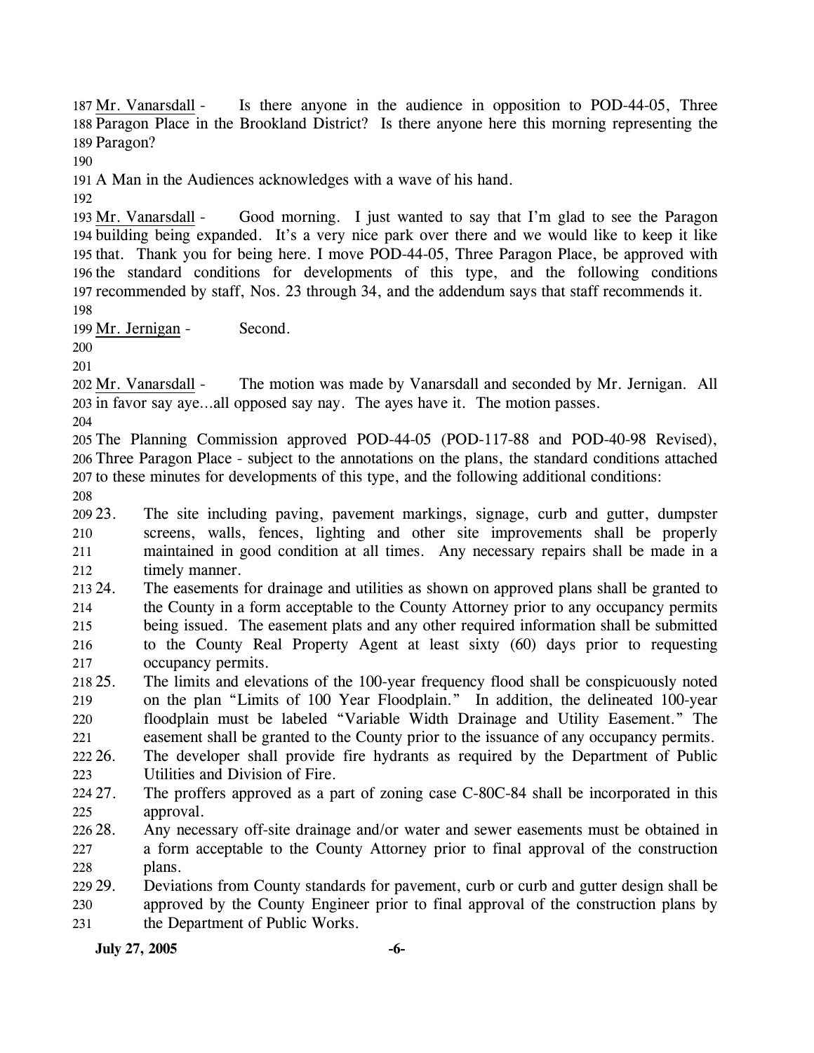Mr. Vanarsdall - Is there anyone in the audience in opposition to POD-44-05, Three Paragon Place in the Brookland District? Is there anyone here this morning representing the Paragon?

A Man in the Audiences acknowledges with a wave of his hand.

Mr. Vanarsdall - Good morning. I just wanted to say that I'm glad to see the Paragon building being expanded. It's a very nice park over there and we would like to keep it like that. Thank you for being here. I move POD-44-05, Three Paragon Place, be approved with the standard conditions for developments of this type, and the following conditions recommended by staff, Nos. 23 through 34, and the addendum says that staff recommends it.

Mr. Jernigan - Second.

Mr. Vanarsdall - The motion was made by Vanarsdall and seconded by Mr. Jernigan. All in favor say aye...all opposed say nay. The ayes have it. The motion passes.

The Planning Commission approved POD-44-05 (POD-117-88 and POD-40-98 Revised), Three Paragon Place - subject to the annotations on the plans, the standard conditions attached to these minutes for developments of this type, and the following additional conditions:

23. The site including paving, pavement markings, signage, curb and gutter, dumpster screens, walls, fences, lighting and other site improvements shall be properly maintained in good condition at all times. Any necessary repairs shall be made in a timely manner.
24. The easements for drainage and utilities as shown on approved plans shall be granted to the County in a form acceptable to the County Attorney prior to any occupancy permits being issued. The easement plats and any other required information shall be submitted to the County Real Property Agent at least sixty (60) days prior to requesting occupancy permits.
25. The limits and elevations of the 100-year frequency flood shall be conspicuously noted on the plan "Limits of 100 Year Floodplain." In addition, the delineated 100-year floodplain must be labeled "Variable Width Drainage and Utility Easement." The easement shall be granted to the County prior to the issuance of any occupancy permits.
26. The developer shall provide fire hydrants as required by the Department of Public Utilities and Division of Fire.
27. The proffers approved as a part of zoning case C-80C-84 shall be incorporated in this approval.
28. Any necessary off-site drainage and/or water and sewer easements must be obtained in a form acceptable to the County Attorney prior to final approval of the construction plans.
29. Deviations from County standards for pavement, curb or curb and gutter design shall be approved by the County Engineer prior to final approval of the construction plans by the Department of Public Works.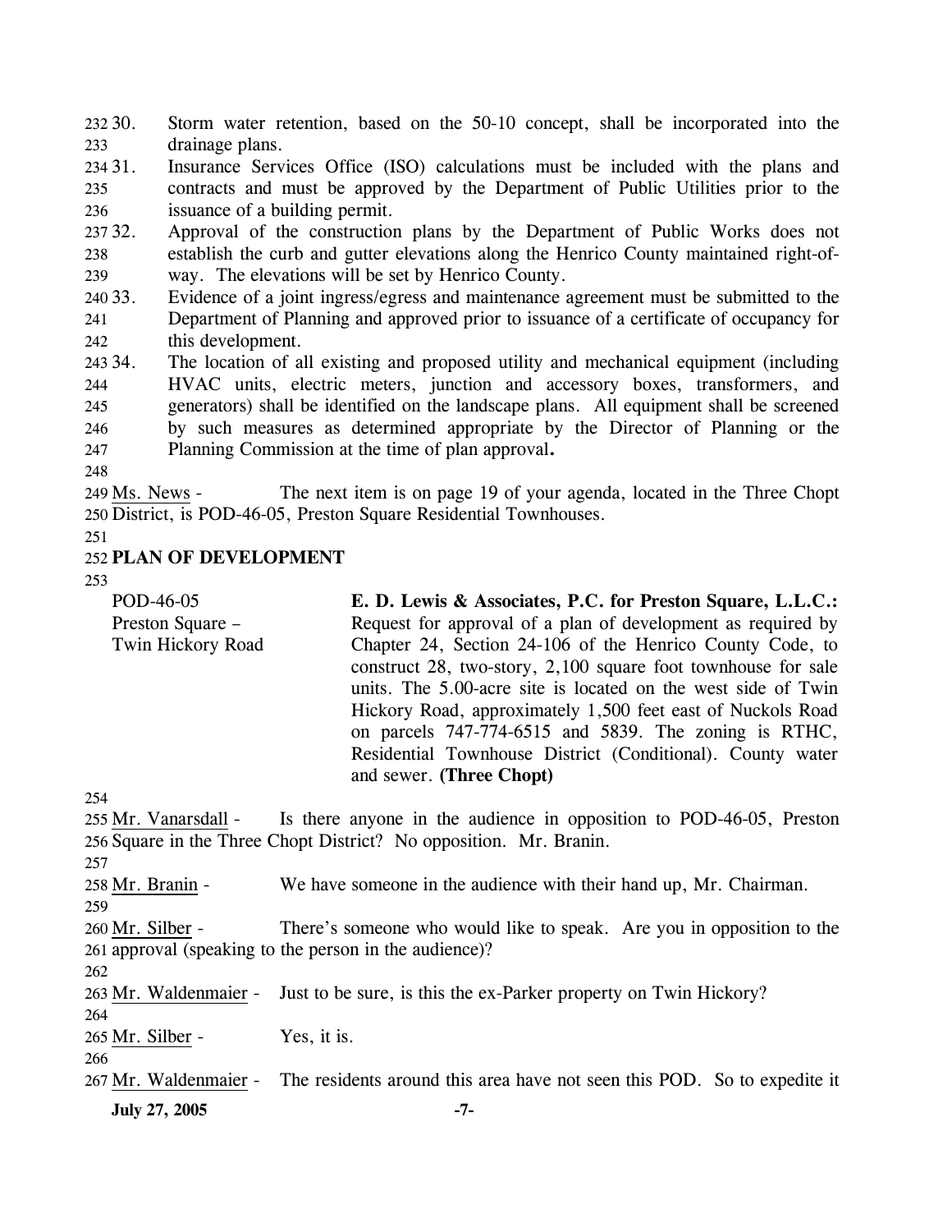30. Storm water retention, based on the 50-10 concept, shall be incorporated into the drainage plans.
31. Insurance Services Office (ISO) calculations must be included with the plans and contracts and must be approved by the Department of Public Utilities prior to the issuance of a building permit.
32. Approval of the construction plans by the Department of Public Works does not establish the curb and gutter elevations along the Henrico County maintained right-of-way. The elevations will be set by Henrico County.
33. Evidence of a joint ingress/egress and maintenance agreement must be submitted to the Department of Planning and approved prior to issuance of a certificate of occupancy for this development.
34. The location of all existing and proposed utility and mechanical equipment (including HVAC units, electric meters, junction and accessory boxes, transformers, and generators) shall be identified on the landscape plans. All equipment shall be screened by such measures as determined appropriate by the Director of Planning or the Planning Commission at the time of plan approval**.**

Ms. News - The next item is on page 19 of your agenda, located in the Three Chopt District, is POD-46-05, Preston Square Residential Townhouses.

**PLAN OF DEVELOPMENT**

POD-46-05
Preston Square – Twin Hickory Road

**E. D. Lewis & Associates, P.C. for Preston Square, L.L.C.:** Request for approval of a plan of development as required by Chapter 24, Section 24-106 of the Henrico County Code, to construct 28, two-story, 2,100 square foot townhouse for sale units. The 5.00-acre site is located on the west side of Twin Hickory Road, approximately 1,500 feet east of Nuckols Road on parcels 747-774-6515 and 5839. The zoning is RTHC, Residential Townhouse District (Conditional). County water and sewer. **(Three Chopt)**

Mr. Vanarsdall - Is there anyone in the audience in opposition to POD-46-05, Preston Square in the Three Chopt District? No opposition. Mr. Branin.

Mr. Branin - We have someone in the audience with their hand up, Mr. Chairman.

Mr. Silber - There's someone who would like to speak. Are you in opposition to the approval (speaking to the person in the audience)?

Mr. Waldenmaier - Just to be sure, is this the ex-Parker property on Twin Hickory?

Mr. Silber - Yes, it is.

Mr. Waldenmaier - The residents around this area have not seen this POD. So to expedite it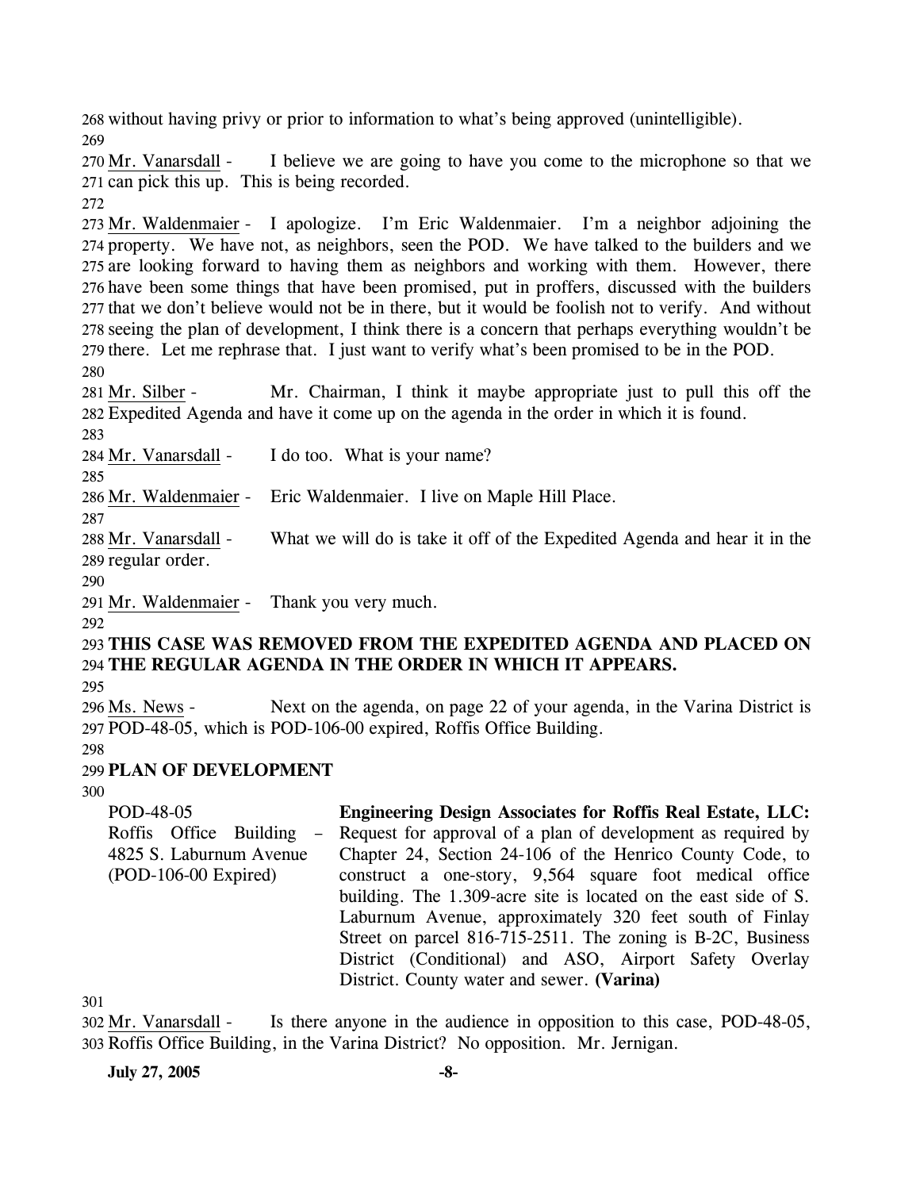268 without having privy or prior to information to what's being approved (unintelligible).

269

270 Mr. Vanarsdall - I believe we are going to have you come to the microphone so that we 271 can pick this up. This is being recorded.

272

273 Mr. Waldenmaier - I apologize. I'm Eric Waldenmaier. I'm a neighbor adjoining the 274 property. We have not, as neighbors, seen the POD. We have talked to the builders and we 275 are looking forward to having them as neighbors and working with them. However, there 276 have been some things that have been promised, put in proffers, discussed with the builders 277 that we don't believe would not be in there, but it would be foolish not to verify. And without 278 seeing the plan of development, I think there is a concern that perhaps everything wouldn't be 279 there. Let me rephrase that. I just want to verify what's been promised to be in the POD.

280

281 Mr. Silber - Mr. Chairman, I think it maybe appropriate just to pull this off the 282 Expedited Agenda and have it come up on the agenda in the order in which it is found.

283

284 Mr. Vanarsdall - I do too. What is your name?

285

286 Mr. Waldenmaier - Eric Waldenmaier. I live on Maple Hill Place.

287

288 Mr. Vanarsdall - What we will do is take it off of the Expedited Agenda and hear it in the 289 regular order.

290

291 Mr. Waldenmaier - Thank you very much.

292

293 **THIS CASE WAS REMOVED FROM THE EXPEDITED AGENDA AND PLACED ON** 294 **THE REGULAR AGENDA IN THE ORDER IN WHICH IT APPEARS.**

295

296 Ms. News - Next on the agenda, on page 22 of your agenda, in the Varina District is 297 POD-48-05, which is POD-106-00 expired, Roffis Office Building.

298

299 **PLAN OF DEVELOPMENT**

300

| POD-48-05<br>Roffis Office Building – 4825 S. Laburnum Avenue<br>(POD-106-00 Expired) | **Engineering Design Associates for Roffis Real Estate, LLC:** Request for approval of a plan of development as required by Chapter 24, Section 24-106 of the Henrico County Code, to construct a one-story, 9,564 square foot medical office building. The 1.309-acre site is located on the east side of S. Laburnum Avenue, approximately 320 feet south of Finlay Street on parcel 816-715-2511. The zoning is B-2C, Business District (Conditional) and ASO, Airport Safety Overlay District. County water and sewer. **(Varina)** |
|---|---|

301

302 Mr. Vanarsdall - Is there anyone in the audience in opposition to this case, POD-48-05, 303 Roffis Office Building, in the Varina District? No opposition. Mr. Jernigan.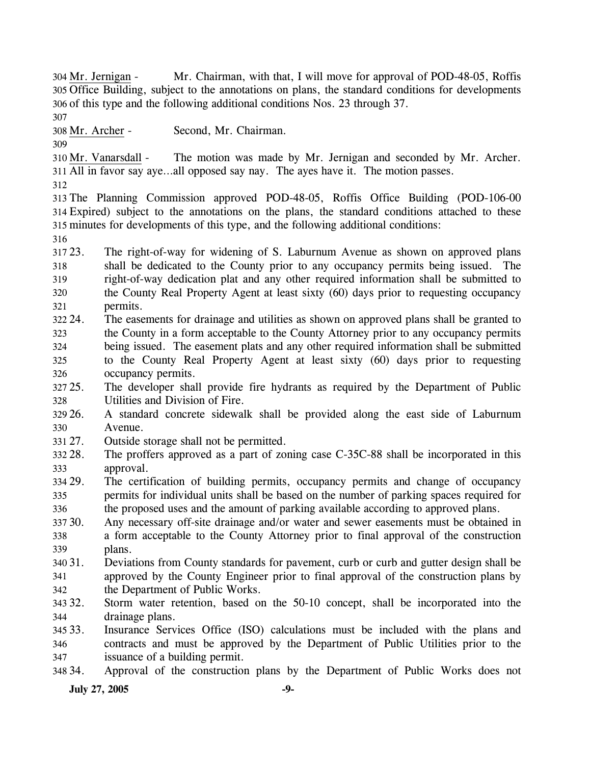Mr. Jernigan - Mr. Chairman, with that, I will move for approval of POD-48-05, Roffis Office Building, subject to the annotations on plans, the standard conditions for developments of this type and the following additional conditions Nos. 23 through 37.

Mr. Archer - Second, Mr. Chairman.

Mr. Vanarsdall - The motion was made by Mr. Jernigan and seconded by Mr. Archer. All in favor say aye…all opposed say nay. The ayes have it. The motion passes.

The Planning Commission approved POD-48-05, Roffis Office Building (POD-106-00 Expired) subject to the annotations on the plans, the standard conditions attached to these minutes for developments of this type, and the following additional conditions:

23. The right-of-way for widening of S. Laburnum Avenue as shown on approved plans shall be dedicated to the County prior to any occupancy permits being issued. The right-of-way dedication plat and any other required information shall be submitted to the County Real Property Agent at least sixty (60) days prior to requesting occupancy permits.
24. The easements for drainage and utilities as shown on approved plans shall be granted to the County in a form acceptable to the County Attorney prior to any occupancy permits being issued. The easement plats and any other required information shall be submitted to the County Real Property Agent at least sixty (60) days prior to requesting occupancy permits.
25. The developer shall provide fire hydrants as required by the Department of Public Utilities and Division of Fire.
26. A standard concrete sidewalk shall be provided along the east side of Laburnum Avenue.
27. Outside storage shall not be permitted.
28. The proffers approved as a part of zoning case C-35C-88 shall be incorporated in this approval.
29. The certification of building permits, occupancy permits and change of occupancy permits for individual units shall be based on the number of parking spaces required for the proposed uses and the amount of parking available according to approved plans.
30. Any necessary off-site drainage and/or water and sewer easements must be obtained in a form acceptable to the County Attorney prior to final approval of the construction plans.
31. Deviations from County standards for pavement, curb or curb and gutter design shall be approved by the County Engineer prior to final approval of the construction plans by the Department of Public Works.
32. Storm water retention, based on the 50-10 concept, shall be incorporated into the drainage plans.
33. Insurance Services Office (ISO) calculations must be included with the plans and contracts and must be approved by the Department of Public Utilities prior to the issuance of a building permit.
34. Approval of the construction plans by the Department of Public Works does not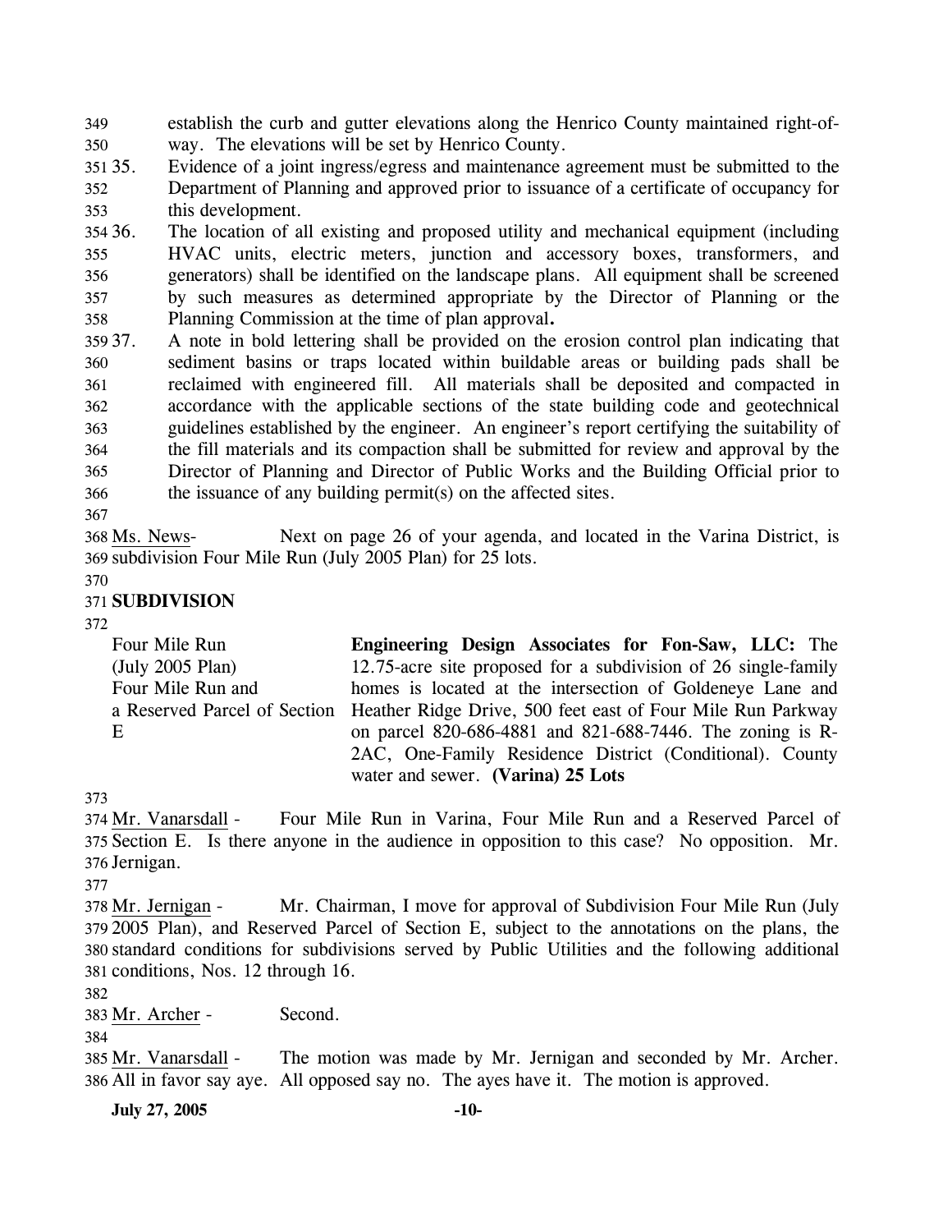establish the curb and gutter elevations along the Henrico County maintained right-of-way. The elevations will be set by Henrico County.

35. Evidence of a joint ingress/egress and maintenance agreement must be submitted to the Department of Planning and approved prior to issuance of a certificate of occupancy for this development.
36. The location of all existing and proposed utility and mechanical equipment (including HVAC units, electric meters, junction and accessory boxes, transformers, and generators) shall be identified on the landscape plans. All equipment shall be screened by such measures as determined appropriate by the Director of Planning or the Planning Commission at the time of plan approval**.**
37. A note in bold lettering shall be provided on the erosion control plan indicating that sediment basins or traps located within buildable areas or building pads shall be reclaimed with engineered fill. All materials shall be deposited and compacted in accordance with the applicable sections of the state building code and geotechnical guidelines established by the engineer. An engineer's report certifying the suitability of the fill materials and its compaction shall be submitted for review and approval by the Director of Planning and Director of Public Works and the Building Official prior to the issuance of any building permit(s) on the affected sites.

Ms. News- Next on page 26 of your agenda, and located in the Varina District, is subdivision Four Mile Run (July 2005 Plan) for 25 lots.

**SUBDIVISION**

| | |
|---|---|
| Four Mile Run (July 2005 Plan) Four Mile Run and a Reserved Parcel of Section E | **Engineering Design Associates for Fon-Saw, LLC:** The 12.75-acre site proposed for a subdivision of 26 single-family homes is located at the intersection of Goldeneye Lane and Heather Ridge Drive, 500 feet east of Four Mile Run Parkway on parcel 820-686-4881 and 821-688-7446. The zoning is R-2AC, One-Family Residence District (Conditional). County water and sewer. **(Varina) 25 Lots** |

Mr. Vanarsdall - Four Mile Run in Varina, Four Mile Run and a Reserved Parcel of Section E. Is there anyone in the audience in opposition to this case? No opposition. Mr. Jernigan.

Mr. Jernigan - Mr. Chairman, I move for approval of Subdivision Four Mile Run (July 2005 Plan), and Reserved Parcel of Section E, subject to the annotations on the plans, the standard conditions for subdivisions served by Public Utilities and the following additional conditions, Nos. 12 through 16.

Mr. Archer - Second.

Mr. Vanarsdall - The motion was made by Mr. Jernigan and seconded by Mr. Archer. All in favor say aye. All opposed say no. The ayes have it. The motion is approved.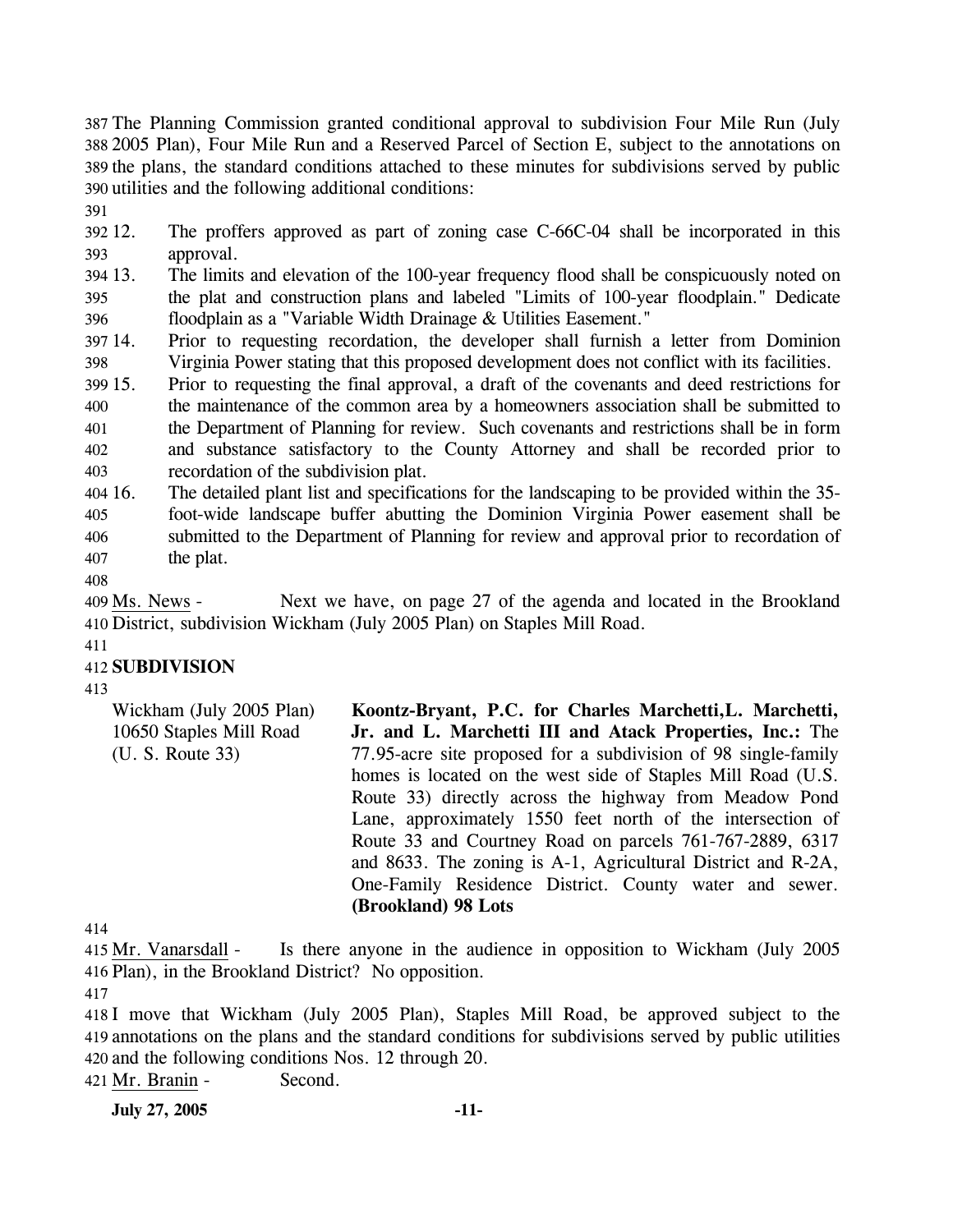The Planning Commission granted conditional approval to subdivision Four Mile Run (July 2005 Plan), Four Mile Run and a Reserved Parcel of Section E, subject to the annotations on the plans, the standard conditions attached to these minutes for subdivisions served by public utilities and the following additional conditions:

12. The proffers approved as part of zoning case C-66C-04 shall be incorporated in this approval.
13. The limits and elevation of the 100-year frequency flood shall be conspicuously noted on the plat and construction plans and labeled "Limits of 100-year floodplain." Dedicate floodplain as a "Variable Width Drainage & Utilities Easement."
14. Prior to requesting recordation, the developer shall furnish a letter from Dominion Virginia Power stating that this proposed development does not conflict with its facilities.
15. Prior to requesting the final approval, a draft of the covenants and deed restrictions for the maintenance of the common area by a homeowners association shall be submitted to the Department of Planning for review. Such covenants and restrictions shall be in form and substance satisfactory to the County Attorney and shall be recorded prior to recordation of the subdivision plat.
16. The detailed plant list and specifications for the landscaping to be provided within the 35-foot-wide landscape buffer abutting the Dominion Virginia Power easement shall be submitted to the Department of Planning for review and approval prior to recordation of the plat.

Ms. News - Next we have, on page 27 of the agenda and located in the Brookland District, subdivision Wickham (July 2005 Plan) on Staples Mill Road.

**SUBDIVISION**

| | |
|---|---|
| Wickham (July 2005 Plan)<br>10650 Staples Mill Road<br>(U. S. Route 33) | **Koontz-Bryant, P.C. for Charles Marchetti,L. Marchetti, Jr. and L. Marchetti III and Atack Properties, Inc.:** The 77.95-acre site proposed for a subdivision of 98 single-family homes is located on the west side of Staples Mill Road (U.S. Route 33) directly across the highway from Meadow Pond Lane, approximately 1550 feet north of the intersection of Route 33 and Courtney Road on parcels 761-767-2889, 6317 and 8633. The zoning is A-1, Agricultural District and R-2A, One-Family Residence District. County water and sewer. **(Brookland) 98 Lots** |

Mr. Vanarsdall - Is there anyone in the audience in opposition to Wickham (July 2005 Plan), in the Brookland District? No opposition.

I move that Wickham (July 2005 Plan), Staples Mill Road, be approved subject to the annotations on the plans and the standard conditions for subdivisions served by public utilities and the following conditions Nos. 12 through 20.

Mr. Branin - Second.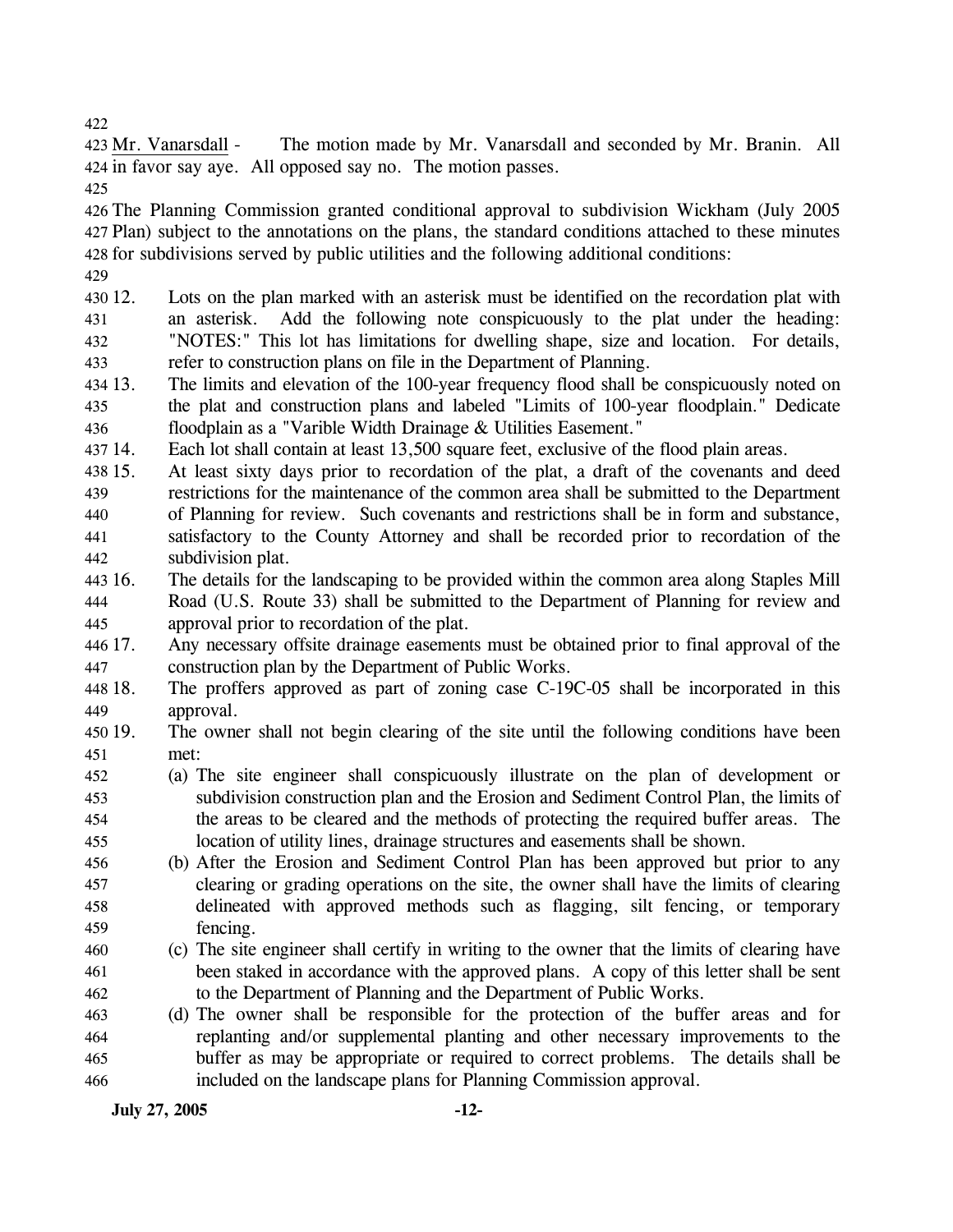Mr. Vanarsdall - The motion made by Mr. Vanarsdall and seconded by Mr. Branin. All in favor say aye. All opposed say no. The motion passes.

The Planning Commission granted conditional approval to subdivision Wickham (July 2005 Plan) subject to the annotations on the plans, the standard conditions attached to these minutes for subdivisions served by public utilities and the following additional conditions:

12. Lots on the plan marked with an asterisk must be identified on the recordation plat with an asterisk. Add the following note conspicuously to the plat under the heading: "NOTES:" This lot has limitations for dwelling shape, size and location. For details, refer to construction plans on file in the Department of Planning.
13. The limits and elevation of the 100-year frequency flood shall be conspicuously noted on the plat and construction plans and labeled "Limits of 100-year floodplain." Dedicate floodplain as a "Varible Width Drainage & Utilities Easement."
14. Each lot shall contain at least 13,500 square feet, exclusive of the flood plain areas.
15. At least sixty days prior to recordation of the plat, a draft of the covenants and deed restrictions for the maintenance of the common area shall be submitted to the Department of Planning for review. Such covenants and restrictions shall be in form and substance, satisfactory to the County Attorney and shall be recorded prior to recordation of the subdivision plat.
16. The details for the landscaping to be provided within the common area along Staples Mill Road (U.S. Route 33) shall be submitted to the Department of Planning for review and approval prior to recordation of the plat.
17. Any necessary offsite drainage easements must be obtained prior to final approval of the construction plan by the Department of Public Works.
18. The proffers approved as part of zoning case C-19C-05 shall be incorporated in this approval.
19. The owner shall not begin clearing of the site until the following conditions have been met:
    (a) The site engineer shall conspicuously illustrate on the plan of development or subdivision construction plan and the Erosion and Sediment Control Plan, the limits of the areas to be cleared and the methods of protecting the required buffer areas. The location of utility lines, drainage structures and easements shall be shown.
    (b) After the Erosion and Sediment Control Plan has been approved but prior to any clearing or grading operations on the site, the owner shall have the limits of clearing delineated with approved methods such as flagging, silt fencing, or temporary fencing.
    (c) The site engineer shall certify in writing to the owner that the limits of clearing have been staked in accordance with the approved plans. A copy of this letter shall be sent to the Department of Planning and the Department of Public Works.
    (d) The owner shall be responsible for the protection of the buffer areas and for replanting and/or supplemental planting and other necessary improvements to the buffer as may be appropriate or required to correct problems. The details shall be included on the landscape plans for Planning Commission approval.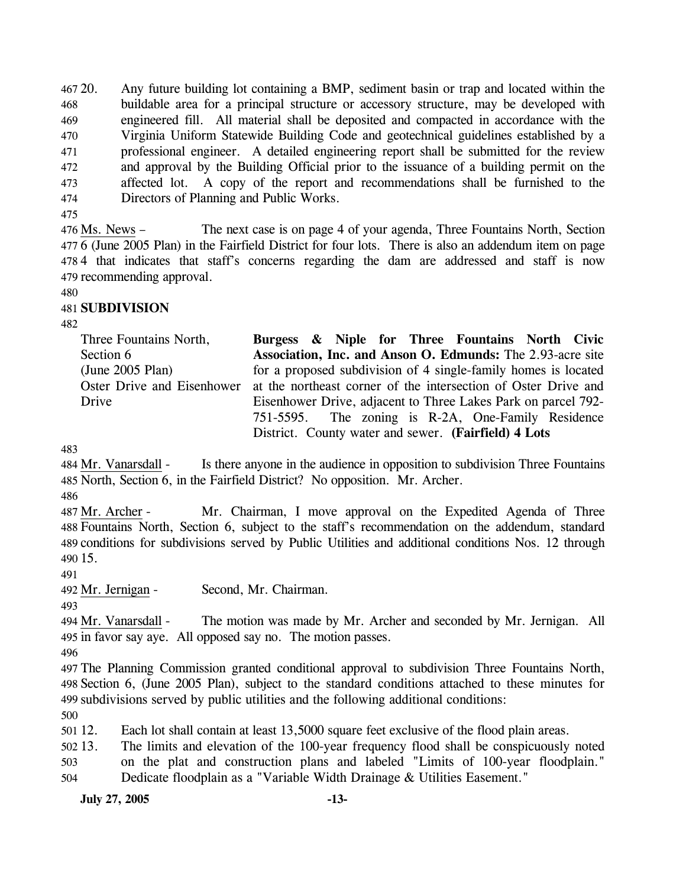20. Any future building lot containing a BMP, sediment basin or trap and located within the buildable area for a principal structure or accessory structure, may be developed with engineered fill. All material shall be deposited and compacted in accordance with the Virginia Uniform Statewide Building Code and geotechnical guidelines established by a professional engineer. A detailed engineering report shall be submitted for the review and approval by the Building Official prior to the issuance of a building permit on the affected lot. A copy of the report and recommendations shall be furnished to the Directors of Planning and Public Works.

Ms. News – The next case is on page 4 of your agenda, Three Fountains North, Section 6 (June 2005 Plan) in the Fairfield District for four lots. There is also an addendum item on page 4 that indicates that staff's concerns regarding the dam are addressed and staff is now recommending approval.

**SUBDIVISION**

| | |
|---|---|
| Three Fountains North, Section 6 (June 2005 Plan) Oster Drive and Eisenhower Drive | **Burgess & Niple for Three Fountains North Civic Association, Inc. and Anson O. Edmunds:** The 2.93-acre site for a proposed subdivision of 4 single-family homes is located at the northeast corner of the intersection of Oster Drive and Eisenhower Drive, adjacent to Three Lakes Park on parcel 792-751-5595. The zoning is R-2A, One-Family Residence District. County water and sewer. **(Fairfield) 4 Lots** |

Mr. Vanarsdall - Is there anyone in the audience in opposition to subdivision Three Fountains North, Section 6, in the Fairfield District? No opposition. Mr. Archer.

Mr. Archer - Mr. Chairman, I move approval on the Expedited Agenda of Three Fountains North, Section 6, subject to the staff's recommendation on the addendum, standard conditions for subdivisions served by Public Utilities and additional conditions Nos. 12 through 15.

Mr. Jernigan - Second, Mr. Chairman.

Mr. Vanarsdall - The motion was made by Mr. Archer and seconded by Mr. Jernigan. All in favor say aye. All opposed say no. The motion passes.

The Planning Commission granted conditional approval to subdivision Three Fountains North, Section 6, (June 2005 Plan), subject to the standard conditions attached to these minutes for subdivisions served by public utilities and the following additional conditions:

12. Each lot shall contain at least 13,5000 square feet exclusive of the flood plain areas.
13. The limits and elevation of the 100-year frequency flood shall be conspicuously noted on the plat and construction plans and labeled "Limits of 100-year floodplain." Dedicate floodplain as a "Variable Width Drainage & Utilities Easement."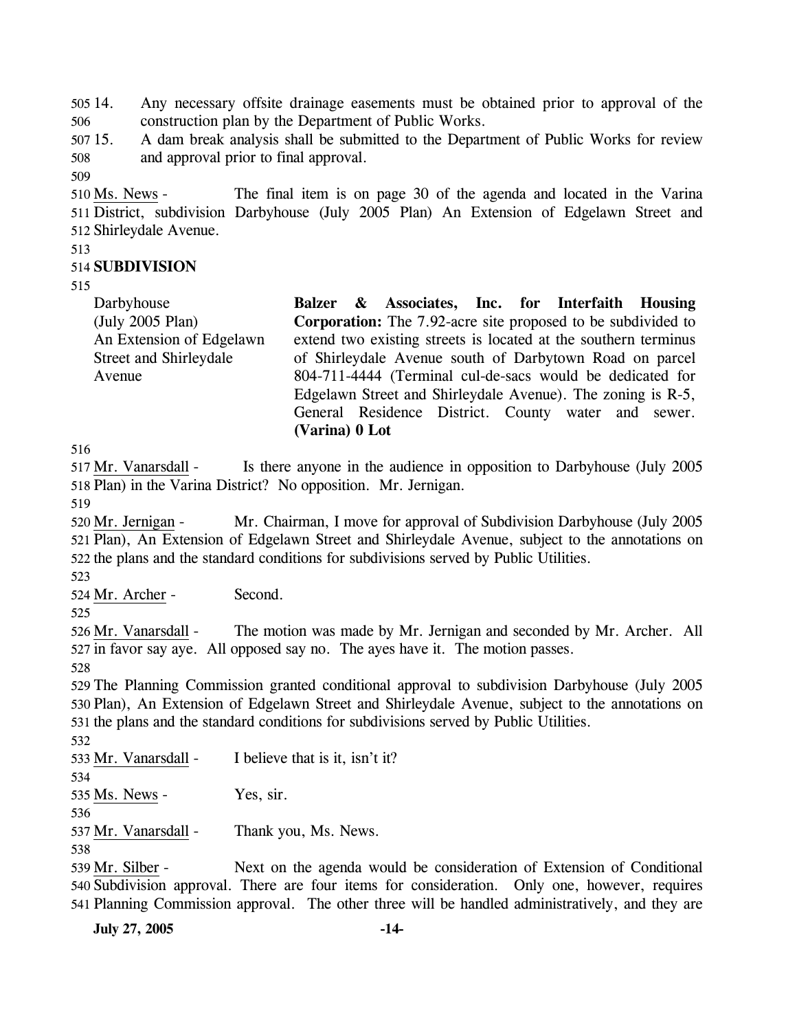14. Any necessary offsite drainage easements must be obtained prior to approval of the construction plan by the Department of Public Works.
15. A dam break analysis shall be submitted to the Department of Public Works for review and approval prior to final approval.

Ms. News - The final item is on page 30 of the agenda and located in the Varina District, subdivision Darbyhouse (July 2005 Plan) An Extension of Edgelawn Street and Shirleydale Avenue.

**SUBDIVISION**

| | |
|---|---|
| Darbyhouse (July 2005 Plan) An Extension of Edgelawn Street and Shirleydale Avenue | **Balzer & Associates, Inc. for Interfaith Housing Corporation:** The 7.92-acre site proposed to be subdivided to extend two existing streets is located at the southern terminus of Shirleydale Avenue south of Darbytown Road on parcel 804-711-4444 (Terminal cul-de-sacs would be dedicated for Edgelawn Street and Shirleydale Avenue). The zoning is R-5, General Residence District. County water and sewer. **(Varina) 0 Lot** |

Mr. Vanarsdall - Is there anyone in the audience in opposition to Darbyhouse (July 2005 Plan) in the Varina District? No opposition. Mr. Jernigan.

Mr. Jernigan - Mr. Chairman, I move for approval of Subdivision Darbyhouse (July 2005 Plan), An Extension of Edgelawn Street and Shirleydale Avenue, subject to the annotations on the plans and the standard conditions for subdivisions served by Public Utilities.

Mr. Archer - Second.

Mr. Vanarsdall - The motion was made by Mr. Jernigan and seconded by Mr. Archer. All in favor say aye. All opposed say no. The ayes have it. The motion passes.

The Planning Commission granted conditional approval to subdivision Darbyhouse (July 2005 Plan), An Extension of Edgelawn Street and Shirleydale Avenue, subject to the annotations on the plans and the standard conditions for subdivisions served by Public Utilities.

Mr. Vanarsdall - I believe that is it, isn't it?

Ms. News - Yes, sir.

Mr. Vanarsdall - Thank you, Ms. News.

Mr. Silber - Next on the agenda would be consideration of Extension of Conditional Subdivision approval. There are four items for consideration. Only one, however, requires Planning Commission approval. The other three will be handled administratively, and they are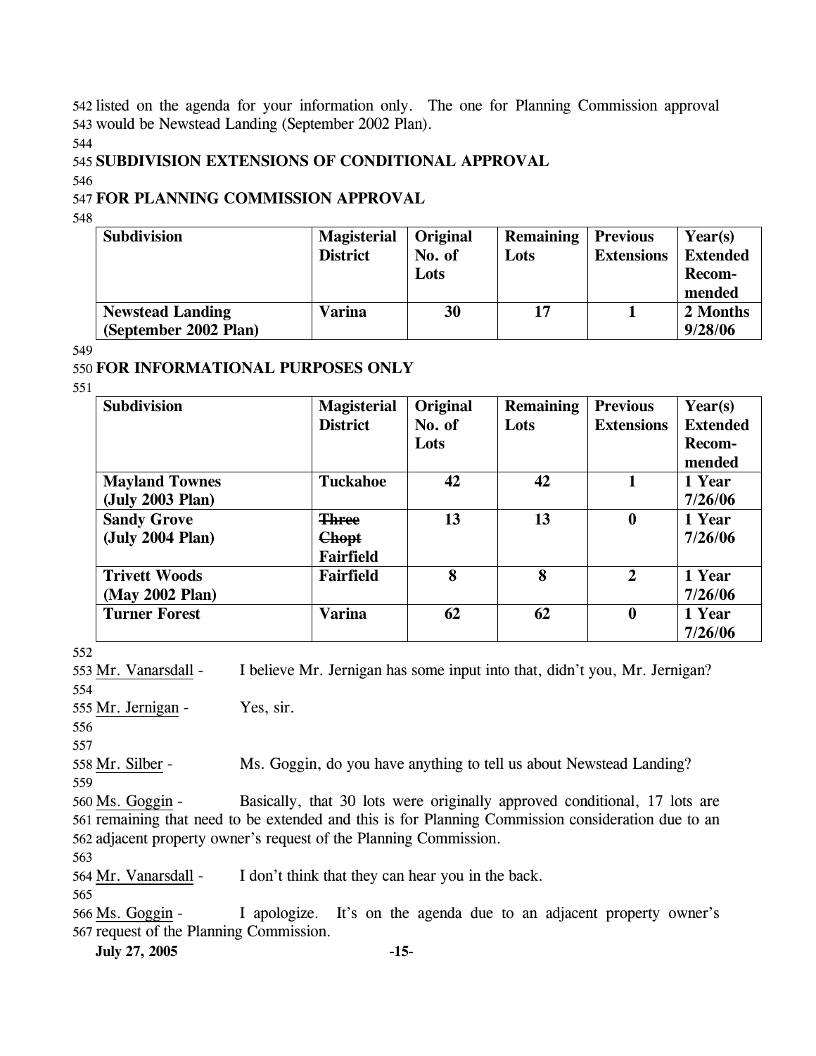542 listed on the agenda for your information only. The one for Planning Commission approval 543 would be Newstead Landing (September 2002 Plan).

544

545 **SUBDIVISION EXTENSIONS OF CONDITIONAL APPROVAL**

546

547 **FOR PLANNING COMMISSION APPROVAL**

548

| Subdivision | Magisterial District | Original No. of Lots | Remaining Lots | Previous Extensions | Year(s) Extended Recom-mended |
|---|---|---|---|---|---|
| **Newstead Landing (September 2002 Plan)** | **Varina** | **30** | **17** | **1** | **2 Months 9/28/06** |

549

550 **FOR INFORMATIONAL PURPOSES ONLY**

551

| Subdivision | Magisterial District | Original No. of Lots | Remaining Lots | Previous Extensions | Year(s) Extended Recom-mended |
|---|---|---|---|---|---|
| **Mayland Townes (July 2003 Plan)** | **Tuckahoe** | **42** | **42** | **1** | **1 Year 7/26/06** |
| **Sandy Grove (July 2004 Plan)** | ~~**Three Chopt**~~ **Fairfield** | **13** | **13** | **0** | **1 Year 7/26/06** |
| **Trivett Woods (May 2002 Plan)** | **Fairfield** | **8** | **8** | **2** | **1 Year 7/26/06** |
| **Turner Forest** | **Varina** | **62** | **62** | **0** | **1 Year 7/26/06** |

552

553 Mr. Vanarsdall - I believe Mr. Jernigan has some input into that, didn't you, Mr. Jernigan?

554

555 Mr. Jernigan - Yes, sir.

556

557

558 Mr. Silber - Ms. Goggin, do you have anything to tell us about Newstead Landing?

559

560 Ms. Goggin - Basically, that 30 lots were originally approved conditional, 17 lots are 561 remaining that need to be extended and this is for Planning Commission consideration due to an 562 adjacent property owner's request of the Planning Commission.

563

564 Mr. Vanarsdall - I don't think that they can hear you in the back.

565

566 Ms. Goggin - I apologize. It's on the agenda due to an adjacent property owner's 567 request of the Planning Commission.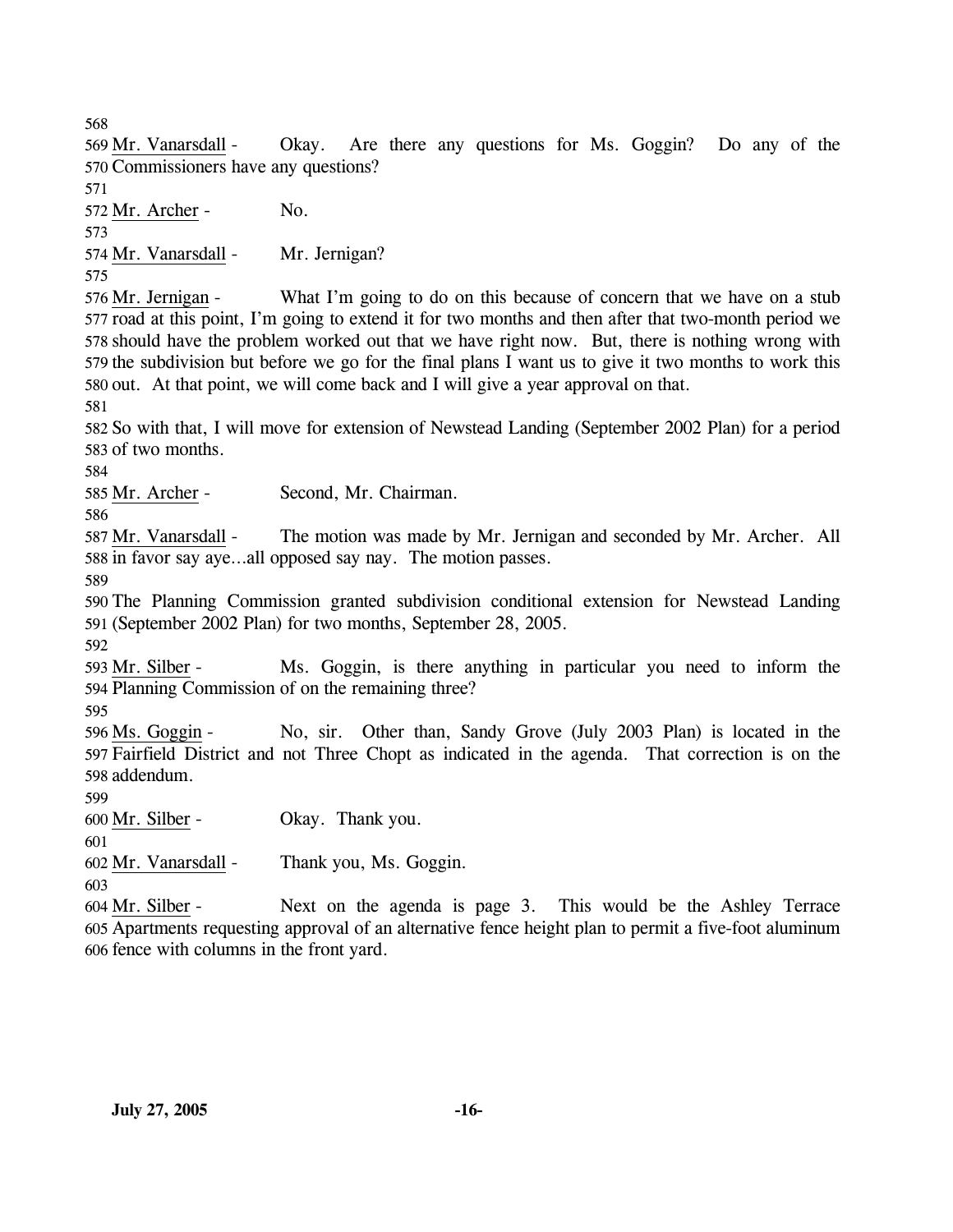Mr. Vanarsdall - Okay. Are there any questions for Ms. Goggin? Do any of the Commissioners have any questions?

Mr. Archer - No.

Mr. Vanarsdall - Mr. Jernigan?

Mr. Jernigan - What I'm going to do on this because of concern that we have on a stub road at this point, I'm going to extend it for two months and then after that two-month period we should have the problem worked out that we have right now. But, there is nothing wrong with the subdivision but before we go for the final plans I want us to give it two months to work this out. At that point, we will come back and I will give a year approval on that.

So with that, I will move for extension of Newstead Landing (September 2002 Plan) for a period of two months.

Mr. Archer - Second, Mr. Chairman.

Mr. Vanarsdall - The motion was made by Mr. Jernigan and seconded by Mr. Archer. All in favor say aye…all opposed say nay. The motion passes.

The Planning Commission granted subdivision conditional extension for Newstead Landing (September 2002 Plan) for two months, September 28, 2005.

Mr. Silber - Ms. Goggin, is there anything in particular you need to inform the Planning Commission of on the remaining three?

Ms. Goggin - No, sir. Other than, Sandy Grove (July 2003 Plan) is located in the Fairfield District and not Three Chopt as indicated in the agenda. That correction is on the addendum.

Mr. Silber - Okay. Thank you.

Mr. Vanarsdall - Thank you, Ms. Goggin.

Mr. Silber - Next on the agenda is page 3. This would be the Ashley Terrace Apartments requesting approval of an alternative fence height plan to permit a five-foot aluminum fence with columns in the front yard.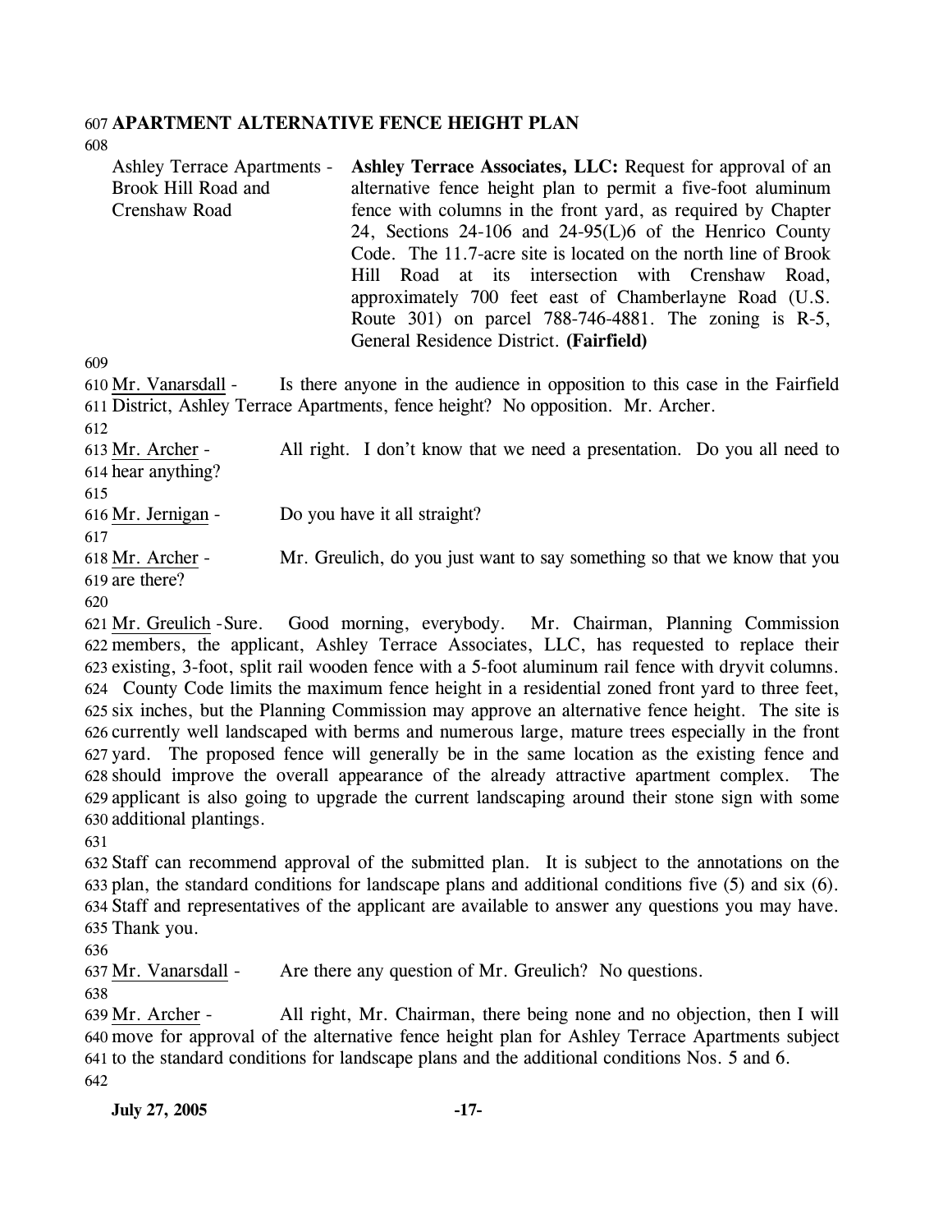**APARTMENT ALTERNATIVE FENCE HEIGHT PLAN**

Ashley Terrace Apartments - Brook Hill Road and Crenshaw Road

**Ashley Terrace Associates, LLC:** Request for approval of an alternative fence height plan to permit a five-foot aluminum fence with columns in the front yard, as required by Chapter 24, Sections 24-106 and 24-95(L)6 of the Henrico County Code. The 11.7-acre site is located on the north line of Brook Hill Road at its intersection with Crenshaw Road, approximately 700 feet east of Chamberlayne Road (U.S. Route 301) on parcel 788-746-4881. The zoning is R-5, General Residence District. **(Fairfield)**

Mr. Vanarsdall - Is there anyone in the audience in opposition to this case in the Fairfield District, Ashley Terrace Apartments, fence height? No opposition. Mr. Archer.

Mr. Archer - All right. I don't know that we need a presentation. Do you all need to hear anything?

Mr. Jernigan - Do you have it all straight?

Mr. Archer - Mr. Greulich, do you just want to say something so that we know that you are there?

Mr. Greulich - Sure. Good morning, everybody. Mr. Chairman, Planning Commission members, the applicant, Ashley Terrace Associates, LLC, has requested to replace their existing, 3-foot, split rail wooden fence with a 5-foot aluminum rail fence with dryvit columns. County Code limits the maximum fence height in a residential zoned front yard to three feet, six inches, but the Planning Commission may approve an alternative fence height. The site is currently well landscaped with berms and numerous large, mature trees especially in the front yard. The proposed fence will generally be in the same location as the existing fence and should improve the overall appearance of the already attractive apartment complex. The applicant is also going to upgrade the current landscaping around their stone sign with some additional plantings.

Staff can recommend approval of the submitted plan. It is subject to the annotations on the plan, the standard conditions for landscape plans and additional conditions five (5) and six (6). Staff and representatives of the applicant are available to answer any questions you may have. Thank you.

Mr. Vanarsdall - Are there any question of Mr. Greulich? No questions.

Mr. Archer - All right, Mr. Chairman, there being none and no objection, then I will move for approval of the alternative fence height plan for Ashley Terrace Apartments subject to the standard conditions for landscape plans and the additional conditions Nos. 5 and 6.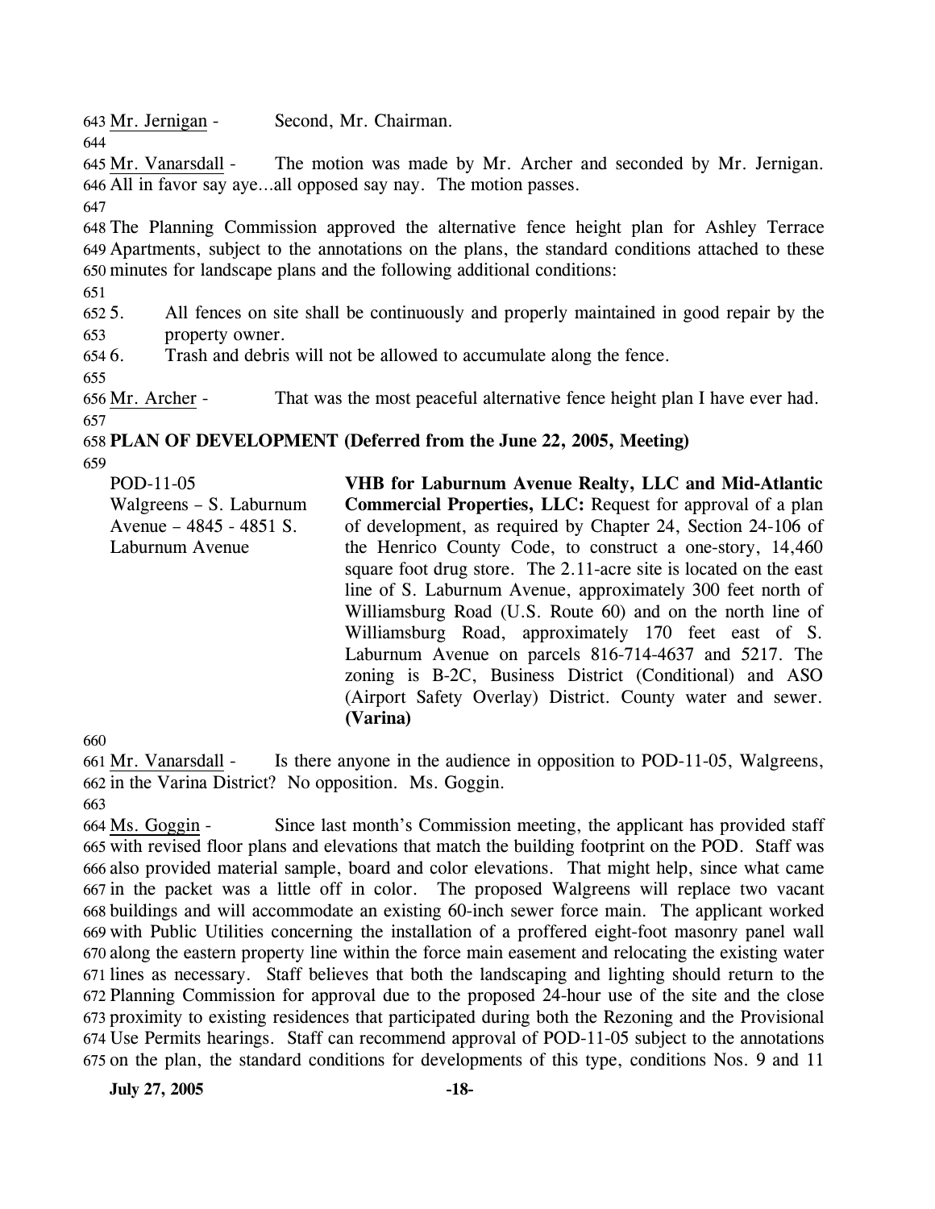Mr. Jernigan - Second, Mr. Chairman.

Mr. Vanarsdall - The motion was made by Mr. Archer and seconded by Mr. Jernigan. All in favor say aye…all opposed say nay. The motion passes.

The Planning Commission approved the alternative fence height plan for Ashley Terrace Apartments, subject to the annotations on the plans, the standard conditions attached to these minutes for landscape plans and the following additional conditions:

5. All fences on site shall be continuously and properly maintained in good repair by the property owner.
6. Trash and debris will not be allowed to accumulate along the fence.

Mr. Archer - That was the most peaceful alternative fence height plan I have ever had.

**PLAN OF DEVELOPMENT (Deferred from the June 22, 2005, Meeting)**

POD-11-05
Walgreens – S. Laburnum Avenue – 4845 - 4851 S. Laburnum Avenue

**VHB for Laburnum Avenue Realty, LLC and Mid-Atlantic Commercial Properties, LLC:** Request for approval of a plan of development, as required by Chapter 24, Section 24-106 of the Henrico County Code, to construct a one-story, 14,460 square foot drug store. The 2.11-acre site is located on the east line of S. Laburnum Avenue, approximately 300 feet north of Williamsburg Road (U.S. Route 60) and on the north line of Williamsburg Road, approximately 170 feet east of S. Laburnum Avenue on parcels 816-714-4637 and 5217. The zoning is B-2C, Business District (Conditional) and ASO (Airport Safety Overlay) District. County water and sewer. **(Varina)**

Mr. Vanarsdall - Is there anyone in the audience in opposition to POD-11-05, Walgreens, in the Varina District? No opposition. Ms. Goggin.

Ms. Goggin - Since last month's Commission meeting, the applicant has provided staff with revised floor plans and elevations that match the building footprint on the POD. Staff was also provided material sample, board and color elevations. That might help, since what came in the packet was a little off in color. The proposed Walgreens will replace two vacant buildings and will accommodate an existing 60-inch sewer force main. The applicant worked with Public Utilities concerning the installation of a proffered eight-foot masonry panel wall along the eastern property line within the force main easement and relocating the existing water lines as necessary. Staff believes that both the landscaping and lighting should return to the Planning Commission for approval due to the proposed 24-hour use of the site and the close proximity to existing residences that participated during both the Rezoning and the Provisional Use Permits hearings. Staff can recommend approval of POD-11-05 subject to the annotations on the plan, the standard conditions for developments of this type, conditions Nos. 9 and 11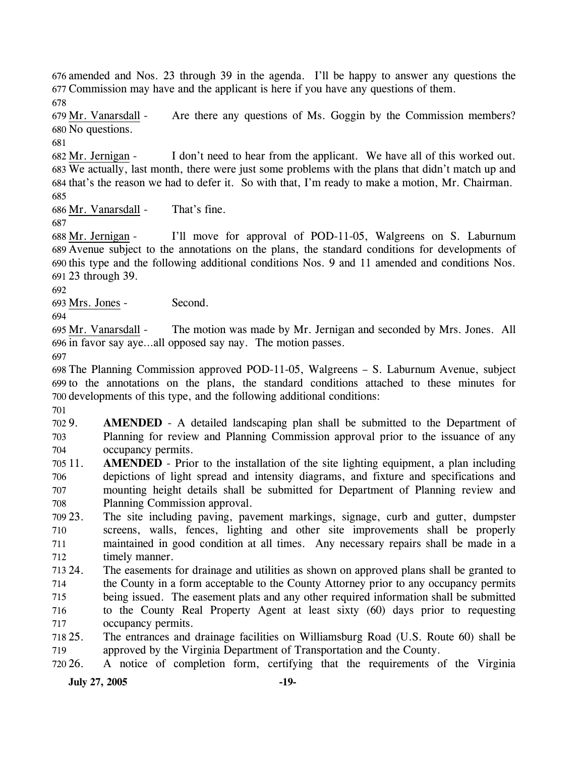amended and Nos. 23 through 39 in the agenda. I'll be happy to answer any questions the Commission may have and the applicant is here if you have any questions of them.

Mr. Vanarsdall - Are there any questions of Ms. Goggin by the Commission members? No questions.

Mr. Jernigan - I don't need to hear from the applicant. We have all of this worked out. We actually, last month, there were just some problems with the plans that didn't match up and that's the reason we had to defer it. So with that, I'm ready to make a motion, Mr. Chairman.

Mr. Vanarsdall - That's fine.

Mr. Jernigan - I'll move for approval of POD-11-05, Walgreens on S. Laburnum Avenue subject to the annotations on the plans, the standard conditions for developments of this type and the following additional conditions Nos. 9 and 11 amended and conditions Nos. 23 through 39.

Mrs. Jones - Second.

Mr. Vanarsdall - The motion was made by Mr. Jernigan and seconded by Mrs. Jones. All in favor say aye…all opposed say nay. The motion passes.

The Planning Commission approved POD-11-05, Walgreens – S. Laburnum Avenue, subject to the annotations on the plans, the standard conditions attached to these minutes for developments of this type, and the following additional conditions:

9. **AMENDED** - A detailed landscaping plan shall be submitted to the Department of Planning for review and Planning Commission approval prior to the issuance of any occupancy permits.
11. **AMENDED** - Prior to the installation of the site lighting equipment, a plan including depictions of light spread and intensity diagrams, and fixture and specifications and mounting height details shall be submitted for Department of Planning review and Planning Commission approval.
23. The site including paving, pavement markings, signage, curb and gutter, dumpster screens, walls, fences, lighting and other site improvements shall be properly maintained in good condition at all times. Any necessary repairs shall be made in a timely manner.
24. The easements for drainage and utilities as shown on approved plans shall be granted to the County in a form acceptable to the County Attorney prior to any occupancy permits being issued. The easement plats and any other required information shall be submitted to the County Real Property Agent at least sixty (60) days prior to requesting occupancy permits.
25. The entrances and drainage facilities on Williamsburg Road (U.S. Route 60) shall be approved by the Virginia Department of Transportation and the County.
26. A notice of completion form, certifying that the requirements of the Virginia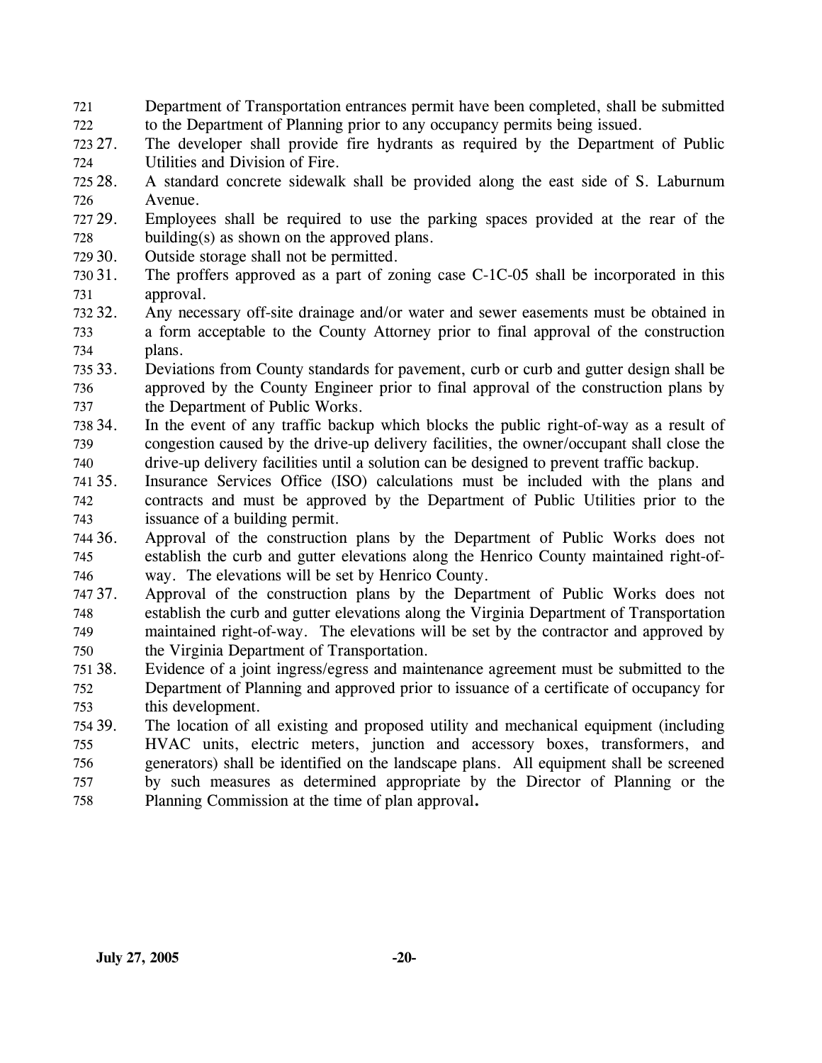Department of Transportation entrances permit have been completed, shall be submitted to the Department of Planning prior to any occupancy permits being issued.

27. The developer shall provide fire hydrants as required by the Department of Public Utilities and Division of Fire.
28. A standard concrete sidewalk shall be provided along the east side of S. Laburnum Avenue.
29. Employees shall be required to use the parking spaces provided at the rear of the building(s) as shown on the approved plans.
30. Outside storage shall not be permitted.
31. The proffers approved as a part of zoning case C-1C-05 shall be incorporated in this approval.
32. Any necessary off-site drainage and/or water and sewer easements must be obtained in a form acceptable to the County Attorney prior to final approval of the construction plans.
33. Deviations from County standards for pavement, curb or curb and gutter design shall be approved by the County Engineer prior to final approval of the construction plans by the Department of Public Works.
34. In the event of any traffic backup which blocks the public right-of-way as a result of congestion caused by the drive-up delivery facilities, the owner/occupant shall close the drive-up delivery facilities until a solution can be designed to prevent traffic backup.
35. Insurance Services Office (ISO) calculations must be included with the plans and contracts and must be approved by the Department of Public Utilities prior to the issuance of a building permit.
36. Approval of the construction plans by the Department of Public Works does not establish the curb and gutter elevations along the Henrico County maintained right-of-way. The elevations will be set by Henrico County.
37. Approval of the construction plans by the Department of Public Works does not establish the curb and gutter elevations along the Virginia Department of Transportation maintained right-of-way. The elevations will be set by the contractor and approved by the Virginia Department of Transportation.
38. Evidence of a joint ingress/egress and maintenance agreement must be submitted to the Department of Planning and approved prior to issuance of a certificate of occupancy for this development.
39. The location of all existing and proposed utility and mechanical equipment (including HVAC units, electric meters, junction and accessory boxes, transformers, and generators) shall be identified on the landscape plans. All equipment shall be screened by such measures as determined appropriate by the Director of Planning or the Planning Commission at the time of plan approval.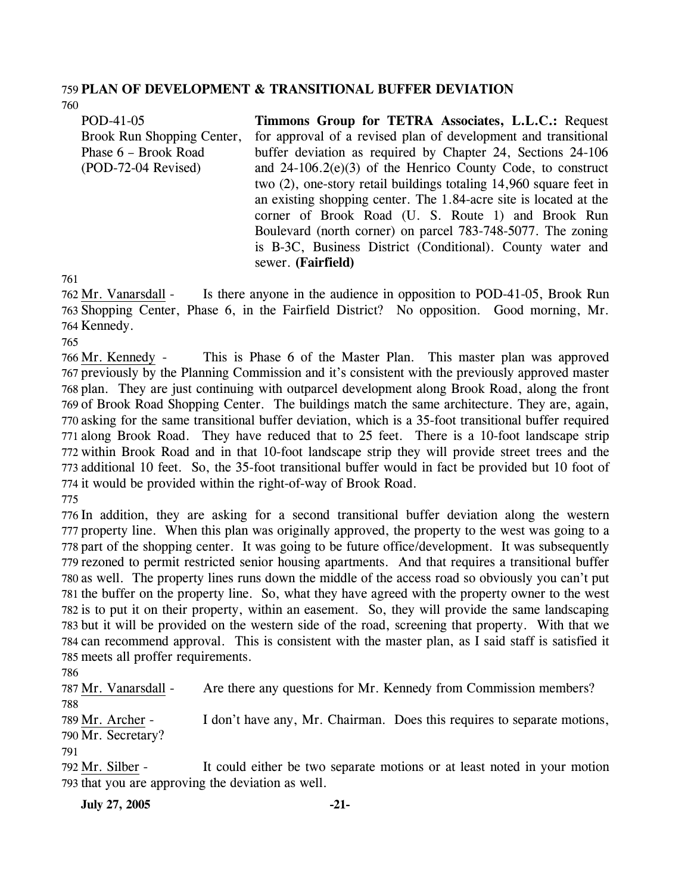**PLAN OF DEVELOPMENT & TRANSITIONAL BUFFER DEVIATION**

| | |
|---|---|
| POD-41-05<br>Brook Run Shopping Center, Phase 6 – Brook Road<br>(POD-72-04 Revised) | **Timmons Group for TETRA Associates, L.L.C.:** Request for approval of a revised plan of development and transitional buffer deviation as required by Chapter 24, Sections 24-106 and 24-106.2(e)(3) of the Henrico County Code, to construct two (2), one-story retail buildings totaling 14,960 square feet in an existing shopping center. The 1.84-acre site is located at the corner of Brook Road (U. S. Route 1) and Brook Run Boulevard (north corner) on parcel 783-748-5077. The zoning is B-3C, Business District (Conditional). County water and sewer. **(Fairfield)** |

Mr. Vanarsdall - Is there anyone in the audience in opposition to POD-41-05, Brook Run Shopping Center, Phase 6, in the Fairfield District? No opposition. Good morning, Mr. Kennedy.

Mr. Kennedy - This is Phase 6 of the Master Plan. This master plan was approved previously by the Planning Commission and it's consistent with the previously approved master plan. They are just continuing with outparcel development along Brook Road, along the front of Brook Road Shopping Center. The buildings match the same architecture. They are, again, asking for the same transitional buffer deviation, which is a 35-foot transitional buffer required along Brook Road. They have reduced that to 25 feet. There is a 10-foot landscape strip within Brook Road and in that 10-foot landscape strip they will provide street trees and the additional 10 feet. So, the 35-foot transitional buffer would in fact be provided but 10 foot of it would be provided within the right-of-way of Brook Road.

In addition, they are asking for a second transitional buffer deviation along the western property line. When this plan was originally approved, the property to the west was going to a part of the shopping center. It was going to be future office/development. It was subsequently rezoned to permit restricted senior housing apartments. And that requires a transitional buffer as well. The property lines runs down the middle of the access road so obviously you can't put the buffer on the property line. So, what they have agreed with the property owner to the west is to put it on their property, within an easement. So, they will provide the same landscaping but it will be provided on the western side of the road, screening that property. With that we can recommend approval. This is consistent with the master plan, as I said staff is satisfied it meets all proffer requirements.

Mr. Vanarsdall - Are there any questions for Mr. Kennedy from Commission members?

Mr. Archer - I don't have any, Mr. Chairman. Does this requires to separate motions, Mr. Secretary?

Mr. Silber - It could either be two separate motions or at least noted in your motion that you are approving the deviation as well.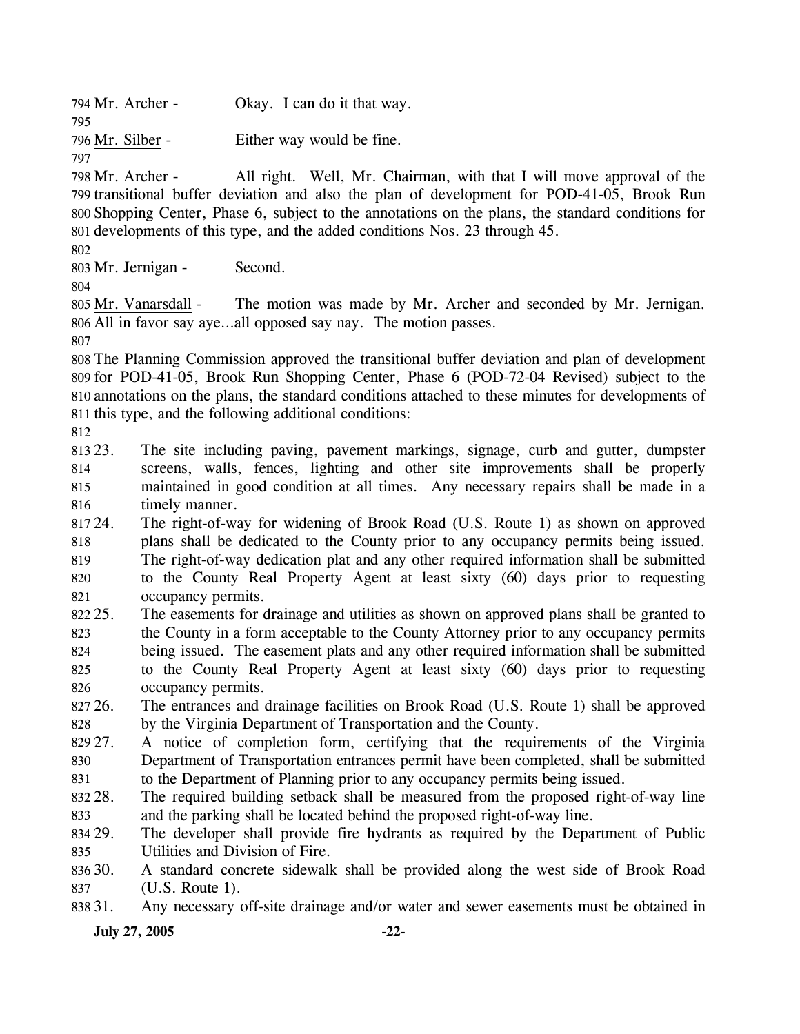Mr. Archer - Okay. I can do it that way.

Mr. Silber - Either way would be fine.

Mr. Archer - All right. Well, Mr. Chairman, with that I will move approval of the transitional buffer deviation and also the plan of development for POD-41-05, Brook Run Shopping Center, Phase 6, subject to the annotations on the plans, the standard conditions for developments of this type, and the added conditions Nos. 23 through 45.

Mr. Jernigan - Second.

Mr. Vanarsdall - The motion was made by Mr. Archer and seconded by Mr. Jernigan. All in favor say aye…all opposed say nay. The motion passes.

The Planning Commission approved the transitional buffer deviation and plan of development for POD-41-05, Brook Run Shopping Center, Phase 6 (POD-72-04 Revised) subject to the annotations on the plans, the standard conditions attached to these minutes for developments of this type, and the following additional conditions:

23. The site including paving, pavement markings, signage, curb and gutter, dumpster screens, walls, fences, lighting and other site improvements shall be properly maintained in good condition at all times. Any necessary repairs shall be made in a timely manner.
24. The right-of-way for widening of Brook Road (U.S. Route 1) as shown on approved plans shall be dedicated to the County prior to any occupancy permits being issued. The right-of-way dedication plat and any other required information shall be submitted to the County Real Property Agent at least sixty (60) days prior to requesting occupancy permits.
25. The easements for drainage and utilities as shown on approved plans shall be granted to the County in a form acceptable to the County Attorney prior to any occupancy permits being issued. The easement plats and any other required information shall be submitted to the County Real Property Agent at least sixty (60) days prior to requesting occupancy permits.
26. The entrances and drainage facilities on Brook Road (U.S. Route 1) shall be approved by the Virginia Department of Transportation and the County.
27. A notice of completion form, certifying that the requirements of the Virginia Department of Transportation entrances permit have been completed, shall be submitted to the Department of Planning prior to any occupancy permits being issued.
28. The required building setback shall be measured from the proposed right-of-way line and the parking shall be located behind the proposed right-of-way line.
29. The developer shall provide fire hydrants as required by the Department of Public Utilities and Division of Fire.
30. A standard concrete sidewalk shall be provided along the west side of Brook Road (U.S. Route 1).
31. Any necessary off-site drainage and/or water and sewer easements must be obtained in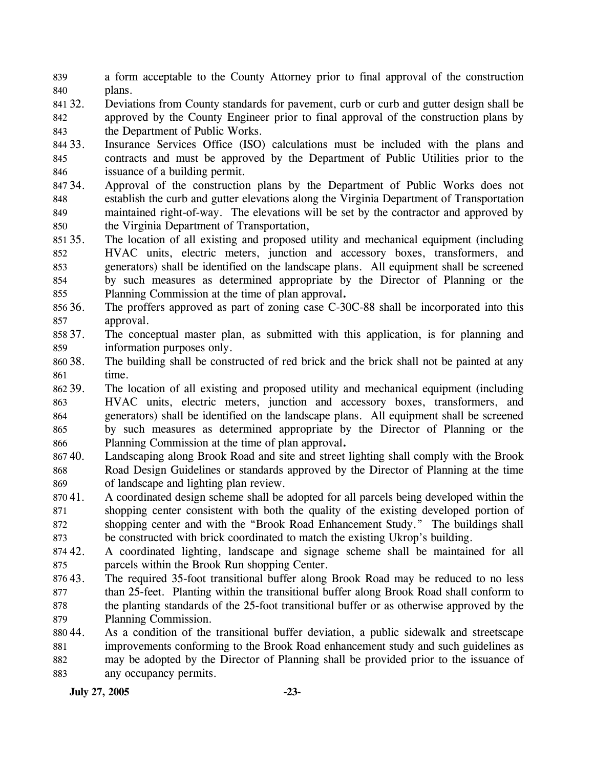a form acceptable to the County Attorney prior to final approval of the construction plans.

32. Deviations from County standards for pavement, curb or curb and gutter design shall be approved by the County Engineer prior to final approval of the construction plans by the Department of Public Works.

33. Insurance Services Office (ISO) calculations must be included with the plans and contracts and must be approved by the Department of Public Utilities prior to the issuance of a building permit.

34. Approval of the construction plans by the Department of Public Works does not establish the curb and gutter elevations along the Virginia Department of Transportation maintained right-of-way. The elevations will be set by the contractor and approved by the Virginia Department of Transportation,

35. The location of all existing and proposed utility and mechanical equipment (including HVAC units, electric meters, junction and accessory boxes, transformers, and generators) shall be identified on the landscape plans. All equipment shall be screened by such measures as determined appropriate by the Director of Planning or the Planning Commission at the time of plan approval**.**

36. The proffers approved as part of zoning case C-30C-88 shall be incorporated into this approval.

37. The conceptual master plan, as submitted with this application, is for planning and information purposes only.

38. The building shall be constructed of red brick and the brick shall not be painted at any time.

39. The location of all existing and proposed utility and mechanical equipment (including HVAC units, electric meters, junction and accessory boxes, transformers, and generators) shall be identified on the landscape plans. All equipment shall be screened by such measures as determined appropriate by the Director of Planning or the Planning Commission at the time of plan approval**.**

40. Landscaping along Brook Road and site and street lighting shall comply with the Brook Road Design Guidelines or standards approved by the Director of Planning at the time of landscape and lighting plan review.

41. A coordinated design scheme shall be adopted for all parcels being developed within the shopping center consistent with both the quality of the existing developed portion of shopping center and with the "Brook Road Enhancement Study." The buildings shall be constructed with brick coordinated to match the existing Ukrop's building.

42. A coordinated lighting, landscape and signage scheme shall be maintained for all parcels within the Brook Run shopping Center.

43. The required 35-foot transitional buffer along Brook Road may be reduced to no less than 25-feet. Planting within the transitional buffer along Brook Road shall conform to the planting standards of the 25-foot transitional buffer or as otherwise approved by the Planning Commission.

44. As a condition of the transitional buffer deviation, a public sidewalk and streetscape improvements conforming to the Brook Road enhancement study and such guidelines as may be adopted by the Director of Planning shall be provided prior to the issuance of any occupancy permits.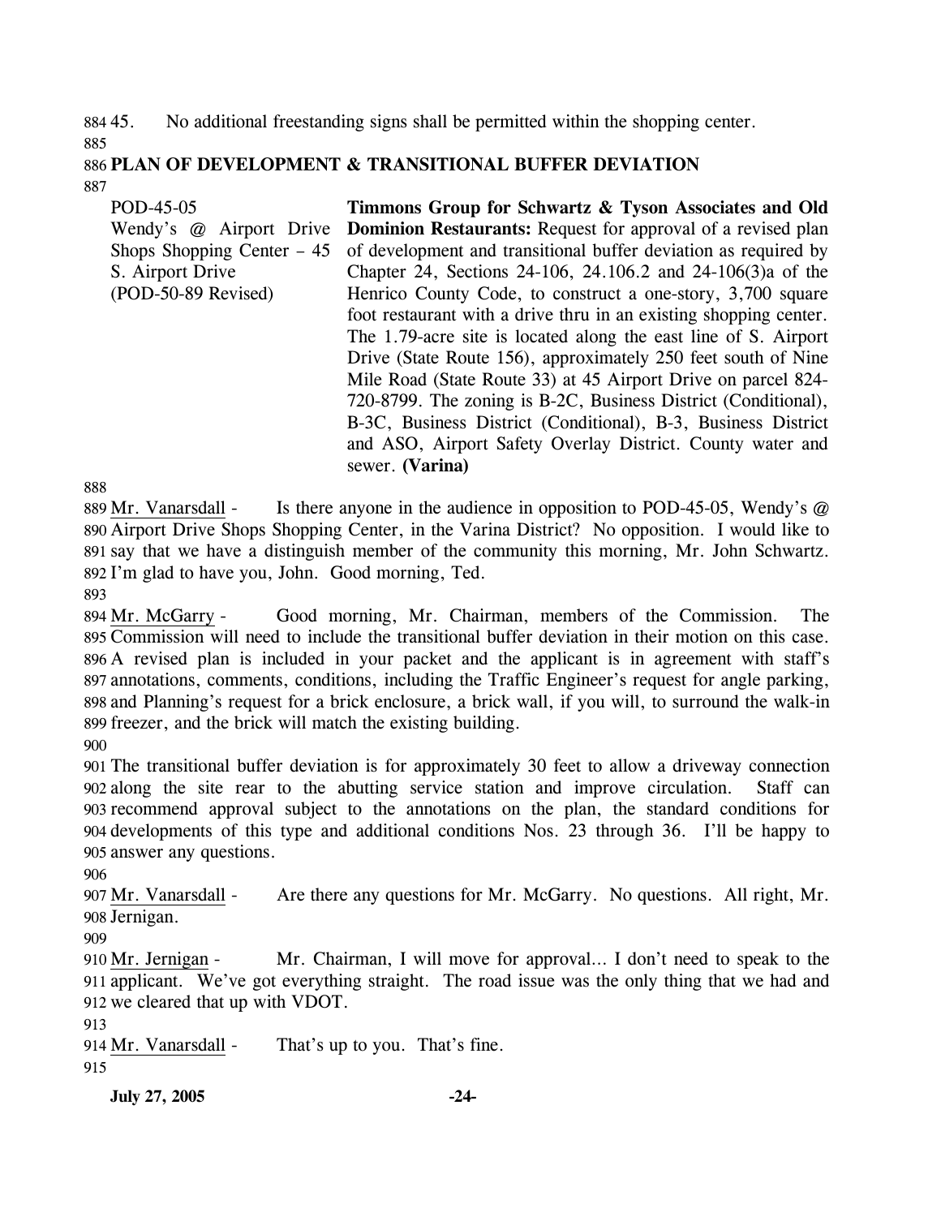45. No additional freestanding signs shall be permitted within the shopping center.

**PLAN OF DEVELOPMENT & TRANSITIONAL BUFFER DEVIATION**

| | |
|---|---|
| POD-45-05<br>Wendy's @ Airport Drive Shops Shopping Center – 45 S. Airport Drive<br>(POD-50-89 Revised) | **Timmons Group for Schwartz & Tyson Associates and Old Dominion Restaurants:** Request for approval of a revised plan of development and transitional buffer deviation as required by Chapter 24, Sections 24-106, 24.106.2 and 24-106(3)a of the Henrico County Code, to construct a one-story, 3,700 square foot restaurant with a drive thru in an existing shopping center. The 1.79-acre site is located along the east line of S. Airport Drive (State Route 156), approximately 250 feet south of Nine Mile Road (State Route 33) at 45 Airport Drive on parcel 824-720-8799. The zoning is B-2C, Business District (Conditional), B-3C, Business District (Conditional), B-3, Business District and ASO, Airport Safety Overlay District. County water and sewer. **(Varina)** |

Mr. Vanarsdall - Is there anyone in the audience in opposition to POD-45-05, Wendy's @ Airport Drive Shops Shopping Center, in the Varina District? No opposition. I would like to say that we have a distinguish member of the community this morning, Mr. John Schwartz. I'm glad to have you, John. Good morning, Ted.

Mr. McGarry - Good morning, Mr. Chairman, members of the Commission. The Commission will need to include the transitional buffer deviation in their motion on this case. A revised plan is included in your packet and the applicant is in agreement with staff's annotations, comments, conditions, including the Traffic Engineer's request for angle parking, and Planning's request for a brick enclosure, a brick wall, if you will, to surround the walk-in freezer, and the brick will match the existing building.

The transitional buffer deviation is for approximately 30 feet to allow a driveway connection along the site rear to the abutting service station and improve circulation. Staff can recommend approval subject to the annotations on the plan, the standard conditions for developments of this type and additional conditions Nos. 23 through 36. I'll be happy to answer any questions.

Mr. Vanarsdall - Are there any questions for Mr. McGarry. No questions. All right, Mr. Jernigan.

Mr. Jernigan - Mr. Chairman, I will move for approval... I don't need to speak to the applicant. We've got everything straight. The road issue was the only thing that we had and we cleared that up with VDOT.

Mr. Vanarsdall - That's up to you. That's fine.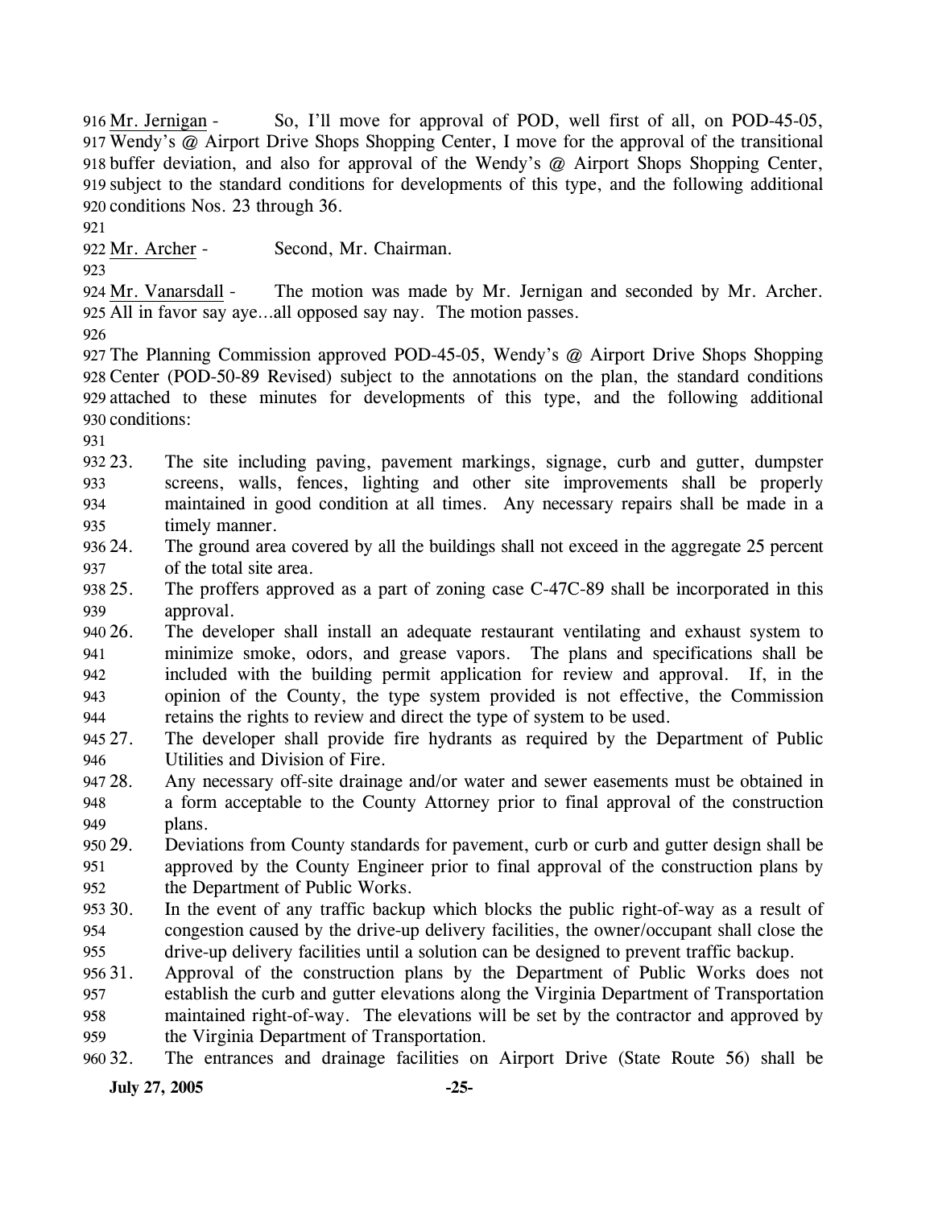Mr. Jernigan - So, I'll move for approval of POD, well first of all, on POD-45-05, Wendy's @ Airport Drive Shops Shopping Center, I move for the approval of the transitional buffer deviation, and also for approval of the Wendy's @ Airport Shops Shopping Center, subject to the standard conditions for developments of this type, and the following additional conditions Nos. 23 through 36.

Mr. Archer - Second, Mr. Chairman.

Mr. Vanarsdall - The motion was made by Mr. Jernigan and seconded by Mr. Archer. All in favor say aye…all opposed say nay. The motion passes.

The Planning Commission approved POD-45-05, Wendy's @ Airport Drive Shops Shopping Center (POD-50-89 Revised) subject to the annotations on the plan, the standard conditions attached to these minutes for developments of this type, and the following additional conditions:

23. The site including paving, pavement markings, signage, curb and gutter, dumpster screens, walls, fences, lighting and other site improvements shall be properly maintained in good condition at all times. Any necessary repairs shall be made in a timely manner.
24. The ground area covered by all the buildings shall not exceed in the aggregate 25 percent of the total site area.
25. The proffers approved as a part of zoning case C-47C-89 shall be incorporated in this approval.
26. The developer shall install an adequate restaurant ventilating and exhaust system to minimize smoke, odors, and grease vapors. The plans and specifications shall be included with the building permit application for review and approval. If, in the opinion of the County, the type system provided is not effective, the Commission retains the rights to review and direct the type of system to be used.
27. The developer shall provide fire hydrants as required by the Department of Public Utilities and Division of Fire.
28. Any necessary off-site drainage and/or water and sewer easements must be obtained in a form acceptable to the County Attorney prior to final approval of the construction plans.
29. Deviations from County standards for pavement, curb or curb and gutter design shall be approved by the County Engineer prior to final approval of the construction plans by the Department of Public Works.
30. In the event of any traffic backup which blocks the public right-of-way as a result of congestion caused by the drive-up delivery facilities, the owner/occupant shall close the drive-up delivery facilities until a solution can be designed to prevent traffic backup.
31. Approval of the construction plans by the Department of Public Works does not establish the curb and gutter elevations along the Virginia Department of Transportation maintained right-of-way. The elevations will be set by the contractor and approved by the Virginia Department of Transportation.
32. The entrances and drainage facilities on Airport Drive (State Route 56) shall be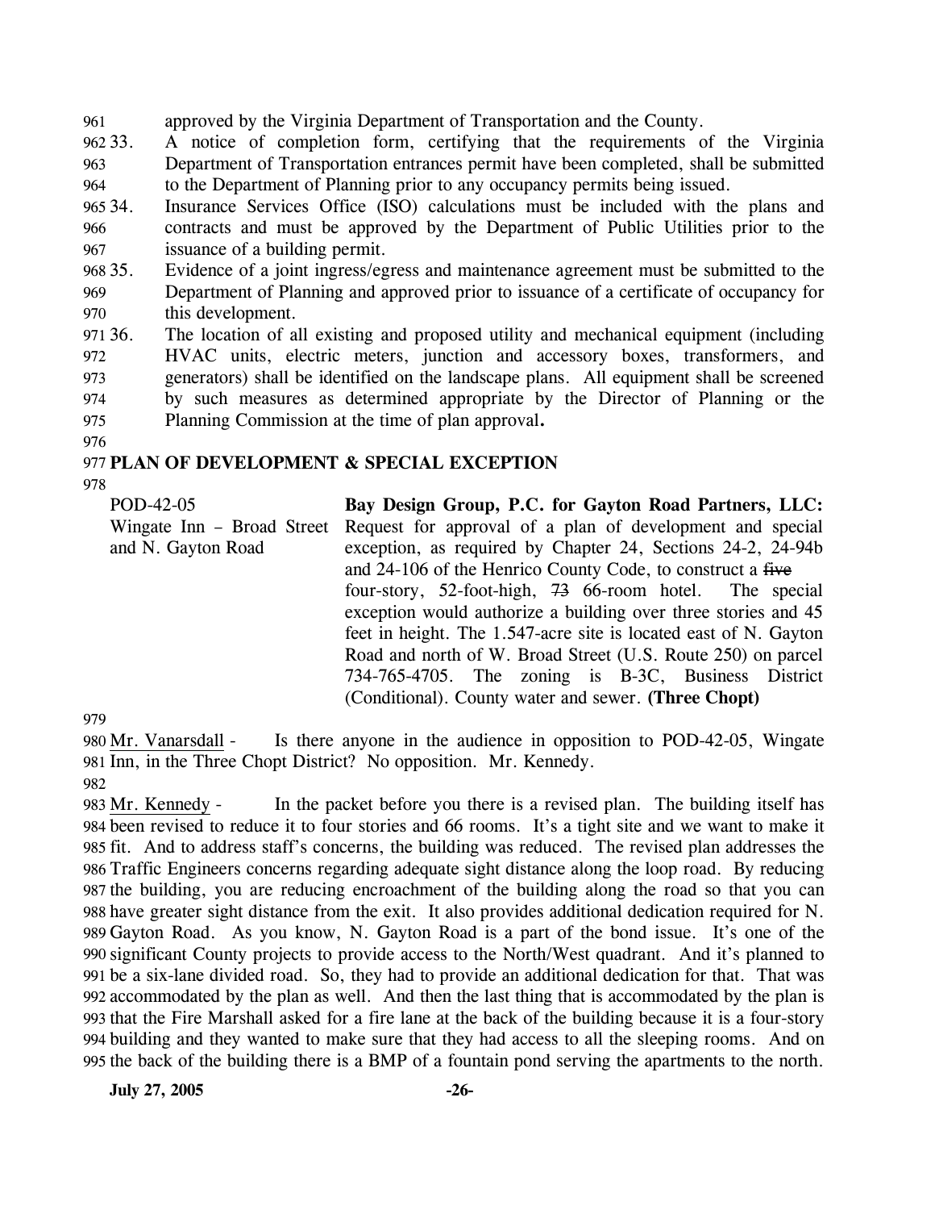approved by the Virginia Department of Transportation and the County.

33. A notice of completion form, certifying that the requirements of the Virginia Department of Transportation entrances permit have been completed, shall be submitted to the Department of Planning prior to any occupancy permits being issued.
34. Insurance Services Office (ISO) calculations must be included with the plans and contracts and must be approved by the Department of Public Utilities prior to the issuance of a building permit.
35. Evidence of a joint ingress/egress and maintenance agreement must be submitted to the Department of Planning and approved prior to issuance of a certificate of occupancy for this development.
36. The location of all existing and proposed utility and mechanical equipment (including HVAC units, electric meters, junction and accessory boxes, transformers, and generators) shall be identified on the landscape plans. All equipment shall be screened by such measures as determined appropriate by the Director of Planning or the Planning Commission at the time of plan approval**.**

## PLAN OF DEVELOPMENT & SPECIAL EXCEPTION

| | |
|---|---|
| POD-42-05<br>Wingate Inn – Broad Street and N. Gayton Road | **Bay Design Group, P.C. for Gayton Road Partners, LLC:** Request for approval of a plan of development and special exception, as required by Chapter 24, Sections 24-2, 24-94b and 24-106 of the Henrico County Code, to construct a ~~five~~ four-story, 52-foot-high, ~~73~~ 66-room hotel. The special exception would authorize a building over three stories and 45 feet in height. The 1.547-acre site is located east of N. Gayton Road and north of W. Broad Street (U.S. Route 250) on parcel 734-765-4705. The zoning is B-3C, Business District (Conditional). County water and sewer. **(Three Chopt)** |

Mr. Vanarsdall - Is there anyone in the audience in opposition to POD-42-05, Wingate Inn, in the Three Chopt District? No opposition. Mr. Kennedy.

Mr. Kennedy - In the packet before you there is a revised plan. The building itself has been revised to reduce it to four stories and 66 rooms. It's a tight site and we want to make it fit. And to address staff's concerns, the building was reduced. The revised plan addresses the Traffic Engineers concerns regarding adequate sight distance along the loop road. By reducing the building, you are reducing encroachment of the building along the road so that you can have greater sight distance from the exit. It also provides additional dedication required for N. Gayton Road. As you know, N. Gayton Road is a part of the bond issue. It's one of the significant County projects to provide access to the North/West quadrant. And it's planned to be a six-lane divided road. So, they had to provide an additional dedication for that. That was accommodated by the plan as well. And then the last thing that is accommodated by the plan is that the Fire Marshall asked for a fire lane at the back of the building because it is a four-story building and they wanted to make sure that they had access to all the sleeping rooms. And on the back of the building there is a BMP of a fountain pond serving the apartments to the north.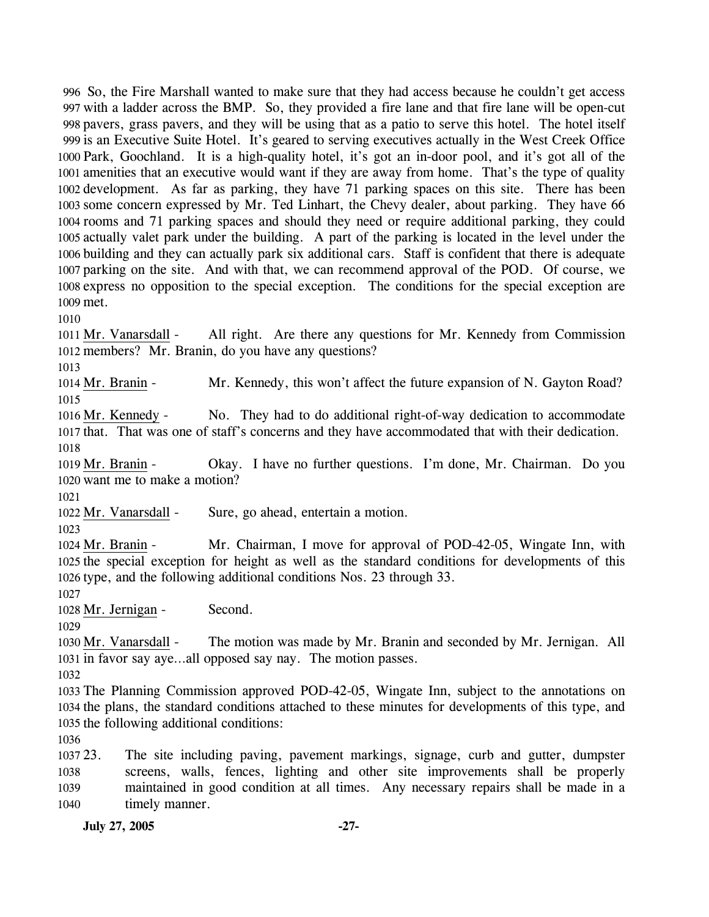So, the Fire Marshall wanted to make sure that they had access because he couldn't get access with a ladder across the BMP. So, they provided a fire lane and that fire lane will be open-cut pavers, grass pavers, and they will be using that as a patio to serve this hotel. The hotel itself is an Executive Suite Hotel. It's geared to serving executives actually in the West Creek Office Park, Goochland. It is a high-quality hotel, it's got an in-door pool, and it's got all of the amenities that an executive would want if they are away from home. That's the type of quality development. As far as parking, they have 71 parking spaces on this site. There has been some concern expressed by Mr. Ted Linhart, the Chevy dealer, about parking. They have 66 rooms and 71 parking spaces and should they need or require additional parking, they could actually valet park under the building. A part of the parking is located in the level under the building and they can actually park six additional cars. Staff is confident that there is adequate parking on the site. And with that, we can recommend approval of the POD. Of course, we express no opposition to the special exception. The conditions for the special exception are met.

<u>Mr. Vanarsdall</u> - All right. Are there any questions for Mr. Kennedy from Commission members? Mr. Branin, do you have any questions?

<u>Mr. Branin</u> - Mr. Kennedy, this won't affect the future expansion of N. Gayton Road?

<u>Mr. Kennedy</u> - No. They had to do additional right-of-way dedication to accommodate that. That was one of staff's concerns and they have accommodated that with their dedication.

<u>Mr. Branin</u> - Okay. I have no further questions. I'm done, Mr. Chairman. Do you want me to make a motion?

<u>Mr. Vanarsdall</u> - Sure, go ahead, entertain a motion.

<u>Mr. Branin</u> - Mr. Chairman, I move for approval of POD-42-05, Wingate Inn, with the special exception for height as well as the standard conditions for developments of this type, and the following additional conditions Nos. 23 through 33.

<u>Mr. Jernigan</u> - Second.

<u>Mr. Vanarsdall</u> - The motion was made by Mr. Branin and seconded by Mr. Jernigan. All in favor say aye…all opposed say nay. The motion passes.

The Planning Commission approved POD-42-05, Wingate Inn, subject to the annotations on the plans, the standard conditions attached to these minutes for developments of this type, and the following additional conditions:

23. The site including paving, pavement markings, signage, curb and gutter, dumpster screens, walls, fences, lighting and other site improvements shall be properly maintained in good condition at all times. Any necessary repairs shall be made in a timely manner.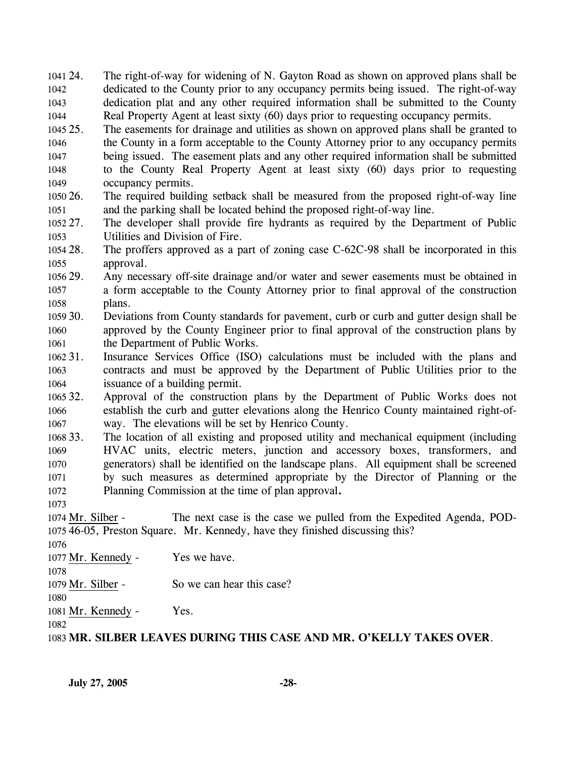24. The right-of-way for widening of N. Gayton Road as shown on approved plans shall be dedicated to the County prior to any occupancy permits being issued. The right-of-way dedication plat and any other required information shall be submitted to the County Real Property Agent at least sixty (60) days prior to requesting occupancy permits.
25. The easements for drainage and utilities as shown on approved plans shall be granted to the County in a form acceptable to the County Attorney prior to any occupancy permits being issued. The easement plats and any other required information shall be submitted to the County Real Property Agent at least sixty (60) days prior to requesting occupancy permits.
26. The required building setback shall be measured from the proposed right-of-way line and the parking shall be located behind the proposed right-of-way line.
27. The developer shall provide fire hydrants as required by the Department of Public Utilities and Division of Fire.
28. The proffers approved as a part of zoning case C-62C-98 shall be incorporated in this approval.
29. Any necessary off-site drainage and/or water and sewer easements must be obtained in a form acceptable to the County Attorney prior to final approval of the construction plans.
30. Deviations from County standards for pavement, curb or curb and gutter design shall be approved by the County Engineer prior to final approval of the construction plans by the Department of Public Works.
31. Insurance Services Office (ISO) calculations must be included with the plans and contracts and must be approved by the Department of Public Utilities prior to the issuance of a building permit.
32. Approval of the construction plans by the Department of Public Works does not establish the curb and gutter elevations along the Henrico County maintained right-of-way. The elevations will be set by Henrico County.
33. The location of all existing and proposed utility and mechanical equipment (including HVAC units, electric meters, junction and accessory boxes, transformers, and generators) shall be identified on the landscape plans. All equipment shall be screened by such measures as determined appropriate by the Director of Planning or the Planning Commission at the time of plan approval**.**

Mr. Silber - The next case is the case we pulled from the Expedited Agenda, POD-46-05, Preston Square. Mr. Kennedy, have they finished discussing this?

Mr. Kennedy - Yes we have.

Mr. Silber - So we can hear this case?

Mr. Kennedy - Yes.

**MR. SILBER LEAVES DURING THIS CASE AND MR. O'KELLY TAKES OVER**.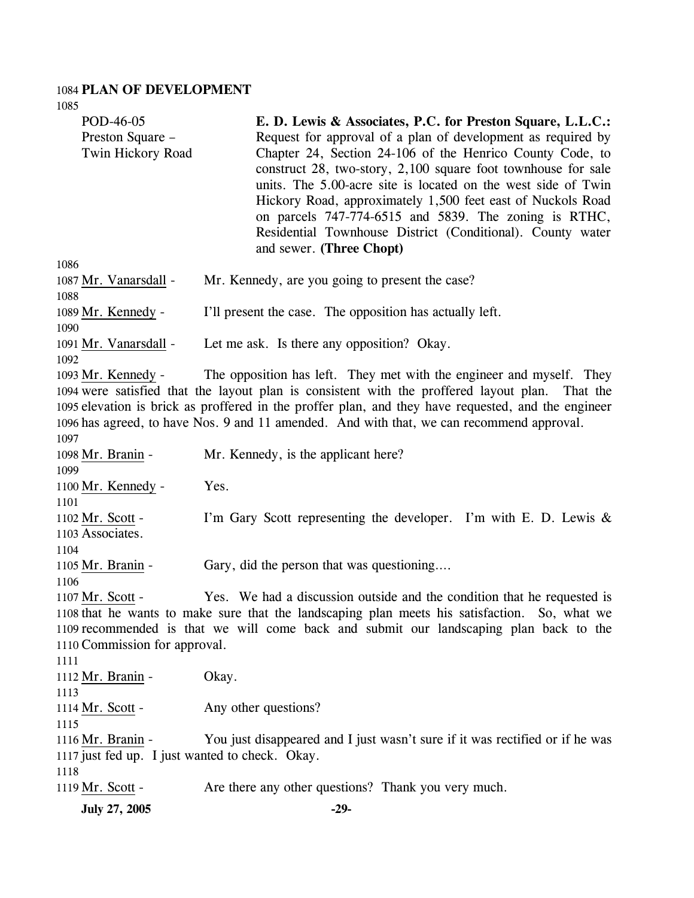**PLAN OF DEVELOPMENT**

POD-46-05
Preston Square –
Twin Hickory Road

**E. D. Lewis & Associates, P.C. for Preston Square, L.L.C.:** Request for approval of a plan of development as required by Chapter 24, Section 24-106 of the Henrico County Code, to construct 28, two-story, 2,100 square foot townhouse for sale units. The 5.00-acre site is located on the west side of Twin Hickory Road, approximately 1,500 feet east of Nuckols Road on parcels 747-774-6515 and 5839. The zoning is RTHC, Residential Townhouse District (Conditional). County water and sewer. **(Three Chopt)**

Mr. Vanarsdall - Mr. Kennedy, are you going to present the case?

Mr. Kennedy - I'll present the case. The opposition has actually left.

Mr. Vanarsdall - Let me ask. Is there any opposition? Okay.

Mr. Kennedy - The opposition has left. They met with the engineer and myself. They were satisfied that the layout plan is consistent with the proffered layout plan. That the elevation is brick as proffered in the proffer plan, and they have requested, and the engineer has agreed, to have Nos. 9 and 11 amended. And with that, we can recommend approval.

Mr. Branin - Mr. Kennedy, is the applicant here?

Mr. Kennedy - Yes.

Mr. Scott - I'm Gary Scott representing the developer. I'm with E. D. Lewis & Associates.

Mr. Branin - Gary, did the person that was questioning….

Mr. Scott - Yes. We had a discussion outside and the condition that he requested is that he wants to make sure that the landscaping plan meets his satisfaction. So, what we recommended is that we will come back and submit our landscaping plan back to the Commission for approval.

Mr. Branin - Okay.

Mr. Scott - Any other questions?

Mr. Branin - You just disappeared and I just wasn't sure if it was rectified or if he was just fed up. I just wanted to check. Okay.

Mr. Scott - Are there any other questions? Thank you very much.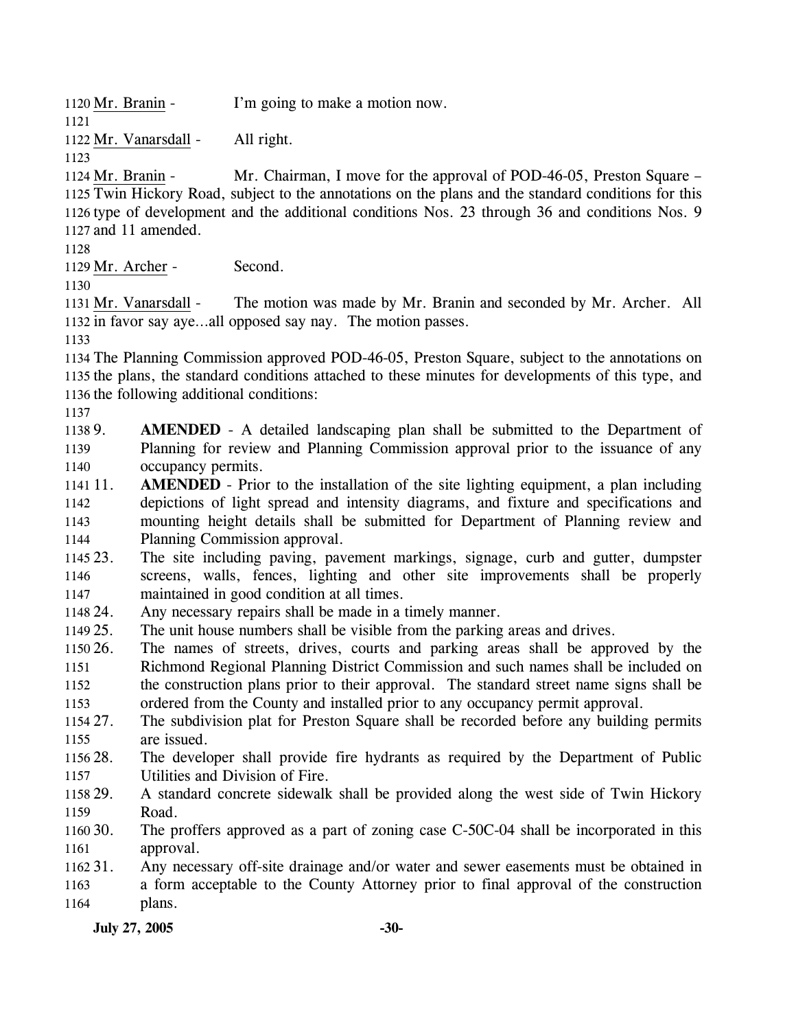Mr. Branin - I'm going to make a motion now.

Mr. Vanarsdall - All right.

Mr. Branin - Mr. Chairman, I move for the approval of POD-46-05, Preston Square – Twin Hickory Road, subject to the annotations on the plans and the standard conditions for this type of development and the additional conditions Nos. 23 through 36 and conditions Nos. 9 and 11 amended.

Mr. Archer - Second.

Mr. Vanarsdall - The motion was made by Mr. Branin and seconded by Mr. Archer. All in favor say aye…all opposed say nay. The motion passes.

The Planning Commission approved POD-46-05, Preston Square, subject to the annotations on the plans, the standard conditions attached to these minutes for developments of this type, and the following additional conditions:

9. **AMENDED** - A detailed landscaping plan shall be submitted to the Department of Planning for review and Planning Commission approval prior to the issuance of any occupancy permits.
11. **AMENDED** - Prior to the installation of the site lighting equipment, a plan including depictions of light spread and intensity diagrams, and fixture and specifications and mounting height details shall be submitted for Department of Planning review and Planning Commission approval.
23. The site including paving, pavement markings, signage, curb and gutter, dumpster screens, walls, fences, lighting and other site improvements shall be properly maintained in good condition at all times.
24. Any necessary repairs shall be made in a timely manner.
25. The unit house numbers shall be visible from the parking areas and drives.
26. The names of streets, drives, courts and parking areas shall be approved by the Richmond Regional Planning District Commission and such names shall be included on the construction plans prior to their approval. The standard street name signs shall be ordered from the County and installed prior to any occupancy permit approval.
27. The subdivision plat for Preston Square shall be recorded before any building permits are issued.
28. The developer shall provide fire hydrants as required by the Department of Public Utilities and Division of Fire.
29. A standard concrete sidewalk shall be provided along the west side of Twin Hickory Road.
30. The proffers approved as a part of zoning case C-50C-04 shall be incorporated in this approval.
31. Any necessary off-site drainage and/or water and sewer easements must be obtained in a form acceptable to the County Attorney prior to final approval of the construction plans.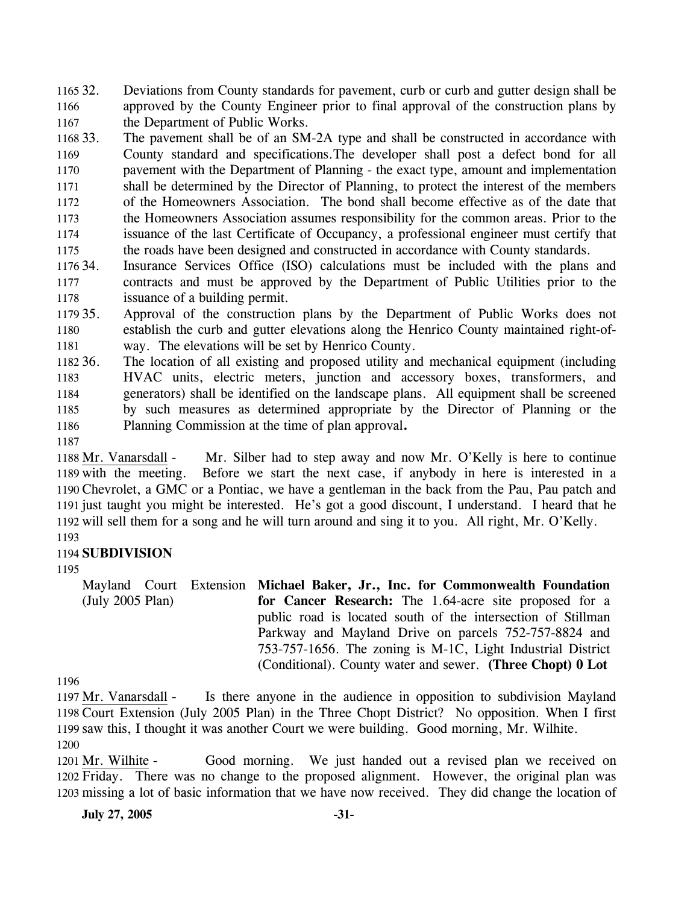32. Deviations from County standards for pavement, curb or curb and gutter design shall be approved by the County Engineer prior to final approval of the construction plans by the Department of Public Works.

33. The pavement shall be of an SM-2A type and shall be constructed in accordance with County standard and specifications.The developer shall post a defect bond for all pavement with the Department of Planning - the exact type, amount and implementation shall be determined by the Director of Planning, to protect the interest of the members of the Homeowners Association. The bond shall become effective as of the date that the Homeowners Association assumes responsibility for the common areas. Prior to the issuance of the last Certificate of Occupancy, a professional engineer must certify that the roads have been designed and constructed in accordance with County standards.

34. Insurance Services Office (ISO) calculations must be included with the plans and contracts and must be approved by the Department of Public Utilities prior to the issuance of a building permit.

35. Approval of the construction plans by the Department of Public Works does not establish the curb and gutter elevations along the Henrico County maintained right-of-way. The elevations will be set by Henrico County.

36. The location of all existing and proposed utility and mechanical equipment (including HVAC units, electric meters, junction and accessory boxes, transformers, and generators) shall be identified on the landscape plans. All equipment shall be screened by such measures as determined appropriate by the Director of Planning or the Planning Commission at the time of plan approval**.**

Mr. Vanarsdall - Mr. Silber had to step away and now Mr. O'Kelly is here to continue with the meeting. Before we start the next case, if anybody in here is interested in a Chevrolet, a GMC or a Pontiac, we have a gentleman in the back from the Pau, Pau patch and just taught you might be interested. He's got a good discount, I understand. I heard that he will sell them for a song and he will turn around and sing it to you. All right, Mr. O'Kelly.

**SUBDIVISION**

Mayland Court Extension (July 2005 Plan) **Michael Baker, Jr., Inc. for Commonwealth Foundation for Cancer Research:** The 1.64-acre site proposed for a public road is located south of the intersection of Stillman Parkway and Mayland Drive on parcels 752-757-8824 and 753-757-1656. The zoning is M-1C, Light Industrial District (Conditional). County water and sewer. **(Three Chopt) 0 Lot**

Mr. Vanarsdall - Is there anyone in the audience in opposition to subdivision Mayland Court Extension (July 2005 Plan) in the Three Chopt District? No opposition. When I first saw this, I thought it was another Court we were building. Good morning, Mr. Wilhite.

Mr. Wilhite - Good morning. We just handed out a revised plan we received on Friday. There was no change to the proposed alignment. However, the original plan was missing a lot of basic information that we have now received. They did change the location of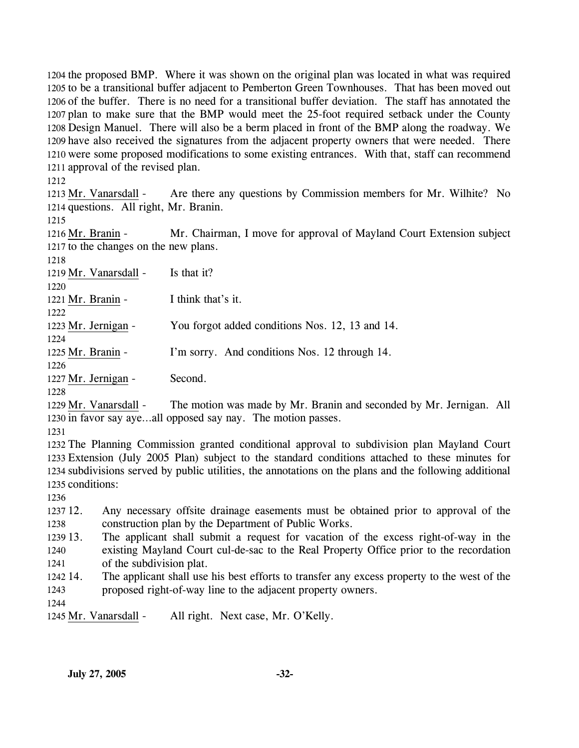the proposed BMP. Where it was shown on the original plan was located in what was required to be a transitional buffer adjacent to Pemberton Green Townhouses. That has been moved out of the buffer. There is no need for a transitional buffer deviation. The staff has annotated the plan to make sure that the BMP would meet the 25-foot required setback under the County Design Manuel. There will also be a berm placed in front of the BMP along the roadway. We have also received the signatures from the adjacent property owners that were needed. There were some proposed modifications to some existing entrances. With that, staff can recommend approval of the revised plan.

Mr. Vanarsdall - Are there any questions by Commission members for Mr. Wilhite? No questions. All right, Mr. Branin.

Mr. Branin - Mr. Chairman, I move for approval of Mayland Court Extension subject to the changes on the new plans.

Mr. Vanarsdall - Is that it?

Mr. Branin - I think that's it.

Mr. Jernigan - You forgot added conditions Nos. 12, 13 and 14.

Mr. Branin - I'm sorry. And conditions Nos. 12 through 14.

Mr. Jernigan - Second.

Mr. Vanarsdall - The motion was made by Mr. Branin and seconded by Mr. Jernigan. All in favor say aye…all opposed say nay. The motion passes.

The Planning Commission granted conditional approval to subdivision plan Mayland Court Extension (July 2005 Plan) subject to the standard conditions attached to these minutes for subdivisions served by public utilities, the annotations on the plans and the following additional conditions:

12. Any necessary offsite drainage easements must be obtained prior to approval of the construction plan by the Department of Public Works.
13. The applicant shall submit a request for vacation of the excess right-of-way in the existing Mayland Court cul-de-sac to the Real Property Office prior to the recordation of the subdivision plat.
14. The applicant shall use his best efforts to transfer any excess property to the west of the proposed right-of-way line to the adjacent property owners.

Mr. Vanarsdall - All right. Next case, Mr. O'Kelly.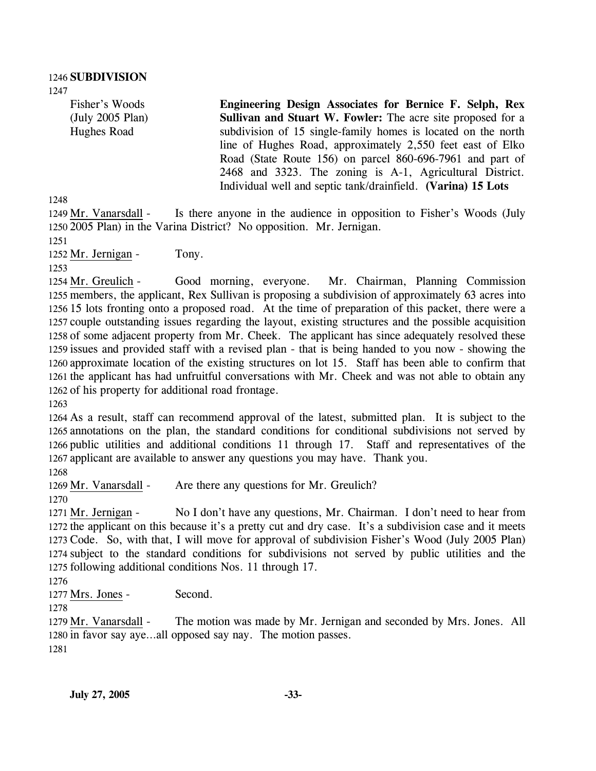**SUBDIVISION**

| | |
|---|---|
| Fisher's Woods (July 2005 Plan) Hughes Road | **Engineering Design Associates for Bernice F. Selph, Rex Sullivan and Stuart W. Fowler:** The acre site proposed for a subdivision of 15 single-family homes is located on the north line of Hughes Road, approximately 2,550 feet east of Elko Road (State Route 156) on parcel 860-696-7961 and part of 2468 and 3323. The zoning is A-1, Agricultural District. Individual well and septic tank/drainfield. **(Varina) 15 Lots** |

Mr. Vanarsdall - Is there anyone in the audience in opposition to Fisher's Woods (July 2005 Plan) in the Varina District? No opposition. Mr. Jernigan.

Mr. Jernigan - Tony.

Mr. Greulich - Good morning, everyone. Mr. Chairman, Planning Commission members, the applicant, Rex Sullivan is proposing a subdivision of approximately 63 acres into 15 lots fronting onto a proposed road. At the time of preparation of this packet, there were a couple outstanding issues regarding the layout, existing structures and the possible acquisition of some adjacent property from Mr. Cheek. The applicant has since adequately resolved these issues and provided staff with a revised plan - that is being handed to you now - showing the approximate location of the existing structures on lot 15. Staff has been able to confirm that the applicant has had unfruitful conversations with Mr. Cheek and was not able to obtain any of his property for additional road frontage.

As a result, staff can recommend approval of the latest, submitted plan. It is subject to the annotations on the plan, the standard conditions for conditional subdivisions not served by public utilities and additional conditions 11 through 17. Staff and representatives of the applicant are available to answer any questions you may have. Thank you.

Mr. Vanarsdall - Are there any questions for Mr. Greulich?

Mr. Jernigan - No I don't have any questions, Mr. Chairman. I don't need to hear from the applicant on this because it's a pretty cut and dry case. It's a subdivision case and it meets Code. So, with that, I will move for approval of subdivision Fisher's Wood (July 2005 Plan) subject to the standard conditions for subdivisions not served by public utilities and the following additional conditions Nos. 11 through 17.

Mrs. Jones - Second.

Mr. Vanarsdall - The motion was made by Mr. Jernigan and seconded by Mrs. Jones. All in favor say aye…all opposed say nay. The motion passes.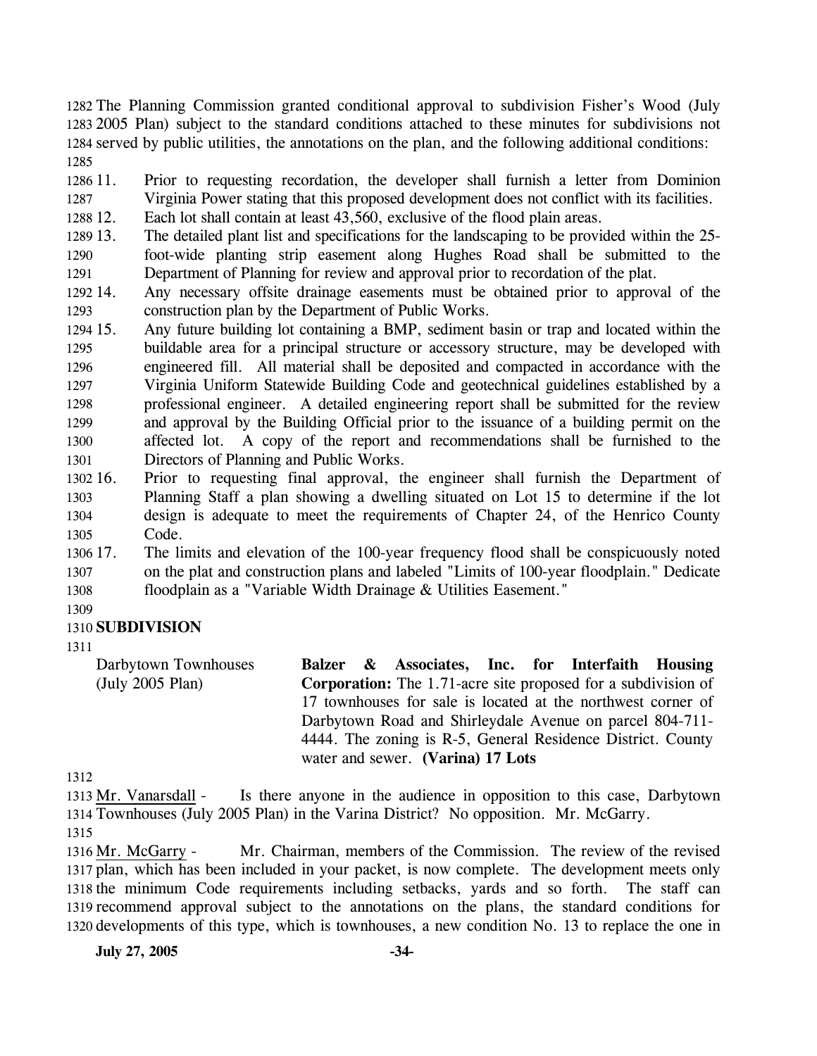The Planning Commission granted conditional approval to subdivision Fisher's Wood (July 2005 Plan) subject to the standard conditions attached to these minutes for subdivisions not served by public utilities, the annotations on the plan, and the following additional conditions:

11. Prior to requesting recordation, the developer shall furnish a letter from Dominion Virginia Power stating that this proposed development does not conflict with its facilities.
12. Each lot shall contain at least 43,560, exclusive of the flood plain areas.
13. The detailed plant list and specifications for the landscaping to be provided within the 25-foot-wide planting strip easement along Hughes Road shall be submitted to the Department of Planning for review and approval prior to recordation of the plat.
14. Any necessary offsite drainage easements must be obtained prior to approval of the construction plan by the Department of Public Works.
15. Any future building lot containing a BMP, sediment basin or trap and located within the buildable area for a principal structure or accessory structure, may be developed with engineered fill. All material shall be deposited and compacted in accordance with the Virginia Uniform Statewide Building Code and geotechnical guidelines established by a professional engineer. A detailed engineering report shall be submitted for the review and approval by the Building Official prior to the issuance of a building permit on the affected lot. A copy of the report and recommendations shall be furnished to the Directors of Planning and Public Works.
16. Prior to requesting final approval, the engineer shall furnish the Department of Planning Staff a plan showing a dwelling situated on Lot 15 to determine if the lot design is adequate to meet the requirements of Chapter 24, of the Henrico County Code.
17. The limits and elevation of the 100-year frequency flood shall be conspicuously noted on the plat and construction plans and labeled "Limits of 100-year floodplain." Dedicate floodplain as a "Variable Width Drainage & Utilities Easement."

**SUBDIVISION**

Darbytown Townhouses (July 2005 Plan)

**Balzer & Associates, Inc. for Interfaith Housing Corporation:** The 1.71-acre site proposed for a subdivision of 17 townhouses for sale is located at the northwest corner of Darbytown Road and Shirleydale Avenue on parcel 804-711-4444. The zoning is R-5, General Residence District. County water and sewer. **(Varina) 17 Lots**

Mr. Vanarsdall - Is there anyone in the audience in opposition to this case, Darbytown Townhouses (July 2005 Plan) in the Varina District? No opposition. Mr. McGarry.

Mr. McGarry - Mr. Chairman, members of the Commission. The review of the revised plan, which has been included in your packet, is now complete. The development meets only the minimum Code requirements including setbacks, yards and so forth. The staff can recommend approval subject to the annotations on the plans, the standard conditions for developments of this type, which is townhouses, a new condition No. 13 to replace the one in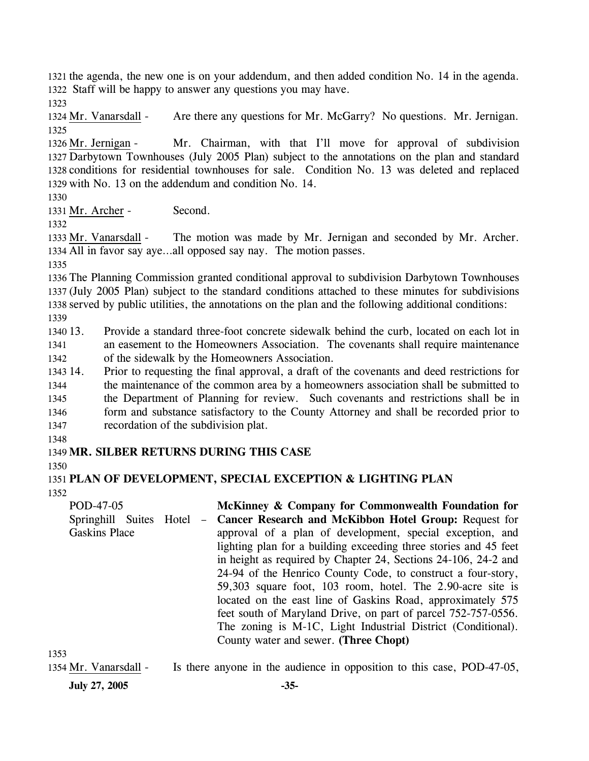the agenda, the new one is on your addendum, and then added condition No. 14 in the agenda. Staff will be happy to answer any questions you may have.

Mr. Vanarsdall - Are there any questions for Mr. McGarry? No questions. Mr. Jernigan.

Mr. Jernigan - Mr. Chairman, with that I'll move for approval of subdivision Darbytown Townhouses (July 2005 Plan) subject to the annotations on the plan and standard conditions for residential townhouses for sale. Condition No. 13 was deleted and replaced with No. 13 on the addendum and condition No. 14.

Mr. Archer - Second.

Mr. Vanarsdall - The motion was made by Mr. Jernigan and seconded by Mr. Archer. All in favor say aye…all opposed say nay. The motion passes.

The Planning Commission granted conditional approval to subdivision Darbytown Townhouses (July 2005 Plan) subject to the standard conditions attached to these minutes for subdivisions served by public utilities, the annotations on the plan and the following additional conditions:

13. Provide a standard three-foot concrete sidewalk behind the curb, located on each lot in an easement to the Homeowners Association. The covenants shall require maintenance of the sidewalk by the Homeowners Association.
14. Prior to requesting the final approval, a draft of the covenants and deed restrictions for the maintenance of the common area by a homeowners association shall be submitted to the Department of Planning for review. Such covenants and restrictions shall be in form and substance satisfactory to the County Attorney and shall be recorded prior to recordation of the subdivision plat.

**MR. SILBER RETURNS DURING THIS CASE**

**PLAN OF DEVELOPMENT, SPECIAL EXCEPTION & LIGHTING PLAN**

POD-47-05
Springhill Suites Hotel – Gaskins Place

**McKinney & Company for Commonwealth Foundation for Cancer Research and McKibbon Hotel Group:** Request for approval of a plan of development, special exception, and lighting plan for a building exceeding three stories and 45 feet in height as required by Chapter 24, Sections 24-106, 24-2 and 24-94 of the Henrico County Code, to construct a four-story, 59,303 square foot, 103 room, hotel. The 2.90-acre site is located on the east line of Gaskins Road, approximately 575 feet south of Maryland Drive, on part of parcel 752-757-0556. The zoning is M-1C, Light Industrial District (Conditional). County water and sewer. **(Three Chopt)**

Mr. Vanarsdall - Is there anyone in the audience in opposition to this case, POD-47-05,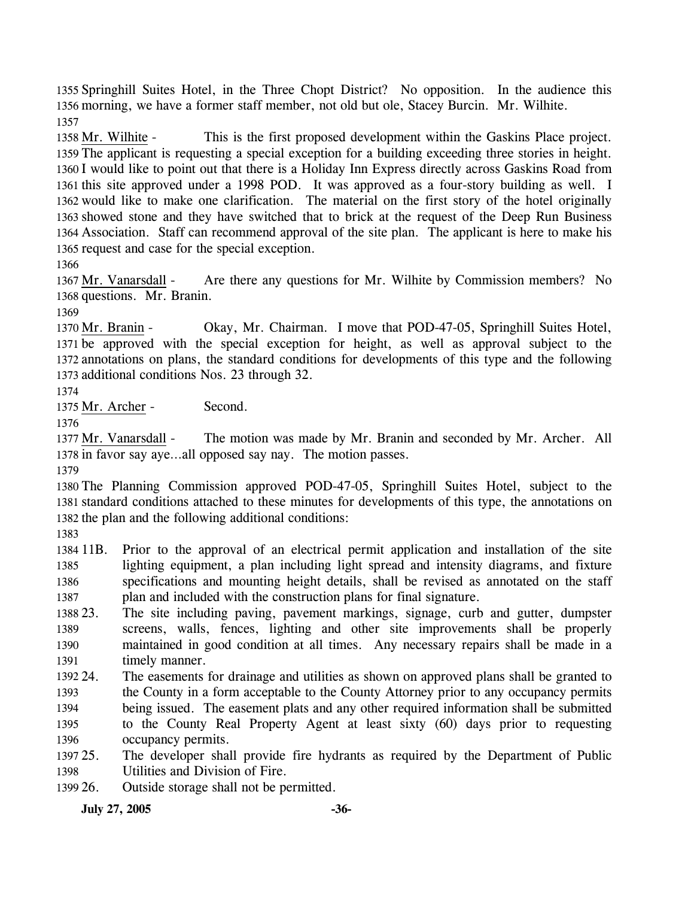Springhill Suites Hotel, in the Three Chopt District? No opposition. In the audience this morning, we have a former staff member, not old but ole, Stacey Burcin. Mr. Wilhite.

Mr. Wilhite - This is the first proposed development within the Gaskins Place project. The applicant is requesting a special exception for a building exceeding three stories in height. I would like to point out that there is a Holiday Inn Express directly across Gaskins Road from this site approved under a 1998 POD. It was approved as a four-story building as well. I would like to make one clarification. The material on the first story of the hotel originally showed stone and they have switched that to brick at the request of the Deep Run Business Association. Staff can recommend approval of the site plan. The applicant is here to make his request and case for the special exception.

Mr. Vanarsdall - Are there any questions for Mr. Wilhite by Commission members? No questions. Mr. Branin.

Mr. Branin - Okay, Mr. Chairman. I move that POD-47-05, Springhill Suites Hotel, be approved with the special exception for height, as well as approval subject to the annotations on plans, the standard conditions for developments of this type and the following additional conditions Nos. 23 through 32.

Mr. Archer - Second.

Mr. Vanarsdall - The motion was made by Mr. Branin and seconded by Mr. Archer. All in favor say aye…all opposed say nay. The motion passes.

The Planning Commission approved POD-47-05, Springhill Suites Hotel, subject to the standard conditions attached to these minutes for developments of this type, the annotations on the plan and the following additional conditions:

11B. Prior to the approval of an electrical permit application and installation of the site lighting equipment, a plan including light spread and intensity diagrams, and fixture specifications and mounting height details, shall be revised as annotated on the staff plan and included with the construction plans for final signature.

23. The site including paving, pavement markings, signage, curb and gutter, dumpster screens, walls, fences, lighting and other site improvements shall be properly maintained in good condition at all times. Any necessary repairs shall be made in a timely manner.

24. The easements for drainage and utilities as shown on approved plans shall be granted to the County in a form acceptable to the County Attorney prior to any occupancy permits being issued. The easement plats and any other required information shall be submitted to the County Real Property Agent at least sixty (60) days prior to requesting occupancy permits.

25. The developer shall provide fire hydrants as required by the Department of Public Utilities and Division of Fire.

26. Outside storage shall not be permitted.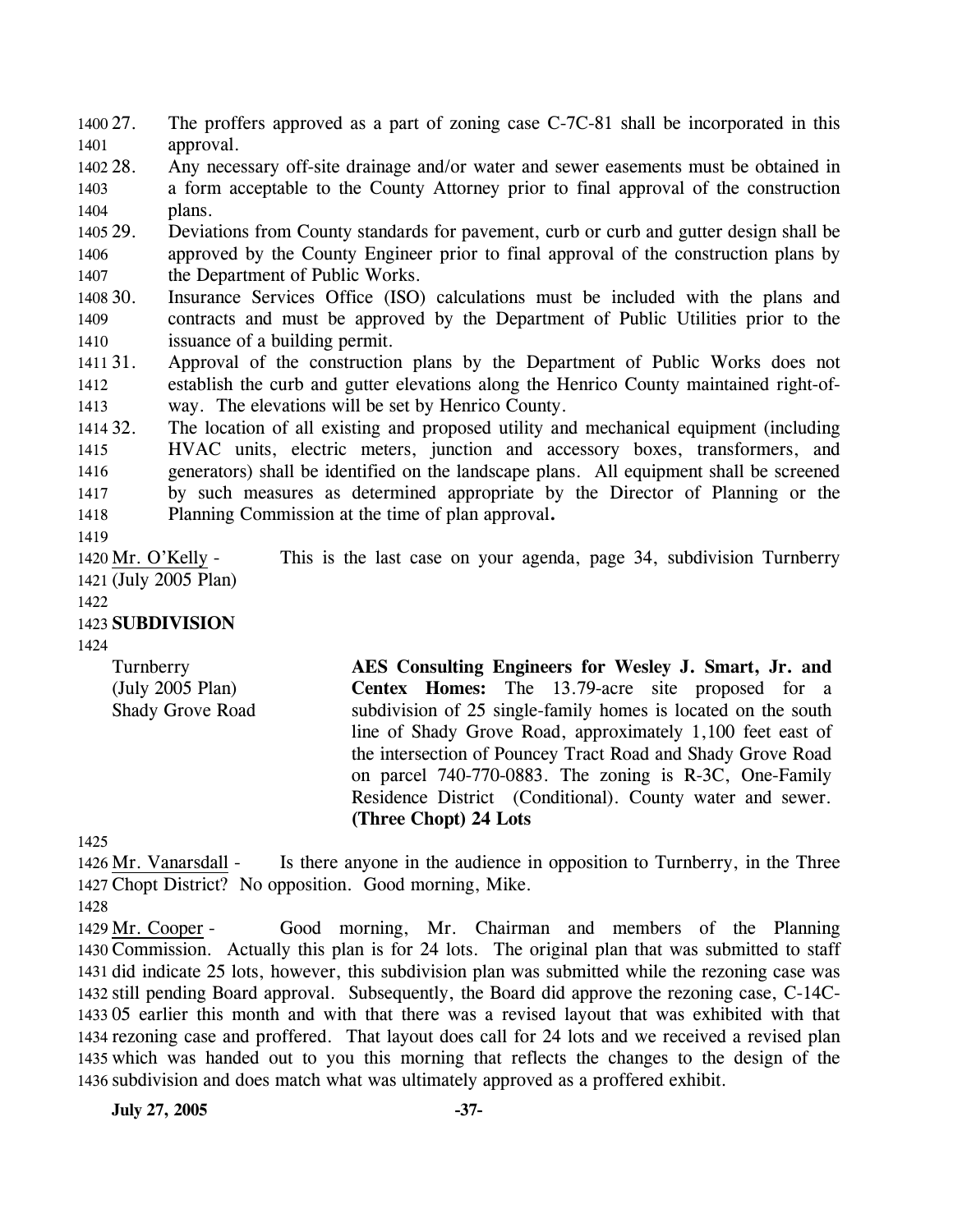27. The proffers approved as a part of zoning case C-7C-81 shall be incorporated in this approval.
28. Any necessary off-site drainage and/or water and sewer easements must be obtained in a form acceptable to the County Attorney prior to final approval of the construction plans.
29. Deviations from County standards for pavement, curb or curb and gutter design shall be approved by the County Engineer prior to final approval of the construction plans by the Department of Public Works.
30. Insurance Services Office (ISO) calculations must be included with the plans and contracts and must be approved by the Department of Public Utilities prior to the issuance of a building permit.
31. Approval of the construction plans by the Department of Public Works does not establish the curb and gutter elevations along the Henrico County maintained right-of-way. The elevations will be set by Henrico County.
32. The location of all existing and proposed utility and mechanical equipment (including HVAC units, electric meters, junction and accessory boxes, transformers, and generators) shall be identified on the landscape plans. All equipment shall be screened by such measures as determined appropriate by the Director of Planning or the Planning Commission at the time of plan approval**.**

Mr. O'Kelly - This is the last case on your agenda, page 34, subdivision Turnberry (July 2005 Plan)

**SUBDIVISION**

| | |
|---|---|
| Turnberry (July 2005 Plan) Shady Grove Road | **AES Consulting Engineers for Wesley J. Smart, Jr. and Centex Homes:** The 13.79-acre site proposed for a subdivision of 25 single-family homes is located on the south line of Shady Grove Road, approximately 1,100 feet east of the intersection of Pouncey Tract Road and Shady Grove Road on parcel 740-770-0883. The zoning is R-3C, One-Family Residence District (Conditional). County water and sewer. **(Three Chopt) 24 Lots** |

Mr. Vanarsdall - Is there anyone in the audience in opposition to Turnberry, in the Three Chopt District? No opposition. Good morning, Mike.

Mr. Cooper - Good morning, Mr. Chairman and members of the Planning Commission. Actually this plan is for 24 lots. The original plan that was submitted to staff did indicate 25 lots, however, this subdivision plan was submitted while the rezoning case was still pending Board approval. Subsequently, the Board did approve the rezoning case, C-14C-05 earlier this month and with that there was a revised layout that was exhibited with that rezoning case and proffered. That layout does call for 24 lots and we received a revised plan which was handed out to you this morning that reflects the changes to the design of the subdivision and does match what was ultimately approved as a proffered exhibit.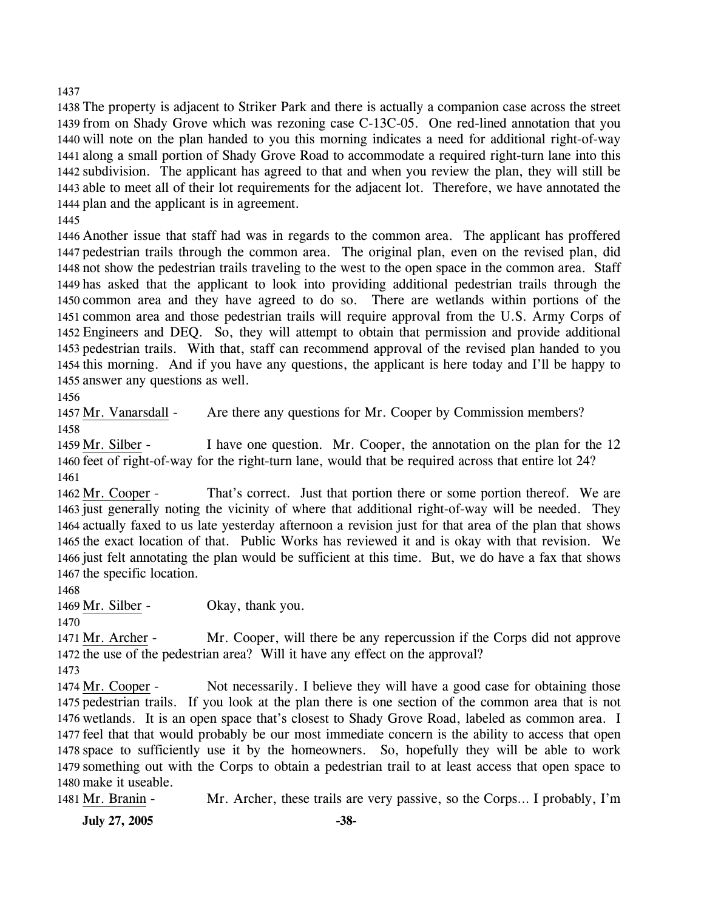The property is adjacent to Striker Park and there is actually a companion case across the street from on Shady Grove which was rezoning case C-13C-05. One red-lined annotation that you will note on the plan handed to you this morning indicates a need for additional right-of-way along a small portion of Shady Grove Road to accommodate a required right-turn lane into this subdivision. The applicant has agreed to that and when you review the plan, they will still be able to meet all of their lot requirements for the adjacent lot. Therefore, we have annotated the plan and the applicant is in agreement.

Another issue that staff had was in regards to the common area. The applicant has proffered pedestrian trails through the common area. The original plan, even on the revised plan, did not show the pedestrian trails traveling to the west to the open space in the common area. Staff has asked that the applicant to look into providing additional pedestrian trails through the common area and they have agreed to do so. There are wetlands within portions of the common area and those pedestrian trails will require approval from the U.S. Army Corps of Engineers and DEQ. So, they will attempt to obtain that permission and provide additional pedestrian trails. With that, staff can recommend approval of the revised plan handed to you this morning. And if you have any questions, the applicant is here today and I'll be happy to answer any questions as well.

Mr. Vanarsdall - Are there any questions for Mr. Cooper by Commission members?

Mr. Silber - I have one question. Mr. Cooper, the annotation on the plan for the 12 feet of right-of-way for the right-turn lane, would that be required across that entire lot 24?

Mr. Cooper - That's correct. Just that portion there or some portion thereof. We are just generally noting the vicinity of where that additional right-of-way will be needed. They actually faxed to us late yesterday afternoon a revision just for that area of the plan that shows the exact location of that. Public Works has reviewed it and is okay with that revision. We just felt annotating the plan would be sufficient at this time. But, we do have a fax that shows the specific location.

Mr. Silber - Okay, thank you.

Mr. Archer - Mr. Cooper, will there be any repercussion if the Corps did not approve the use of the pedestrian area? Will it have any effect on the approval?

Mr. Cooper - Not necessarily. I believe they will have a good case for obtaining those pedestrian trails. If you look at the plan there is one section of the common area that is not wetlands. It is an open space that's closest to Shady Grove Road, labeled as common area. I feel that that would probably be our most immediate concern is the ability to access that open space to sufficiently use it by the homeowners. So, hopefully they will be able to work something out with the Corps to obtain a pedestrian trail to at least access that open space to make it useable.

Mr. Branin - Mr. Archer, these trails are very passive, so the Corps... I probably, I'm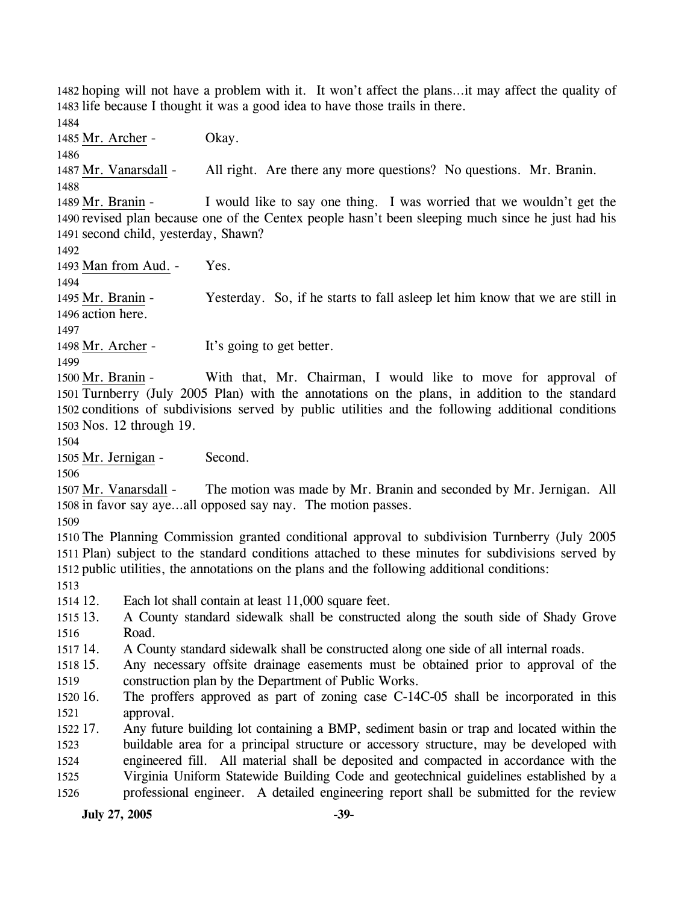hoping will not have a problem with it. It won't affect the plans…it may affect the quality of life because I thought it was a good idea to have those trails in there.

Mr. Archer - Okay.

Mr. Vanarsdall - All right. Are there any more questions? No questions. Mr. Branin.

Mr. Branin - I would like to say one thing. I was worried that we wouldn't get the revised plan because one of the Centex people hasn't been sleeping much since he just had his second child, yesterday, Shawn?

Man from Aud. - Yes.

Mr. Branin - Yesterday. So, if he starts to fall asleep let him know that we are still in action here.

Mr. Archer - It's going to get better.

Mr. Branin - With that, Mr. Chairman, I would like to move for approval of Turnberry (July 2005 Plan) with the annotations on the plans, in addition to the standard conditions of subdivisions served by public utilities and the following additional conditions Nos. 12 through 19.

Mr. Jernigan - Second.

Mr. Vanarsdall - The motion was made by Mr. Branin and seconded by Mr. Jernigan. All in favor say aye…all opposed say nay. The motion passes.

The Planning Commission granted conditional approval to subdivision Turnberry (July 2005 Plan) subject to the standard conditions attached to these minutes for subdivisions served by public utilities, the annotations on the plans and the following additional conditions:

12. Each lot shall contain at least 11,000 square feet.
13. A County standard sidewalk shall be constructed along the south side of Shady Grove Road.
14. A County standard sidewalk shall be constructed along one side of all internal roads.
15. Any necessary offsite drainage easements must be obtained prior to approval of the construction plan by the Department of Public Works.
16. The proffers approved as part of zoning case C-14C-05 shall be incorporated in this approval.
17. Any future building lot containing a BMP, sediment basin or trap and located within the buildable area for a principal structure or accessory structure, may be developed with engineered fill. All material shall be deposited and compacted in accordance with the Virginia Uniform Statewide Building Code and geotechnical guidelines established by a professional engineer. A detailed engineering report shall be submitted for the review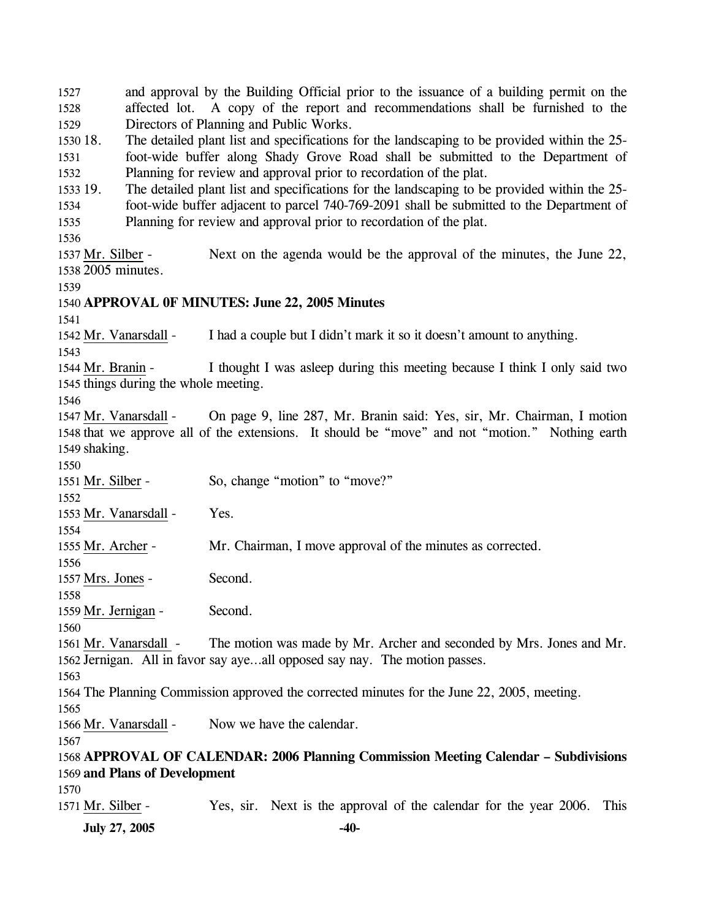and approval by the Building Official prior to the issuance of a building permit on the affected lot. A copy of the report and recommendations shall be furnished to the Directors of Planning and Public Works.

18. The detailed plant list and specifications for the landscaping to be provided within the 25-foot-wide buffer along Shady Grove Road shall be submitted to the Department of Planning for review and approval prior to recordation of the plat.
19. The detailed plant list and specifications for the landscaping to be provided within the 25-foot-wide buffer adjacent to parcel 740-769-2091 shall be submitted to the Department of Planning for review and approval prior to recordation of the plat.

Mr. Silber - Next on the agenda would be the approval of the minutes, the June 22, 2005 minutes.

**APPROVAL 0F MINUTES: June 22, 2005 Minutes**

Mr. Vanarsdall - I had a couple but I didn't mark it so it doesn't amount to anything.

Mr. Branin - I thought I was asleep during this meeting because I think I only said two things during the whole meeting.

Mr. Vanarsdall - On page 9, line 287, Mr. Branin said: Yes, sir, Mr. Chairman, I motion that we approve all of the extensions. It should be "move" and not "motion." Nothing earth shaking.

Mr. Silber - So, change "motion" to "move?"

Mr. Vanarsdall - Yes.

Mr. Archer - Mr. Chairman, I move approval of the minutes as corrected.

Mrs. Jones - Second.

Mr. Jernigan - Second.

Mr. Vanarsdall - The motion was made by Mr. Archer and seconded by Mrs. Jones and Mr. Jernigan. All in favor say aye…all opposed say nay. The motion passes.

The Planning Commission approved the corrected minutes for the June 22, 2005, meeting.

Mr. Vanarsdall - Now we have the calendar.

**APPROVAL OF CALENDAR: 2006 Planning Commission Meeting Calendar – Subdivisions and Plans of Development**

Mr. Silber - Yes, sir. Next is the approval of the calendar for the year 2006. This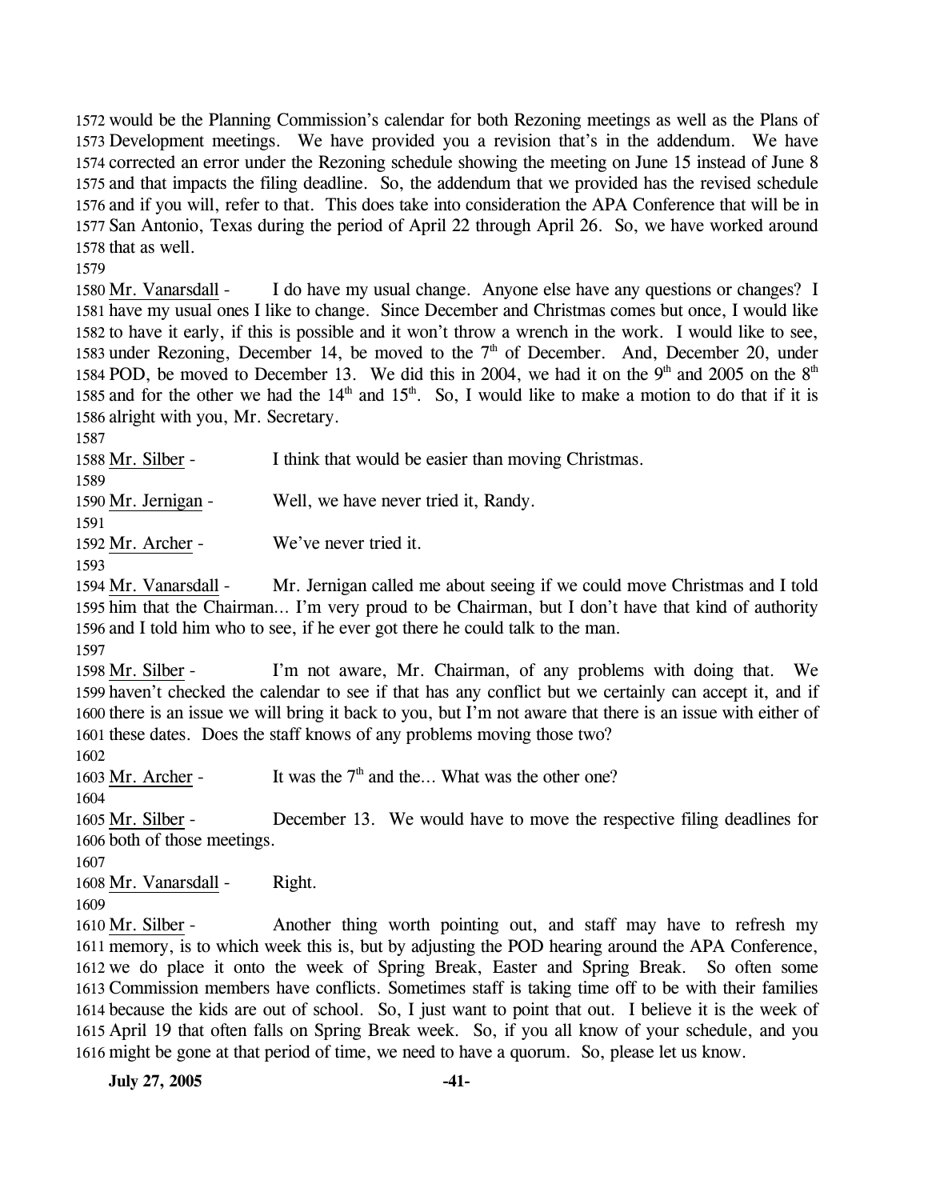1572 would be the Planning Commission's calendar for both Rezoning meetings as well as the Plans of
1573 Development meetings. We have provided you a revision that's in the addendum. We have
1574 corrected an error under the Rezoning schedule showing the meeting on June 15 instead of June 8
1575 and that impacts the filing deadline. So, the addendum that we provided has the revised schedule
1576 and if you will, refer to that. This does take into consideration the APA Conference that will be in
1577 San Antonio, Texas during the period of April 22 through April 26. So, we have worked around
1578 that as well.
1579
1580 Mr. Vanarsdall - I do have my usual change. Anyone else have any questions or changes? I
1581 have my usual ones I like to change. Since December and Christmas comes but once, I would like
1582 to have it early, if this is possible and it won't throw a wrench in the work. I would like to see,
1583 under Rezoning, December 14, be moved to the 7th of December. And, December 20, under
1584 POD, be moved to December 13. We did this in 2004, we had it on the 9th and 2005 on the 8th
1585 and for the other we had the 14th and 15th. So, I would like to make a motion to do that if it is
1586 alright with you, Mr. Secretary.
1587
1588 Mr. Silber - I think that would be easier than moving Christmas.
1589
1590 Mr. Jernigan - Well, we have never tried it, Randy.
1591
1592 Mr. Archer - We've never tried it.
1593
1594 Mr. Vanarsdall - Mr. Jernigan called me about seeing if we could move Christmas and I told
1595 him that the Chairman… I'm very proud to be Chairman, but I don't have that kind of authority
1596 and I told him who to see, if he ever got there he could talk to the man.
1597
1598 Mr. Silber - I'm not aware, Mr. Chairman, of any problems with doing that. We
1599 haven't checked the calendar to see if that has any conflict but we certainly can accept it, and if
1600 there is an issue we will bring it back to you, but I'm not aware that there is an issue with either of
1601 these dates. Does the staff knows of any problems moving those two?
1602
1603 Mr. Archer - It was the 7th and the… What was the other one?
1604
1605 Mr. Silber - December 13. We would have to move the respective filing deadlines for
1606 both of those meetings.
1607
1608 Mr. Vanarsdall - Right.
1609
1610 Mr. Silber - Another thing worth pointing out, and staff may have to refresh my
1611 memory, is to which week this is, but by adjusting the POD hearing around the APA Conference,
1612 we do place it onto the week of Spring Break, Easter and Spring Break. So often some
1613 Commission members have conflicts. Sometimes staff is taking time off to be with their families
1614 because the kids are out of school. So, I just want to point that out. I believe it is the week of
1615 April 19 that often falls on Spring Break week. So, if you all know of your schedule, and you
1616 might be gone at that period of time, we need to have a quorum. So, please let us know.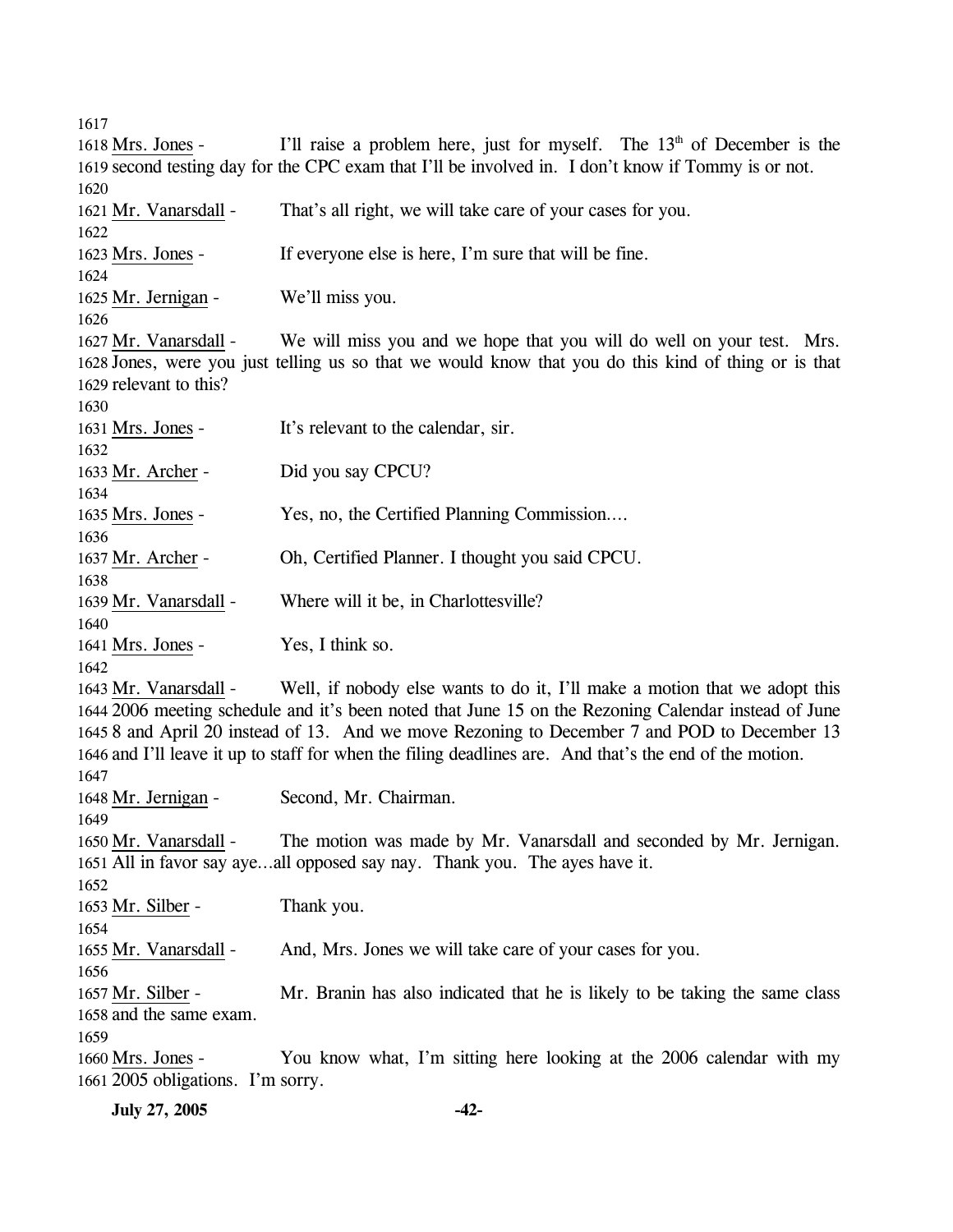1617

1618 Mrs. Jones - I'll raise a problem here, just for myself. The 13th of December is the
1619 second testing day for the CPC exam that I'll be involved in. I don't know if Tommy is or not.

1620

1621 Mr. Vanarsdall - That's all right, we will take care of your cases for you.

1622

1623 Mrs. Jones - If everyone else is here, I'm sure that will be fine.

1624

1625 Mr. Jernigan - We'll miss you.

1626

1627 Mr. Vanarsdall - We will miss you and we hope that you will do well on your test. Mrs.
1628 Jones, were you just telling us so that we would know that you do this kind of thing or is that
1629 relevant to this?

1630

1631 Mrs. Jones - It's relevant to the calendar, sir.

1632

1633 Mr. Archer - Did you say CPCU?

1634

1635 Mrs. Jones - Yes, no, the Certified Planning Commission....

1636

1637 Mr. Archer - Oh, Certified Planner. I thought you said CPCU.

1638

1639 Mr. Vanarsdall - Where will it be, in Charlottesville?

1640

1641 Mrs. Jones - Yes, I think so.

1642

1643 Mr. Vanarsdall - Well, if nobody else wants to do it, I'll make a motion that we adopt this
1644 2006 meeting schedule and it's been noted that June 15 on the Rezoning Calendar instead of June
1645 8 and April 20 instead of 13. And we move Rezoning to December 7 and POD to December 13
1646 and I'll leave it up to staff for when the filing deadlines are. And that's the end of the motion.

1647

1648 Mr. Jernigan - Second, Mr. Chairman.

1649

1650 Mr. Vanarsdall - The motion was made by Mr. Vanarsdall and seconded by Mr. Jernigan.
1651 All in favor say aye…all opposed say nay. Thank you. The ayes have it.

1652

1653 Mr. Silber - Thank you.

1654

1655 Mr. Vanarsdall - And, Mrs. Jones we will take care of your cases for you.

1656

1657 Mr. Silber - Mr. Branin has also indicated that he is likely to be taking the same class
1658 and the same exam.

1659

1660 Mrs. Jones - You know what, I'm sitting here looking at the 2006 calendar with my
1661 2005 obligations. I'm sorry.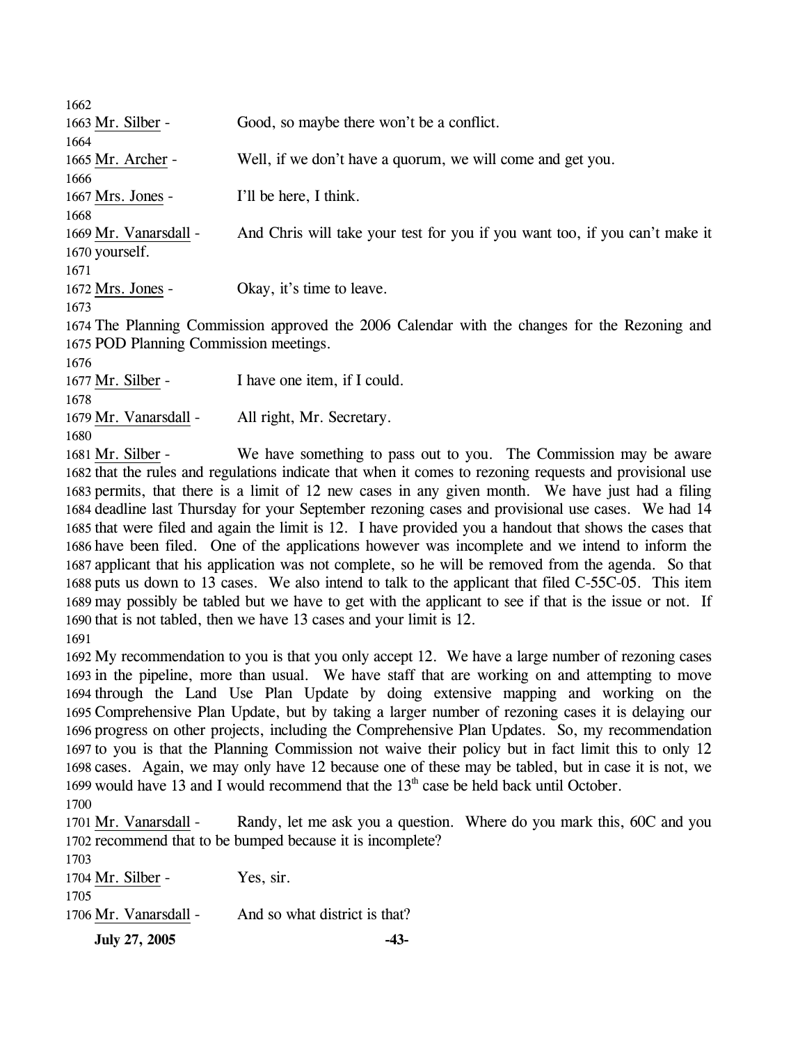Mr. Silber - Good, so maybe there won't be a conflict.

Mr. Archer - Well, if we don't have a quorum, we will come and get you.

Mrs. Jones - I'll be here, I think.

Mr. Vanarsdall - And Chris will take your test for you if you want too, if you can't make it yourself.

Mrs. Jones - Okay, it's time to leave.

The Planning Commission approved the 2006 Calendar with the changes for the Rezoning and POD Planning Commission meetings.

Mr. Silber - I have one item, if I could.

Mr. Vanarsdall - All right, Mr. Secretary.

Mr. Silber - We have something to pass out to you. The Commission may be aware that the rules and regulations indicate that when it comes to rezoning requests and provisional use permits, that there is a limit of 12 new cases in any given month. We have just had a filing deadline last Thursday for your September rezoning cases and provisional use cases. We had 14 that were filed and again the limit is 12. I have provided you a handout that shows the cases that have been filed. One of the applications however was incomplete and we intend to inform the applicant that his application was not complete, so he will be removed from the agenda. So that puts us down to 13 cases. We also intend to talk to the applicant that filed C-55C-05. This item may possibly be tabled but we have to get with the applicant to see if that is the issue or not. If that is not tabled, then we have 13 cases and your limit is 12.

My recommendation to you is that you only accept 12. We have a large number of rezoning cases in the pipeline, more than usual. We have staff that are working on and attempting to move through the Land Use Plan Update by doing extensive mapping and working on the Comprehensive Plan Update, but by taking a larger number of rezoning cases it is delaying our progress on other projects, including the Comprehensive Plan Updates. So, my recommendation to you is that the Planning Commission not waive their policy but in fact limit this to only 12 cases. Again, we may only have 12 because one of these may be tabled, but in case it is not, we would have 13 and I would recommend that the 13th case be held back until October.

Mr. Vanarsdall - Randy, let me ask you a question. Where do you mark this, 60C and you recommend that to be bumped because it is incomplete?

Mr. Silber - Yes, sir.

Mr. Vanarsdall - And so what district is that?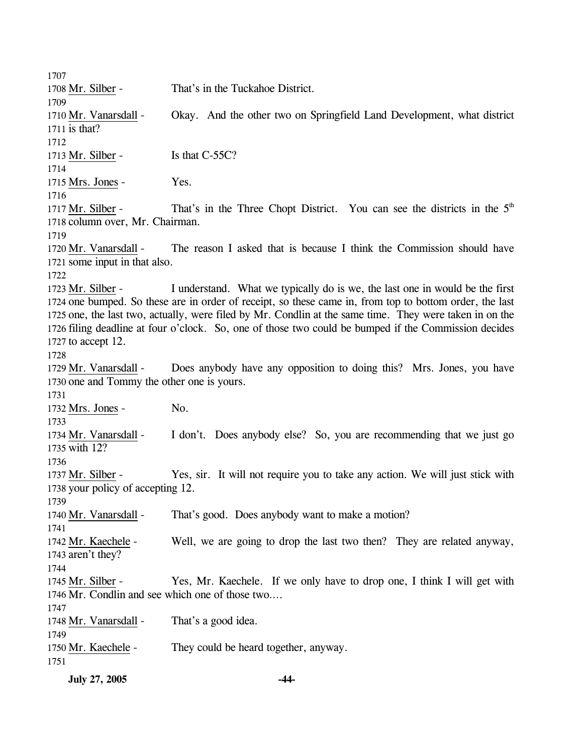1707
1708 Mr. Silber - That's in the Tuckahoe District.
1709
1710 Mr. Vanarsdall - Okay. And the other two on Springfield Land Development, what district
1711 is that?
1712
1713 Mr. Silber - Is that C-55C?
1714
1715 Mrs. Jones - Yes.
1716
1717 Mr. Silber - That's in the Three Chopt District. You can see the districts in the 5th
1718 column over, Mr. Chairman.
1719
1720 Mr. Vanarsdall - The reason I asked that is because I think the Commission should have
1721 some input in that also.
1722
1723 Mr. Silber - I understand. What we typically do is we, the last one in would be the first
1724 one bumped. So these are in order of receipt, so these came in, from top to bottom order, the last
1725 one, the last two, actually, were filed by Mr. Condlin at the same time. They were taken in on the
1726 filing deadline at four o'clock. So, one of those two could be bumped if the Commission decides
1727 to accept 12.
1728
1729 Mr. Vanarsdall - Does anybody have any opposition to doing this? Mrs. Jones, you have
1730 one and Tommy the other one is yours.
1731
1732 Mrs. Jones - No.
1733
1734 Mr. Vanarsdall - I don't. Does anybody else? So, you are recommending that we just go
1735 with 12?
1736
1737 Mr. Silber - Yes, sir. It will not require you to take any action. We will just stick with
1738 your policy of accepting 12.
1739
1740 Mr. Vanarsdall - That's good. Does anybody want to make a motion?
1741
1742 Mr. Kaechele - Well, we are going to drop the last two then? They are related anyway,
1743 aren't they?
1744
1745 Mr. Silber - Yes, Mr. Kaechele. If we only have to drop one, I think I will get with
1746 Mr. Condlin and see which one of those two….
1747
1748 Mr. Vanarsdall - That's a good idea.
1749
1750 Mr. Kaechele - They could be heard together, anyway.
1751

**July 27, 2005**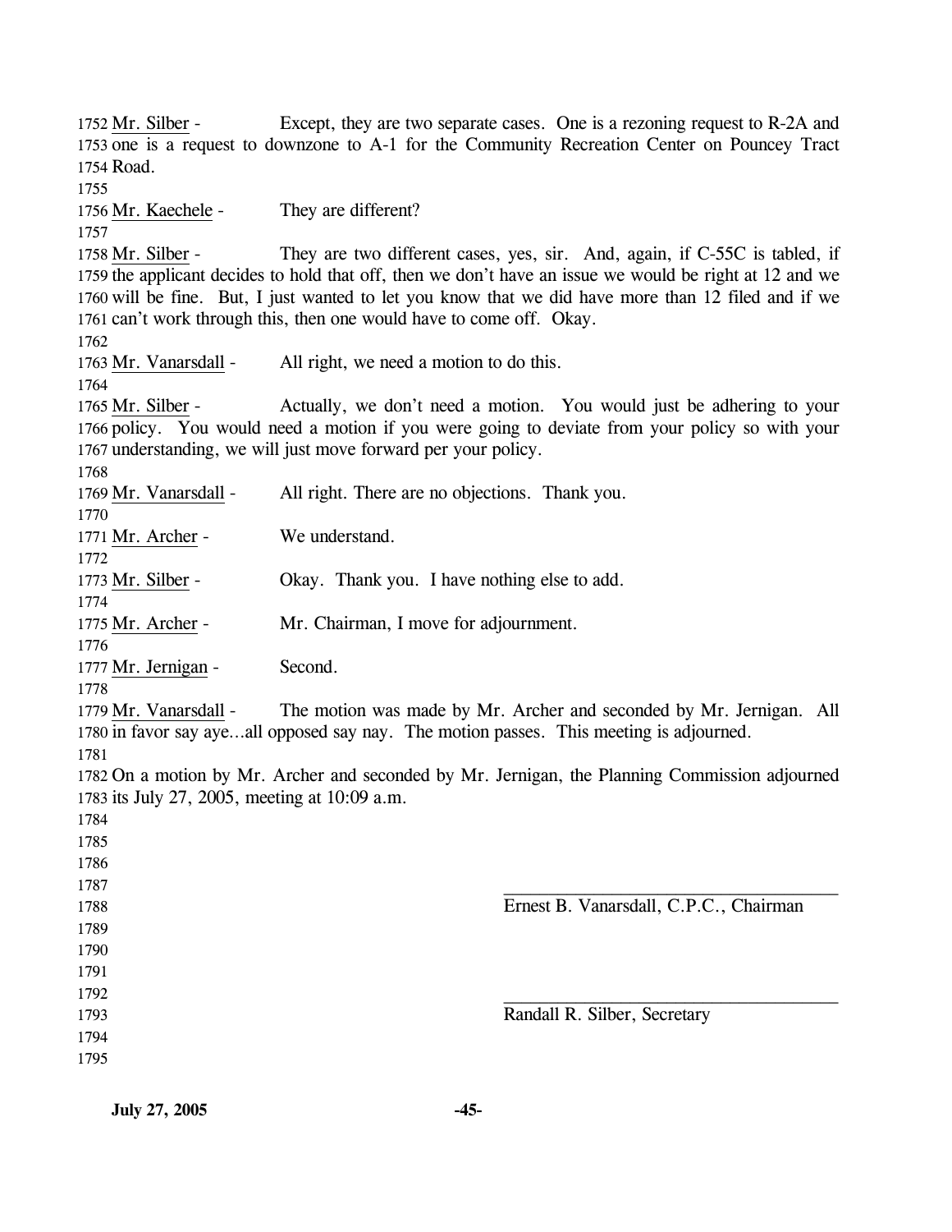Mr. Silber - Except, they are two separate cases. One is a rezoning request to R-2A and one is a request to downzone to A-1 for the Community Recreation Center on Pouncey Tract Road.

Mr. Kaechele - They are different?

Mr. Silber - They are two different cases, yes, sir. And, again, if C-55C is tabled, if the applicant decides to hold that off, then we don't have an issue we would be right at 12 and we will be fine. But, I just wanted to let you know that we did have more than 12 filed and if we can't work through this, then one would have to come off. Okay.

Mr. Vanarsdall - All right, we need a motion to do this.

Mr. Silber - Actually, we don't need a motion. You would just be adhering to your policy. You would need a motion if you were going to deviate from your policy so with your understanding, we will just move forward per your policy.

Mr. Vanarsdall - All right. There are no objections. Thank you.

Mr. Archer - We understand.

Mr. Silber - Okay. Thank you. I have nothing else to add.

Mr. Archer - Mr. Chairman, I move for adjournment.

Mr. Jernigan - Second.

Mr. Vanarsdall - The motion was made by Mr. Archer and seconded by Mr. Jernigan. All in favor say aye…all opposed say nay. The motion passes. This meeting is adjourned.

On a motion by Mr. Archer and seconded by Mr. Jernigan, the Planning Commission adjourned its July 27, 2005, meeting at 10:09 a.m.

\_\_\_\_\_\_\_\_\_\_\_\_\_\_\_\_\_\_\_\_\_\_\_\_\_\_\_\_\_\_\_\_\_\_\_\_

Ernest B. Vanarsdall, C.P.C., Chairman

\_\_\_\_\_\_\_\_\_\_\_\_\_\_\_\_\_\_\_\_\_\_\_\_\_\_\_\_\_\_\_\_\_\_\_\_

Randall R. Silber, Secretary